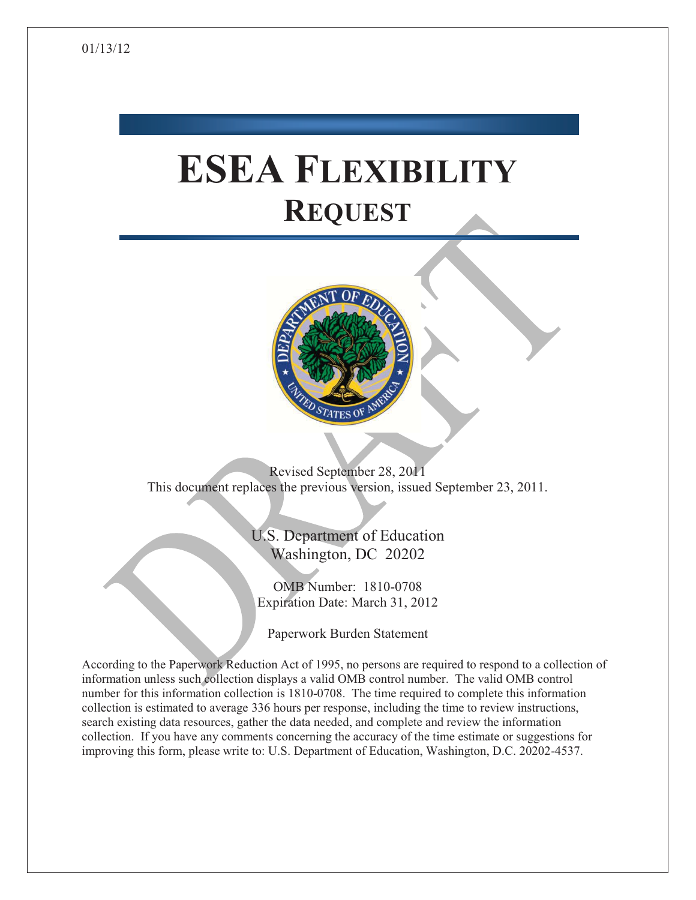01/13/12

# ESEA FLEXIBILITY
## REQUEST

DRAFT

Revised September 28, 2011
This document replaces the previous version, issued September 23, 2011.

U.S. Department of Education
Washington, DC 20202

OMB Number: 1810-0708
Expiration Date: March 31, 2012

Paperwork Burden Statement

According to the Paperwork Reduction Act of 1995, no persons are required to respond to a collection of information unless such collection displays a valid OMB control number. The valid OMB control number for this information collection is 1810-0708. The time required to complete this information collection is estimated to average 336 hours per response, including the time to review instructions, search existing data resources, gather the data needed, and complete and review the information collection. If you have any comments concerning the accuracy of the time estimate or suggestions for improving this form, please write to: U.S. Department of Education, Washington, D.C. 20202-4537.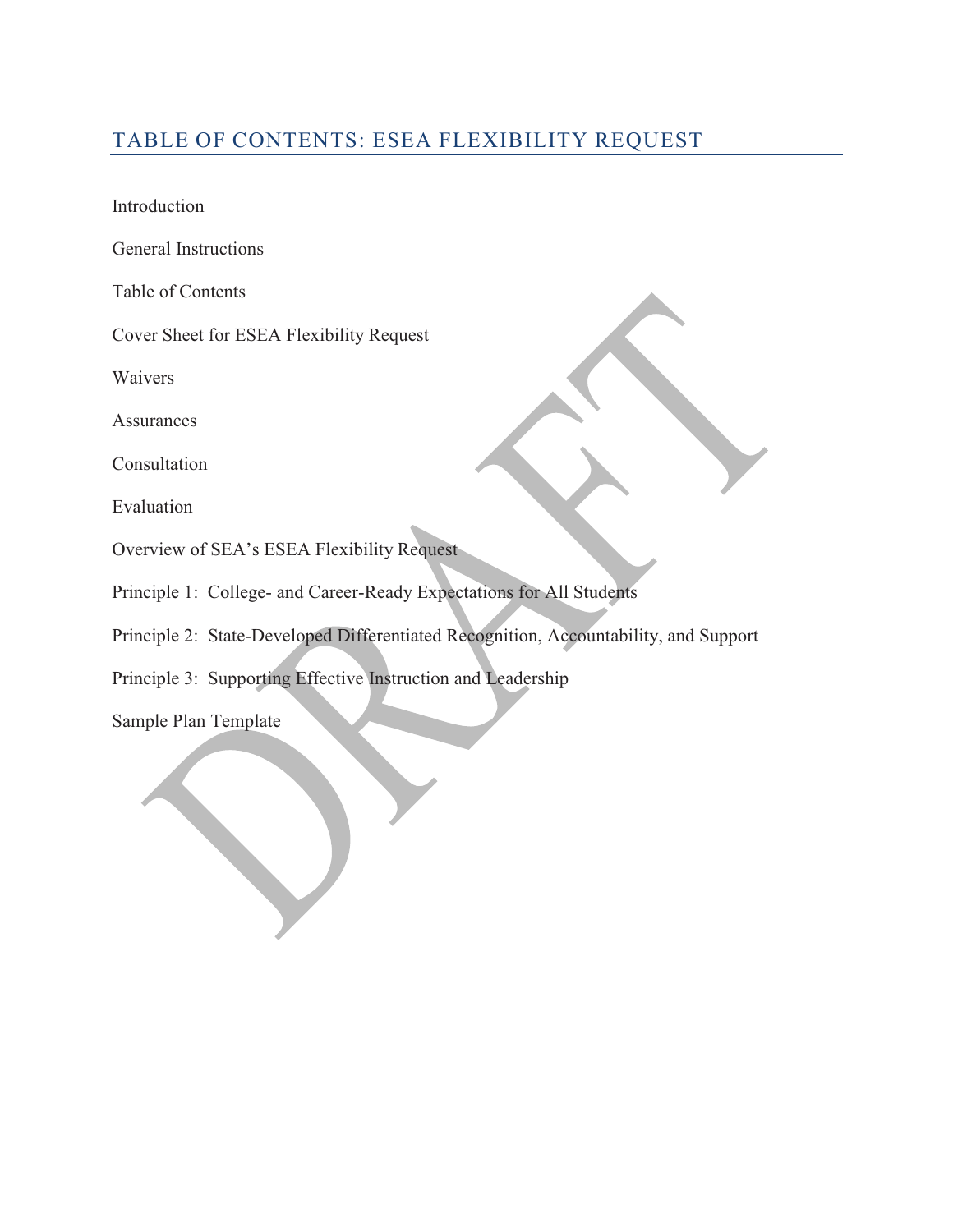# TABLE OF CONTENTS: ESEA FLEXIBILITY REQUEST

Introduction

General Instructions

Table of Contents

Cover Sheet for ESEA Flexibility Request

Waivers

Assurances

Consultation

Evaluation

Overview of SEA's ESEA Flexibility Request

Principle 1: College- and Career-Ready Expectations for All Students

Principle 2: State-Developed Differentiated Recognition, Accountability, and Support

Principle 3: Supporting Effective Instruction and Leadership

Sample Plan Template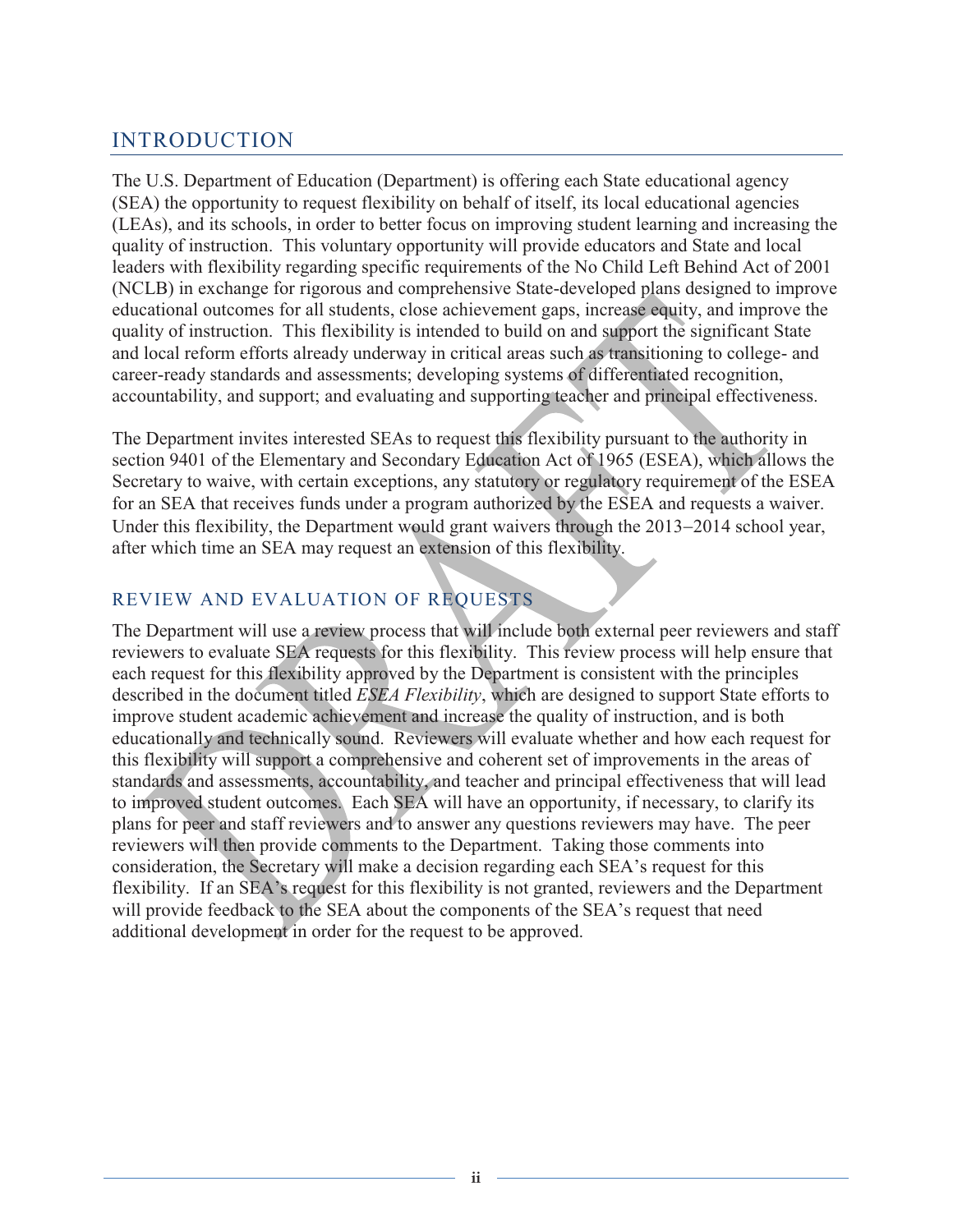## INTRODUCTION

The U.S. Department of Education (Department) is offering each State educational agency (SEA) the opportunity to request flexibility on behalf of itself, its local educational agencies (LEAs), and its schools, in order to better focus on improving student learning and increasing the quality of instruction. This voluntary opportunity will provide educators and State and local leaders with flexibility regarding specific requirements of the No Child Left Behind Act of 2001 (NCLB) in exchange for rigorous and comprehensive State-developed plans designed to improve educational outcomes for all students, close achievement gaps, increase equity, and improve the quality of instruction. This flexibility is intended to build on and support the significant State and local reform efforts already underway in critical areas such as transitioning to college- and career-ready standards and assessments; developing systems of differentiated recognition, accountability, and support; and evaluating and supporting teacher and principal effectiveness.

The Department invites interested SEAs to request this flexibility pursuant to the authority in section 9401 of the Elementary and Secondary Education Act of 1965 (ESEA), which allows the Secretary to waive, with certain exceptions, any statutory or regulatory requirement of the ESEA for an SEA that receives funds under a program authorized by the ESEA and requests a waiver. Under this flexibility, the Department would grant waivers through the 2013–2014 school year, after which time an SEA may request an extension of this flexibility.

### REVIEW AND EVALUATION OF REQUESTS

The Department will use a review process that will include both external peer reviewers and staff reviewers to evaluate SEA requests for this flexibility. This review process will help ensure that each request for this flexibility approved by the Department is consistent with the principles described in the document titled *ESEA Flexibility*, which are designed to support State efforts to improve student academic achievement and increase the quality of instruction, and is both educationally and technically sound. Reviewers will evaluate whether and how each request for this flexibility will support a comprehensive and coherent set of improvements in the areas of standards and assessments, accountability, and teacher and principal effectiveness that will lead to improved student outcomes. Each SEA will have an opportunity, if necessary, to clarify its plans for peer and staff reviewers and to answer any questions reviewers may have. The peer reviewers will then provide comments to the Department. Taking those comments into consideration, the Secretary will make a decision regarding each SEA's request for this flexibility. If an SEA's request for this flexibility is not granted, reviewers and the Department will provide feedback to the SEA about the components of the SEA's request that need additional development in order for the request to be approved.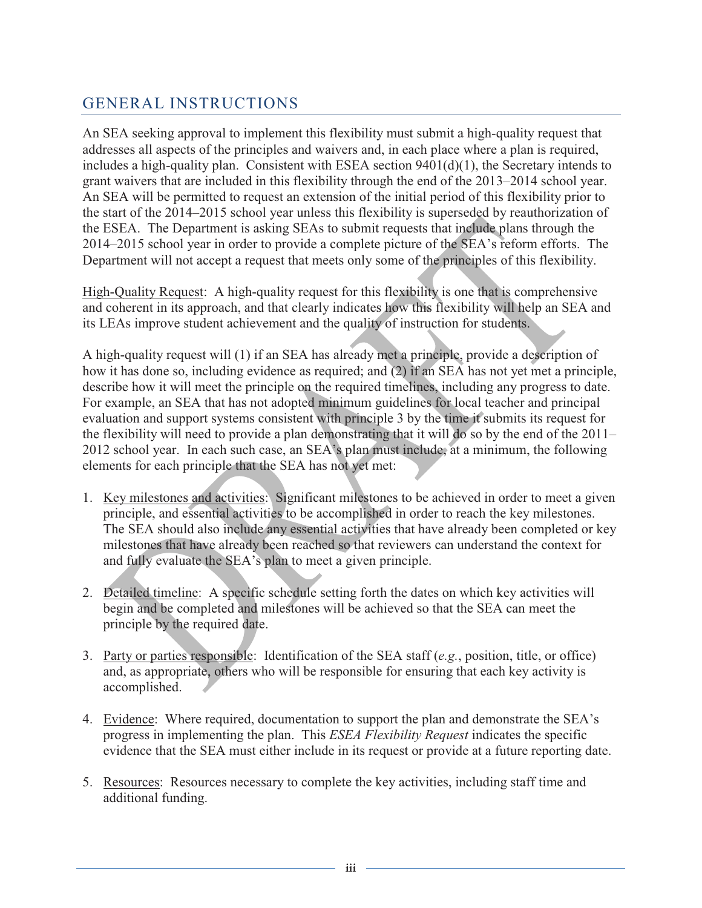## GENERAL INSTRUCTIONS

An SEA seeking approval to implement this flexibility must submit a high-quality request that addresses all aspects of the principles and waivers and, in each place where a plan is required, includes a high-quality plan. Consistent with ESEA section 9401(d)(1), the Secretary intends to grant waivers that are included in this flexibility through the end of the 2013–2014 school year. An SEA will be permitted to request an extension of the initial period of this flexibility prior to the start of the 2014–2015 school year unless this flexibility is superseded by reauthorization of the ESEA. The Department is asking SEAs to submit requests that include plans through the 2014–2015 school year in order to provide a complete picture of the SEA's reform efforts. The Department will not accept a request that meets only some of the principles of this flexibility.

<u>High-Quality Request</u>: A high-quality request for this flexibility is one that is comprehensive and coherent in its approach, and that clearly indicates how this flexibility will help an SEA and its LEAs improve student achievement and the quality of instruction for students.

A high-quality request will (1) if an SEA has already met a principle, provide a description of how it has done so, including evidence as required; and (2) if an SEA has not yet met a principle, describe how it will meet the principle on the required timelines, including any progress to date. For example, an SEA that has not adopted minimum guidelines for local teacher and principal evaluation and support systems consistent with principle 3 by the time it submits its request for the flexibility will need to provide a plan demonstrating that it will do so by the end of the 2011–2012 school year. In each such case, an SEA's plan must include, at a minimum, the following elements for each principle that the SEA has not yet met:

1. <u>Key milestones and activities</u>: Significant milestones to be achieved in order to meet a given principle, and essential activities to be accomplished in order to reach the key milestones. The SEA should also include any essential activities that have already been completed or key milestones that have already been reached so that reviewers can understand the context for and fully evaluate the SEA's plan to meet a given principle.

2. <u>Detailed timeline</u>: A specific schedule setting forth the dates on which key activities will begin and be completed and milestones will be achieved so that the SEA can meet the principle by the required date.

3. <u>Party or parties responsible</u>: Identification of the SEA staff (*e.g.*, position, title, or office) and, as appropriate, others who will be responsible for ensuring that each key activity is accomplished.

4. <u>Evidence</u>: Where required, documentation to support the plan and demonstrate the SEA's progress in implementing the plan. This *ESEA Flexibility Request* indicates the specific evidence that the SEA must either include in its request or provide at a future reporting date.

5. <u>Resources</u>: Resources necessary to complete the key activities, including staff time and additional funding.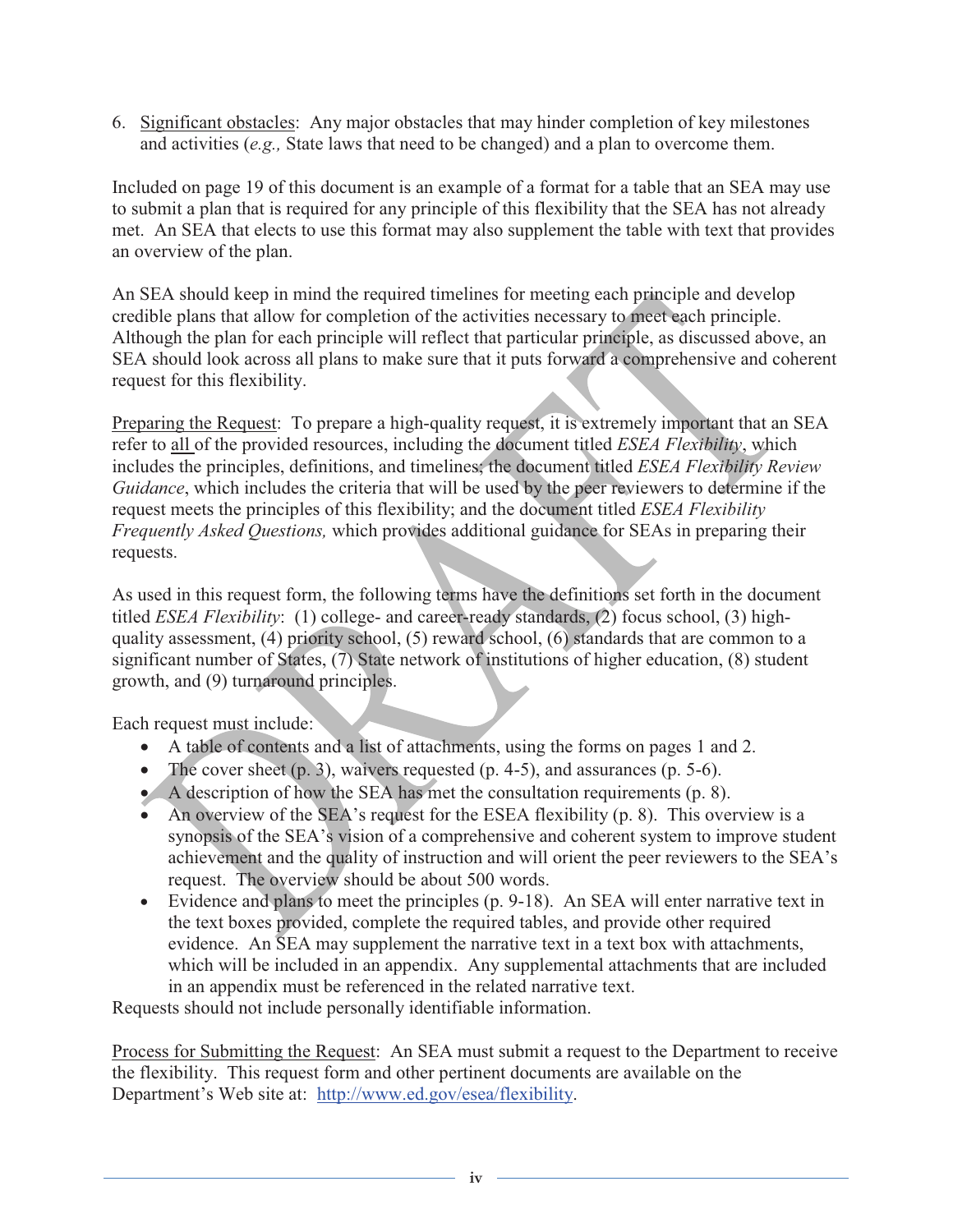6. Significant obstacles: Any major obstacles that may hinder completion of key milestones and activities (*e.g.,* State laws that need to be changed) and a plan to overcome them.

Included on page 19 of this document is an example of a format for a table that an SEA may use to submit a plan that is required for any principle of this flexibility that the SEA has not already met. An SEA that elects to use this format may also supplement the table with text that provides an overview of the plan.

An SEA should keep in mind the required timelines for meeting each principle and develop credible plans that allow for completion of the activities necessary to meet each principle. Although the plan for each principle will reflect that particular principle, as discussed above, an SEA should look across all plans to make sure that it puts forward a comprehensive and coherent request for this flexibility.

Preparing the Request: To prepare a high-quality request, it is extremely important that an SEA refer to all of the provided resources, including the document titled *ESEA Flexibility*, which includes the principles, definitions, and timelines; the document titled *ESEA Flexibility Review Guidance*, which includes the criteria that will be used by the peer reviewers to determine if the request meets the principles of this flexibility; and the document titled *ESEA Flexibility Frequently Asked Questions,* which provides additional guidance for SEAs in preparing their requests.

As used in this request form, the following terms have the definitions set forth in the document titled *ESEA Flexibility*: (1) college- and career-ready standards, (2) focus school, (3) high-quality assessment, (4) priority school, (5) reward school, (6) standards that are common to a significant number of States, (7) State network of institutions of higher education, (8) student growth, and (9) turnaround principles.

Each request must include:

- A table of contents and a list of attachments, using the forms on pages 1 and 2.
- The cover sheet (p. 3), waivers requested (p. 4-5), and assurances (p. 5-6).
- A description of how the SEA has met the consultation requirements (p. 8).
- An overview of the SEA's request for the ESEA flexibility (p. 8). This overview is a synopsis of the SEA's vision of a comprehensive and coherent system to improve student achievement and the quality of instruction and will orient the peer reviewers to the SEA's request. The overview should be about 500 words.
- Evidence and plans to meet the principles (p. 9-18). An SEA will enter narrative text in the text boxes provided, complete the required tables, and provide other required evidence. An SEA may supplement the narrative text in a text box with attachments, which will be included in an appendix. Any supplemental attachments that are included in an appendix must be referenced in the related narrative text.

Requests should not include personally identifiable information.

Process for Submitting the Request: An SEA must submit a request to the Department to receive the flexibility. This request form and other pertinent documents are available on the Department's Web site at: http://www.ed.gov/esea/flexibility.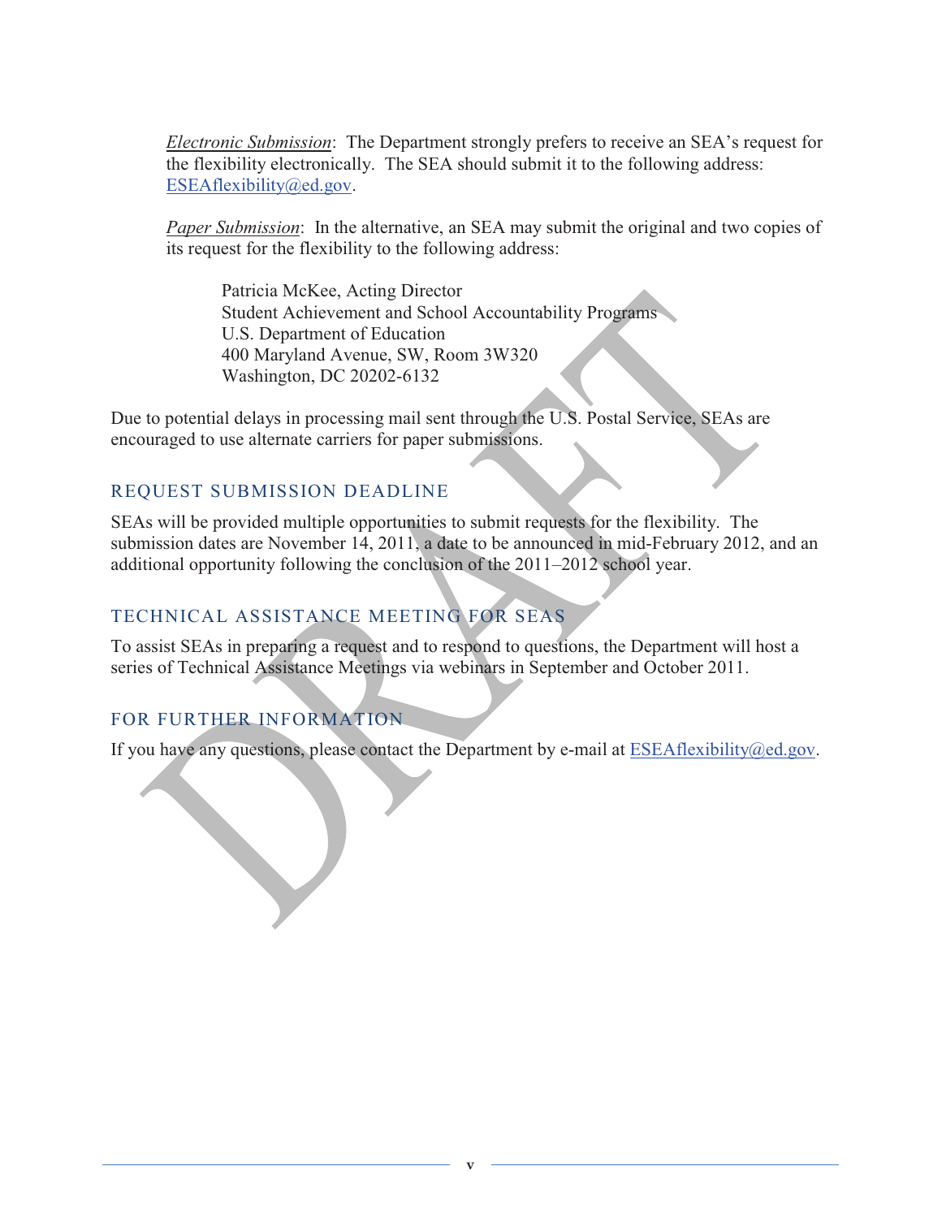*Electronic Submission*: The Department strongly prefers to receive an SEA's request for the flexibility electronically. The SEA should submit it to the following address: ESEAflexibility@ed.gov.

*Paper Submission*: In the alternative, an SEA may submit the original and two copies of its request for the flexibility to the following address:

> Patricia McKee, Acting Director
> Student Achievement and School Accountability Programs
> U.S. Department of Education
> 400 Maryland Avenue, SW, Room 3W320
> Washington, DC 20202-6132

Due to potential delays in processing mail sent through the U.S. Postal Service, SEAs are encouraged to use alternate carriers for paper submissions.

## REQUEST SUBMISSION DEADLINE

SEAs will be provided multiple opportunities to submit requests for the flexibility. The submission dates are November 14, 2011, a date to be announced in mid-February 2012, and an additional opportunity following the conclusion of the 2011–2012 school year.

## TECHNICAL ASSISTANCE MEETING FOR SEAS

To assist SEAs in preparing a request and to respond to questions, the Department will host a series of Technical Assistance Meetings via webinars in September and October 2011.

## FOR FURTHER INFORMATION

If you have any questions, please contact the Department by e-mail at ESEAflexibility@ed.gov.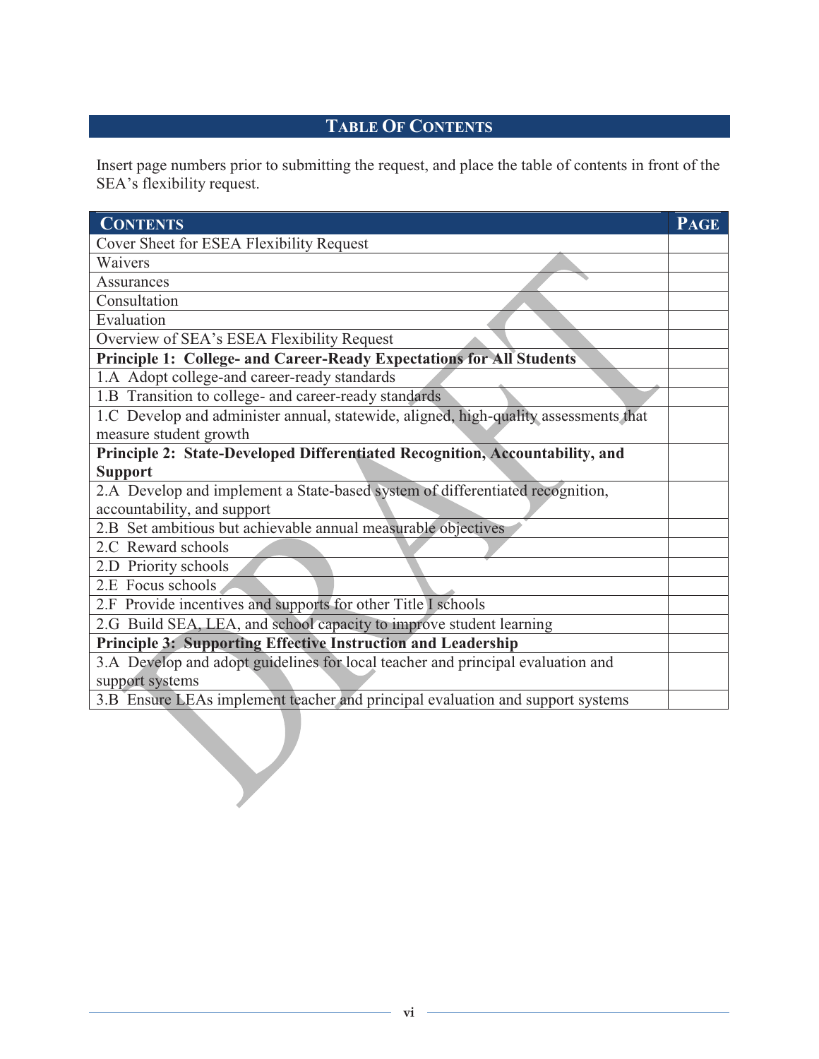## TABLE OF CONTENTS

Insert page numbers prior to submitting the request, and place the table of contents in front of the SEA's flexibility request.

| CONTENTS | PAGE |
|---|---|
| Cover Sheet for ESEA Flexibility Request | |
| Waivers | |
| Assurances | |
| Consultation | |
| Evaluation | |
| Overview of SEA's ESEA Flexibility Request | |
| **Principle 1: College- and Career-Ready Expectations for All Students** | |
| 1.A Adopt college-and career-ready standards | |
| 1.B Transition to college- and career-ready standards | |
| 1.C Develop and administer annual, statewide, aligned, high-quality assessments that measure student growth | |
| **Principle 2: State-Developed Differentiated Recognition, Accountability, and Support** | |
| 2.A Develop and implement a State-based system of differentiated recognition, accountability, and support | |
| 2.B Set ambitious but achievable annual measurable objectives | |
| 2.C Reward schools | |
| 2.D Priority schools | |
| 2.E Focus schools | |
| 2.F Provide incentives and supports for other Title I schools | |
| 2.G Build SEA, LEA, and school capacity to improve student learning | |
| **Principle 3: Supporting Effective Instruction and Leadership** | |
| 3.A Develop and adopt guidelines for local teacher and principal evaluation and support systems | |
| 3.B Ensure LEAs implement teacher and principal evaluation and support systems | |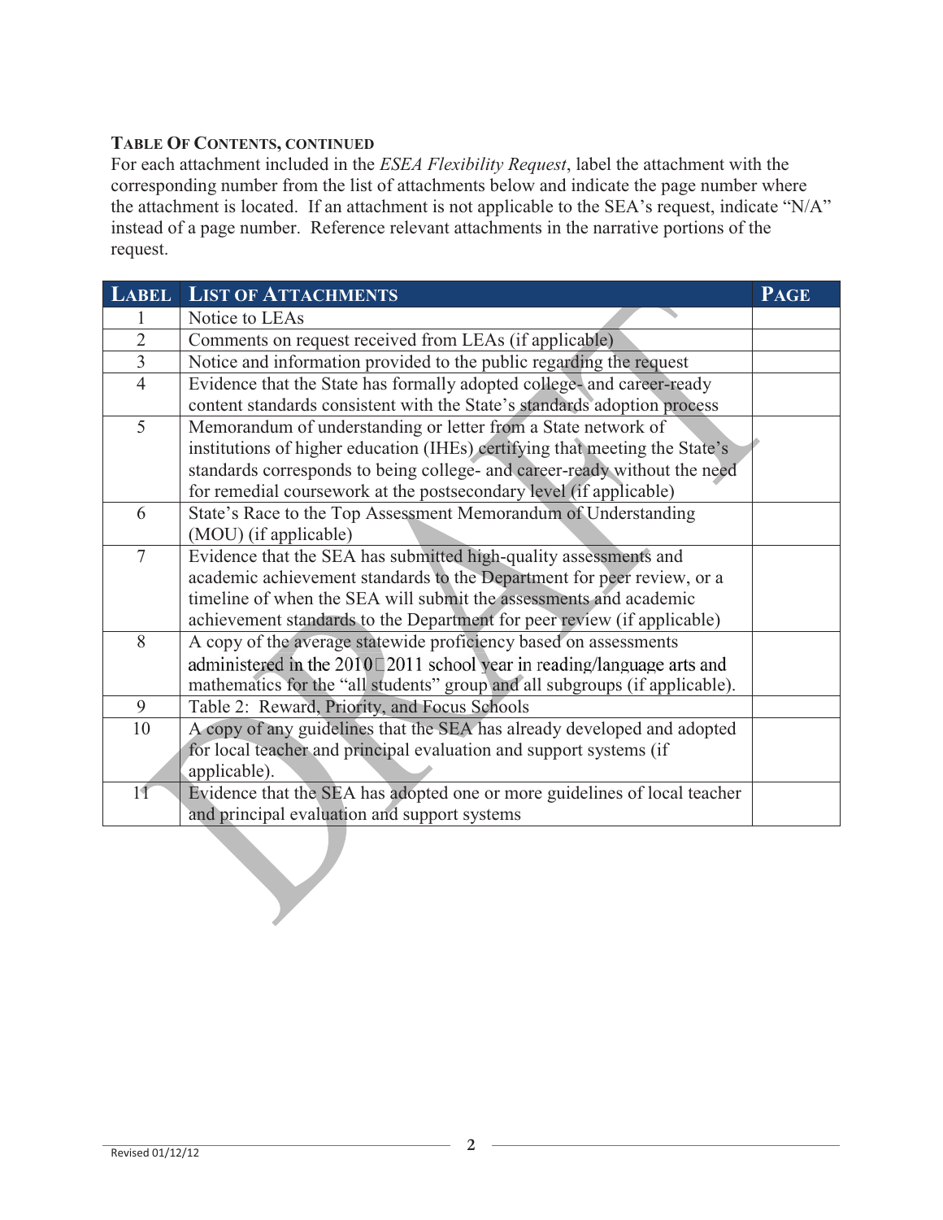**TABLE OF CONTENTS, CONTINUED**

For each attachment included in the *ESEA Flexibility Request*, label the attachment with the corresponding number from the list of attachments below and indicate the page number where the attachment is located. If an attachment is not applicable to the SEA's request, indicate "N/A" instead of a page number. Reference relevant attachments in the narrative portions of the request.

| LABEL | LIST OF ATTACHMENTS | PAGE |
|---|---|---|
| 1 | Notice to LEAs | |
| 2 | Comments on request received from LEAs (if applicable) | |
| 3 | Notice and information provided to the public regarding the request | |
| 4 | Evidence that the State has formally adopted college- and career-ready content standards consistent with the State's standards adoption process | |
| 5 | Memorandum of understanding or letter from a State network of institutions of higher education (IHEs) certifying that meeting the State's standards corresponds to being college- and career-ready without the need for remedial coursework at the postsecondary level (if applicable) | |
| 6 | State's Race to the Top Assessment Memorandum of Understanding (MOU) (if applicable) | |
| 7 | Evidence that the SEA has submitted high-quality assessments and academic achievement standards to the Department for peer review, or a timeline of when the SEA will submit the assessments and academic achievement standards to the Department for peer review (if applicable) | |
| 8 | A copy of the average statewide proficiency based on assessments administered in the 2010-2011 school year in reading/language arts and mathematics for the "all students" group and all subgroups (if applicable). | |
| 9 | Table 2: Reward, Priority, and Focus Schools | |
| 10 | A copy of any guidelines that the SEA has already developed and adopted for local teacher and principal evaluation and support systems (if applicable). | |
| 11 | Evidence that the SEA has adopted one or more guidelines of local teacher and principal evaluation and support systems | |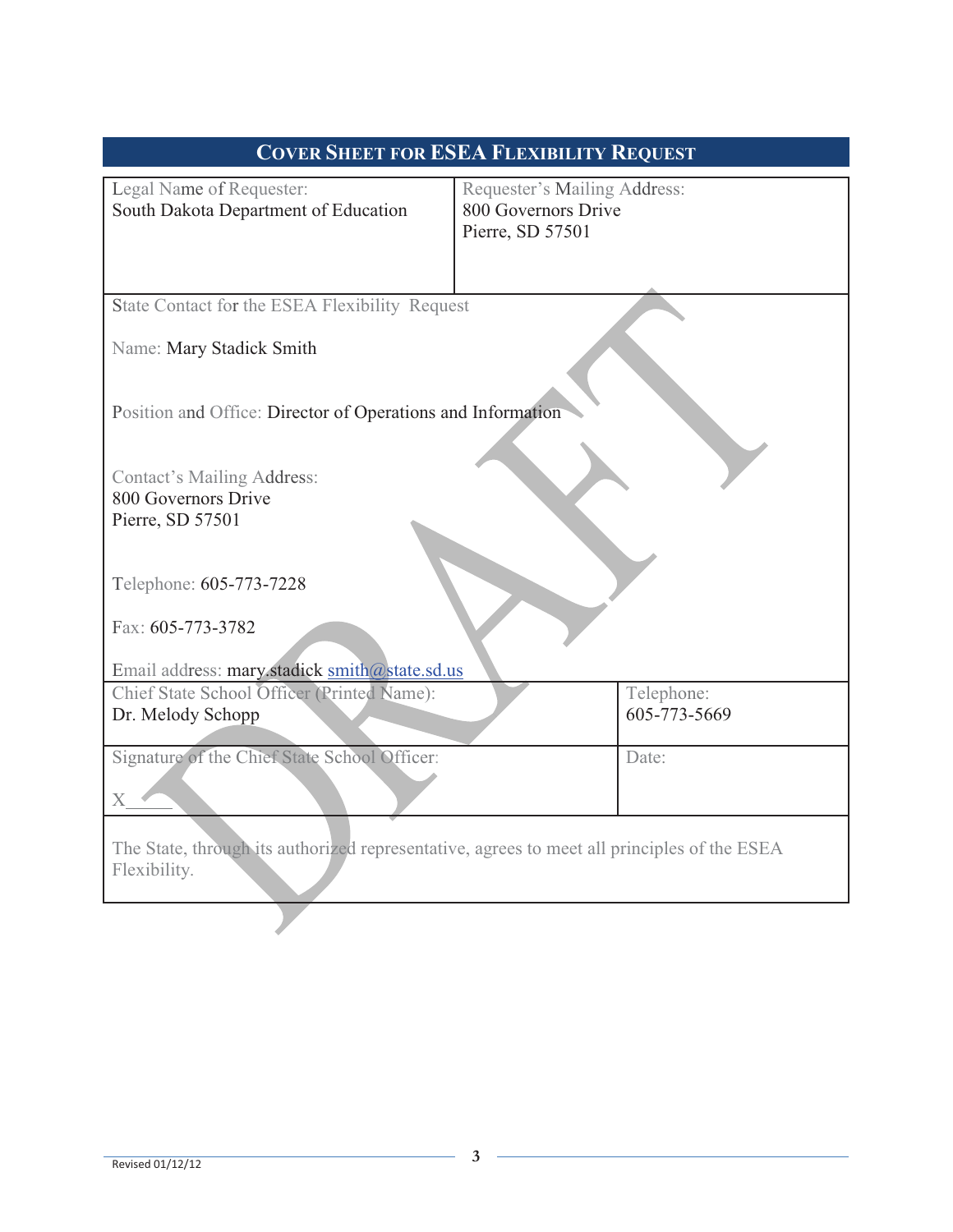# COVER SHEET FOR ESEA FLEXIBILITY REQUEST

| Legal Name of Requester: South Dakota Department of Education | Requester's Mailing Address: 800 Governors Drive Pierre, SD 57501 |
|---|---|
| State Contact for the ESEA Flexibility Request<br><br>Name: Mary Stadick Smith<br><br>Position and Office: Director of Operations and Information<br><br>Contact's Mailing Address:<br>800 Governors Drive<br>Pierre, SD 57501<br><br>Telephone: 605-773-7228<br><br>Fax: 605-773-3782<br><br>Email address: mary.stadick smith@state.sd.us | |
| Chief State School Officer (Printed Name): Dr. Melody Schopp | Telephone: 605-773-5669 |
| Signature of the Chief State School Officer: X_____ | Date: |
| The State, through its authorized representative, agrees to meet all principles of the ESEA Flexibility. | |

DRAFT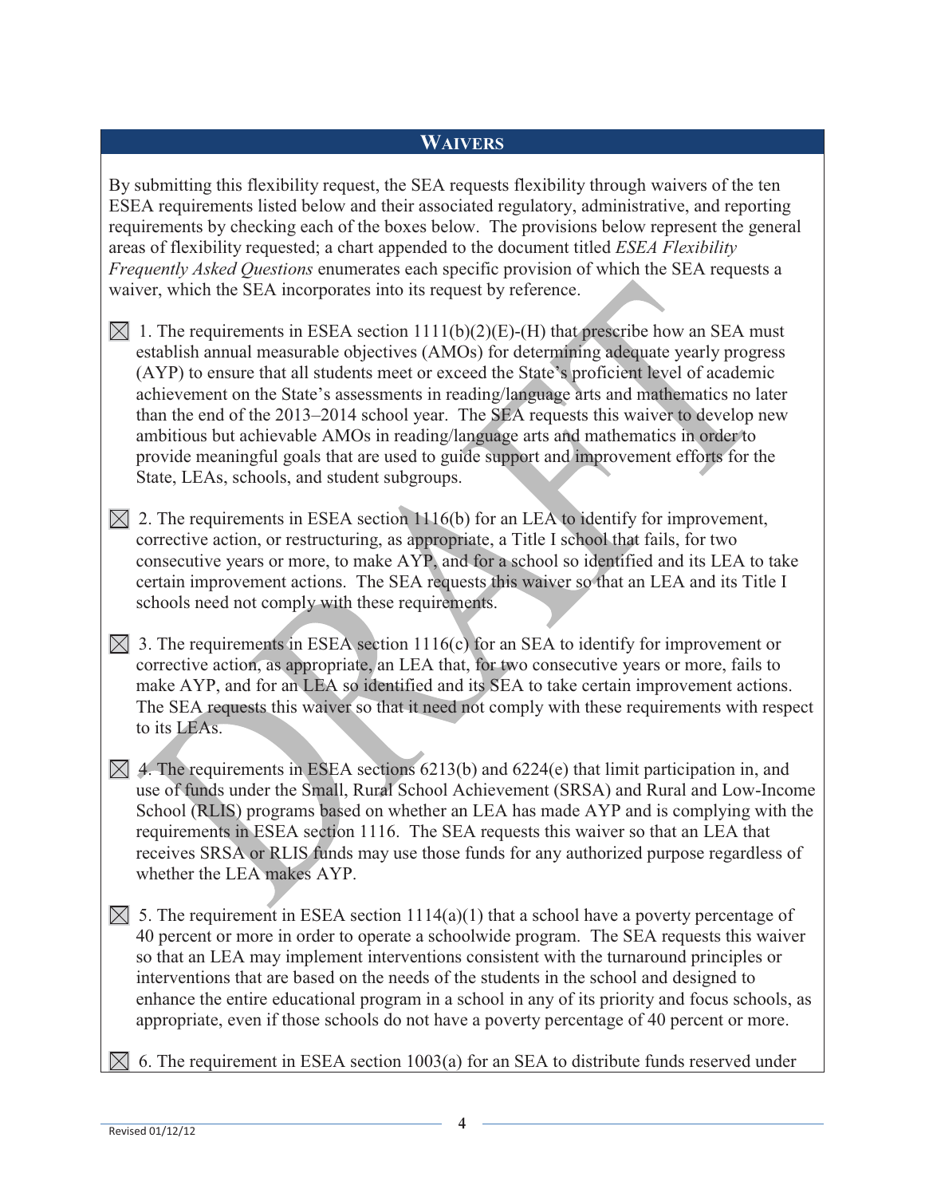## WAIVERS

By submitting this flexibility request, the SEA requests flexibility through waivers of the ten ESEA requirements listed below and their associated regulatory, administrative, and reporting requirements by checking each of the boxes below. The provisions below represent the general areas of flexibility requested; a chart appended to the document titled *ESEA Flexibility Frequently Asked Questions* enumerates each specific provision of which the SEA requests a waiver, which the SEA incorporates into its request by reference.

☒ 1. The requirements in ESEA section 1111(b)(2)(E)-(H) that prescribe how an SEA must establish annual measurable objectives (AMOs) for determining adequate yearly progress (AYP) to ensure that all students meet or exceed the State's proficient level of academic achievement on the State's assessments in reading/language arts and mathematics no later than the end of the 2013–2014 school year. The SEA requests this waiver to develop new ambitious but achievable AMOs in reading/language arts and mathematics in order to provide meaningful goals that are used to guide support and improvement efforts for the State, LEAs, schools, and student subgroups.

☒ 2. The requirements in ESEA section 1116(b) for an LEA to identify for improvement, corrective action, or restructuring, as appropriate, a Title I school that fails, for two consecutive years or more, to make AYP, and for a school so identified and its LEA to take certain improvement actions. The SEA requests this waiver so that an LEA and its Title I schools need not comply with these requirements.

☒ 3. The requirements in ESEA section 1116(c) for an SEA to identify for improvement or corrective action, as appropriate, an LEA that, for two consecutive years or more, fails to make AYP, and for an LEA so identified and its SEA to take certain improvement actions. The SEA requests this waiver so that it need not comply with these requirements with respect to its LEAs.

☒ 4. The requirements in ESEA sections 6213(b) and 6224(e) that limit participation in, and use of funds under the Small, Rural School Achievement (SRSA) and Rural and Low-Income School (RLIS) programs based on whether an LEA has made AYP and is complying with the requirements in ESEA section 1116. The SEA requests this waiver so that an LEA that receives SRSA or RLIS funds may use those funds for any authorized purpose regardless of whether the LEA makes AYP.

☒ 5. The requirement in ESEA section 1114(a)(1) that a school have a poverty percentage of 40 percent or more in order to operate a schoolwide program. The SEA requests this waiver so that an LEA may implement interventions consistent with the turnaround principles or interventions that are based on the needs of the students in the school and designed to enhance the entire educational program in a school in any of its priority and focus schools, as appropriate, even if those schools do not have a poverty percentage of 40 percent or more.

☒ 6. The requirement in ESEA section 1003(a) for an SEA to distribute funds reserved under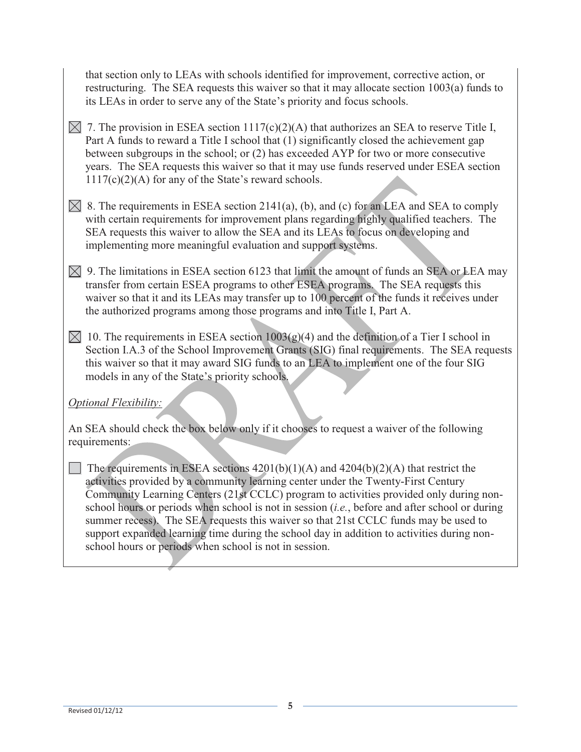that section only to LEAs with schools identified for improvement, corrective action, or restructuring. The SEA requests this waiver so that it may allocate section 1003(a) funds to its LEAs in order to serve any of the State's priority and focus schools.

☒ 7. The provision in ESEA section 1117(c)(2)(A) that authorizes an SEA to reserve Title I, Part A funds to reward a Title I school that (1) significantly closed the achievement gap between subgroups in the school; or (2) has exceeded AYP for two or more consecutive years. The SEA requests this waiver so that it may use funds reserved under ESEA section 1117(c)(2)(A) for any of the State's reward schools.

☒ 8. The requirements in ESEA section 2141(a), (b), and (c) for an LEA and SEA to comply with certain requirements for improvement plans regarding highly qualified teachers. The SEA requests this waiver to allow the SEA and its LEAs to focus on developing and implementing more meaningful evaluation and support systems.

☒ 9. The limitations in ESEA section 6123 that limit the amount of funds an SEA or LEA may transfer from certain ESEA programs to other ESEA programs. The SEA requests this waiver so that it and its LEAs may transfer up to 100 percent of the funds it receives under the authorized programs among those programs and into Title I, Part A.

☒ 10. The requirements in ESEA section 1003(g)(4) and the definition of a Tier I school in Section I.A.3 of the School Improvement Grants (SIG) final requirements. The SEA requests this waiver so that it may award SIG funds to an LEA to implement one of the four SIG models in any of the State's priority schools.

*Optional Flexibility:*

An SEA should check the box below only if it chooses to request a waiver of the following requirements:

☐ The requirements in ESEA sections 4201(b)(1)(A) and 4204(b)(2)(A) that restrict the activities provided by a community learning center under the Twenty-First Century Community Learning Centers (21st CCLC) program to activities provided only during non-school hours or periods when school is not in session (*i.e.*, before and after school or during summer recess). The SEA requests this waiver so that 21st CCLC funds may be used to support expanded learning time during the school day in addition to activities during non-school hours or periods when school is not in session.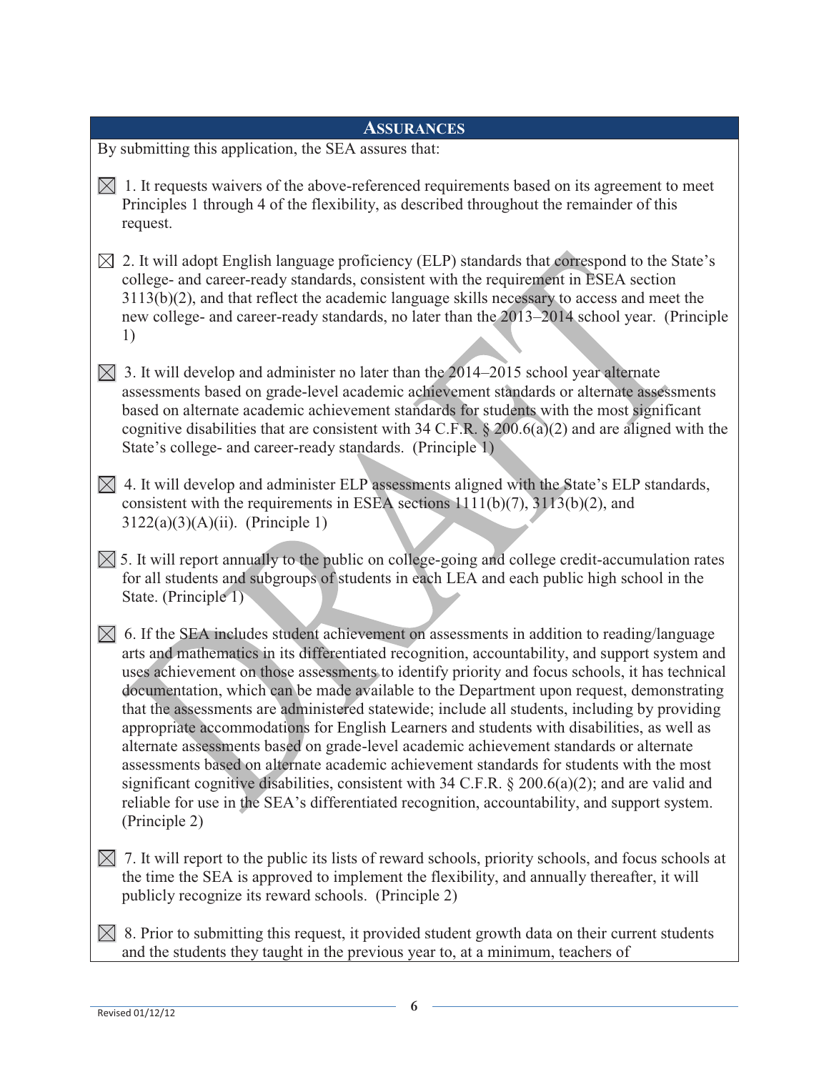## Assurances

By submitting this application, the SEA assures that:

☒ 1. It requests waivers of the above-referenced requirements based on its agreement to meet Principles 1 through 4 of the flexibility, as described throughout the remainder of this request.

☒ 2. It will adopt English language proficiency (ELP) standards that correspond to the State's college- and career-ready standards, consistent with the requirement in ESEA section 3113(b)(2), and that reflect the academic language skills necessary to access and meet the new college- and career-ready standards, no later than the 2013–2014 school year. (Principle 1)

☒ 3. It will develop and administer no later than the 2014–2015 school year alternate assessments based on grade-level academic achievement standards or alternate assessments based on alternate academic achievement standards for students with the most significant cognitive disabilities that are consistent with 34 C.F.R. § 200.6(a)(2) and are aligned with the State's college- and career-ready standards. (Principle 1)

☒ 4. It will develop and administer ELP assessments aligned with the State's ELP standards, consistent with the requirements in ESEA sections 1111(b)(7), 3113(b)(2), and 3122(a)(3)(A)(ii). (Principle 1)

☒ 5. It will report annually to the public on college-going and college credit-accumulation rates for all students and subgroups of students in each LEA and each public high school in the State. (Principle 1)

☒ 6. If the SEA includes student achievement on assessments in addition to reading/language arts and mathematics in its differentiated recognition, accountability, and support system and uses achievement on those assessments to identify priority and focus schools, it has technical documentation, which can be made available to the Department upon request, demonstrating that the assessments are administered statewide; include all students, including by providing appropriate accommodations for English Learners and students with disabilities, as well as alternate assessments based on grade-level academic achievement standards or alternate assessments based on alternate academic achievement standards for students with the most significant cognitive disabilities, consistent with 34 C.F.R. § 200.6(a)(2); and are valid and reliable for use in the SEA's differentiated recognition, accountability, and support system. (Principle 2)

☒ 7. It will report to the public its lists of reward schools, priority schools, and focus schools at the time the SEA is approved to implement the flexibility, and annually thereafter, it will publicly recognize its reward schools. (Principle 2)

☒ 8. Prior to submitting this request, it provided student growth data on their current students and the students they taught in the previous year to, at a minimum, teachers of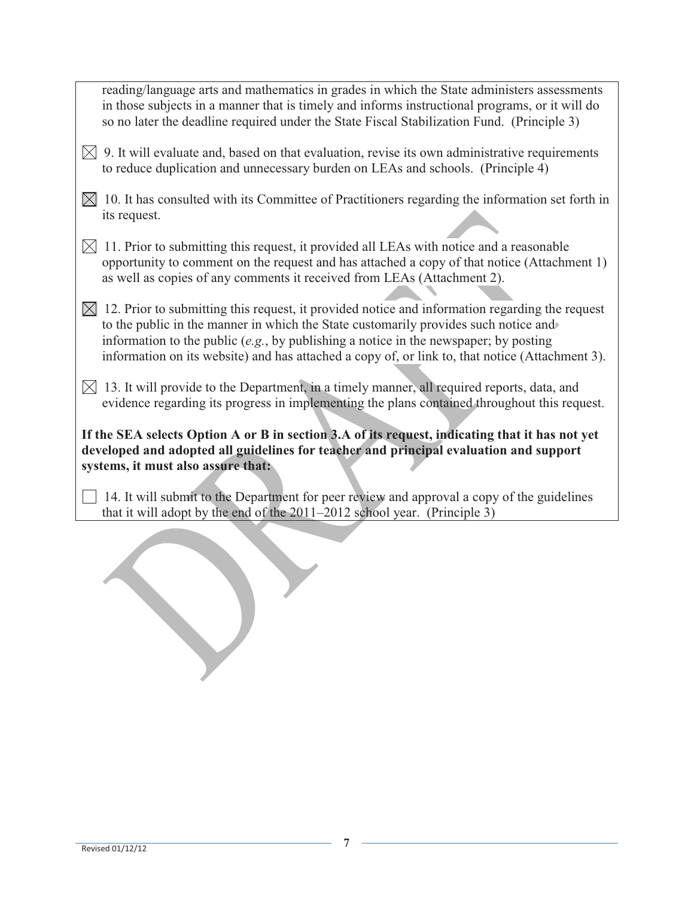reading/language arts and mathematics in grades in which the State administers assessments in those subjects in a manner that is timely and informs instructional programs, or it will do so no later the deadline required under the State Fiscal Stabilization Fund. (Principle 3)

☒ 9. It will evaluate and, based on that evaluation, revise its own administrative requirements to reduce duplication and unnecessary burden on LEAs and schools. (Principle 4)

☒ 10. It has consulted with its Committee of Practitioners regarding the information set forth in its request.

☒ 11. Prior to submitting this request, it provided all LEAs with notice and a reasonable opportunity to comment on the request and has attached a copy of that notice (Attachment 1) as well as copies of any comments it received from LEAs (Attachment 2).

☒ 12. Prior to submitting this request, it provided notice and information regarding the request to the public in the manner in which the State customarily provides such notice and information to the public (*e.g.*, by publishing a notice in the newspaper; by posting information on its website) and has attached a copy of, or link to, that notice (Attachment 3).

☒ 13. It will provide to the Department, in a timely manner, all required reports, data, and evidence regarding its progress in implementing the plans contained throughout this request.

**If the SEA selects Option A or B in section 3.A of its request, indicating that it has not yet developed and adopted all guidelines for teacher and principal evaluation and support systems, it must also assure that:**

☐ 14. It will submit to the Department for peer review and approval a copy of the guidelines that it will adopt by the end of the 2011–2012 school year. (Principle 3)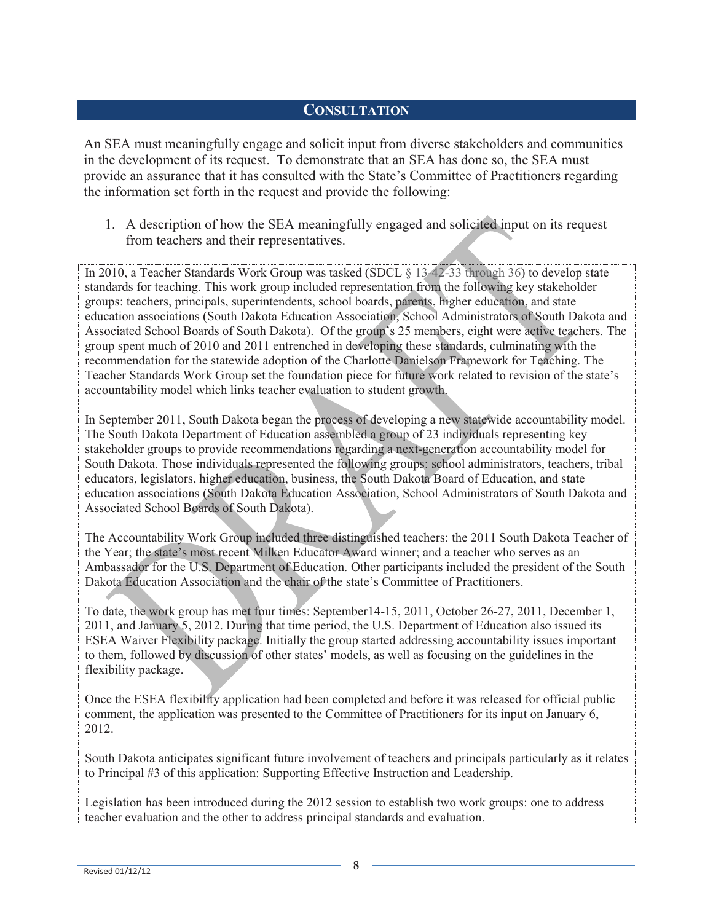## CONSULTATION

An SEA must meaningfully engage and solicit input from diverse stakeholders and communities in the development of its request. To demonstrate that an SEA has done so, the SEA must provide an assurance that it has consulted with the State's Committee of Practitioners regarding the information set forth in the request and provide the following:

1. A description of how the SEA meaningfully engaged and solicited input on its request from teachers and their representatives.

In 2010, a Teacher Standards Work Group was tasked (SDCL § 13-42-33 through 36) to develop state standards for teaching. This work group included representation from the following key stakeholder groups: teachers, principals, superintendents, school boards, parents, higher education, and state education associations (South Dakota Education Association, School Administrators of South Dakota and Associated School Boards of South Dakota). Of the group's 25 members, eight were active teachers. The group spent much of 2010 and 2011 entrenched in developing these standards, culminating with the recommendation for the statewide adoption of the Charlotte Danielson Framework for Teaching. The Teacher Standards Work Group set the foundation piece for future work related to revision of the state's accountability model which links teacher evaluation to student growth.

In September 2011, South Dakota began the process of developing a new statewide accountability model. The South Dakota Department of Education assembled a group of 23 individuals representing key stakeholder groups to provide recommendations regarding a next-generation accountability model for South Dakota. Those individuals represented the following groups: school administrators, teachers, tribal educators, legislators, higher education, business, the South Dakota Board of Education, and state education associations (South Dakota Education Association, School Administrators of South Dakota and Associated School Boards of South Dakota).

The Accountability Work Group included three distinguished teachers: the 2011 South Dakota Teacher of the Year; the state's most recent Milken Educator Award winner; and a teacher who serves as an Ambassador for the U.S. Department of Education. Other participants included the president of the South Dakota Education Association and the chair of the state's Committee of Practitioners.

To date, the work group has met four times: September14-15, 2011, October 26-27, 2011, December 1, 2011, and January 5, 2012. During that time period, the U.S. Department of Education also issued its ESEA Waiver Flexibility package. Initially the group started addressing accountability issues important to them, followed by discussion of other states' models, as well as focusing on the guidelines in the flexibility package.

Once the ESEA flexibility application had been completed and before it was released for official public comment, the application was presented to the Committee of Practitioners for its input on January 6, 2012.

South Dakota anticipates significant future involvement of teachers and principals particularly as it relates to Principal #3 of this application: Supporting Effective Instruction and Leadership.

Legislation has been introduced during the 2012 session to establish two work groups: one to address teacher evaluation and the other to address principal standards and evaluation.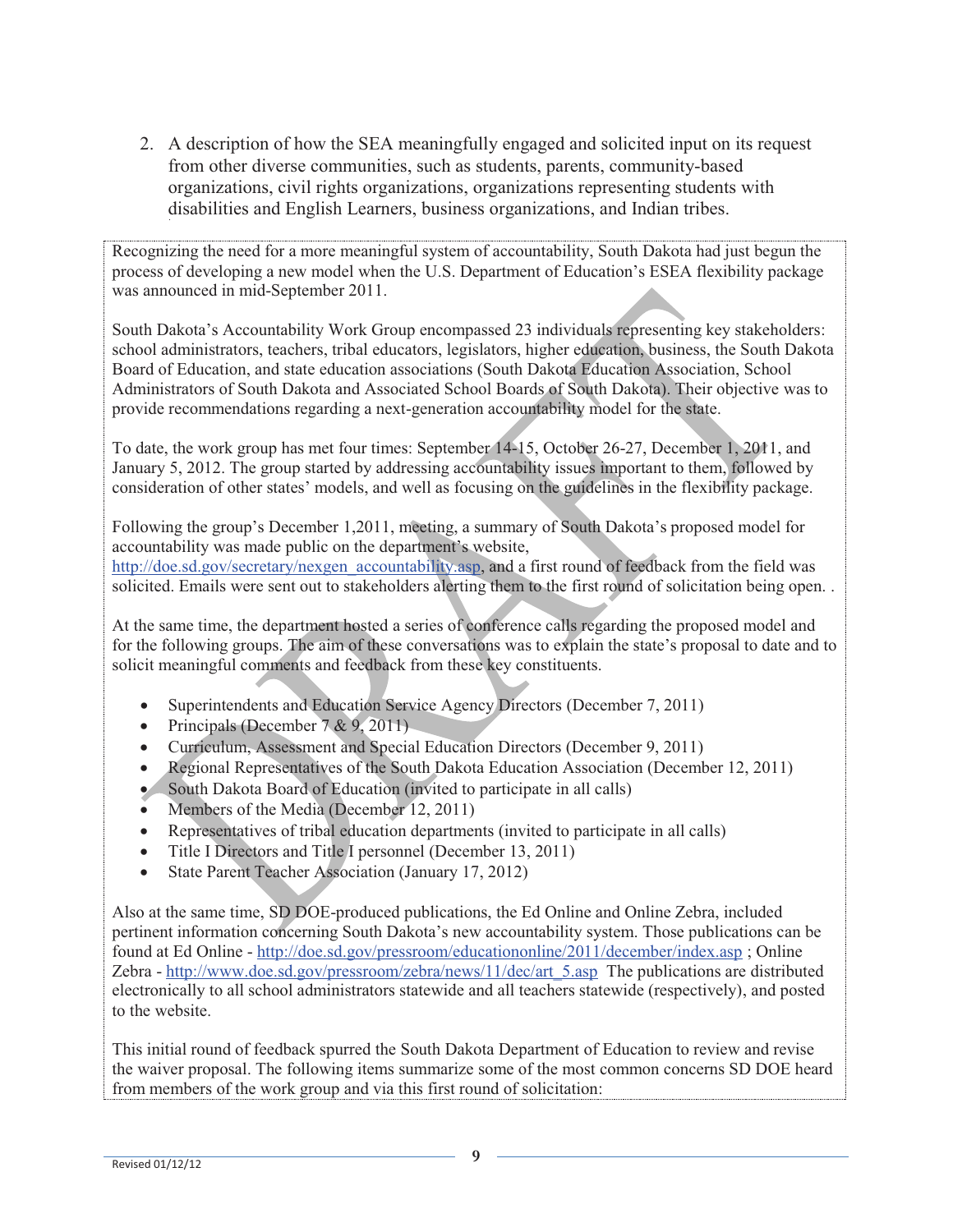2. A description of how the SEA meaningfully engaged and solicited input on its request from other diverse communities, such as students, parents, community-based organizations, civil rights organizations, organizations representing students with disabilities and English Learners, business organizations, and Indian tribes.

Recognizing the need for a more meaningful system of accountability, South Dakota had just begun the process of developing a new model when the U.S. Department of Education's ESEA flexibility package was announced in mid-September 2011.

South Dakota's Accountability Work Group encompassed 23 individuals representing key stakeholders: school administrators, teachers, tribal educators, legislators, higher education, business, the South Dakota Board of Education, and state education associations (South Dakota Education Association, School Administrators of South Dakota and Associated School Boards of South Dakota). Their objective was to provide recommendations regarding a next-generation accountability model for the state.

To date, the work group has met four times: September 14-15, October 26-27, December 1, 2011, and January 5, 2012. The group started by addressing accountability issues important to them, followed by consideration of other states' models, and well as focusing on the guidelines in the flexibility package.

Following the group's December 1,2011, meeting, a summary of South Dakota's proposed model for accountability was made public on the department's website, http://doe.sd.gov/secretary/nexgen_accountability.asp, and a first round of feedback from the field was solicited. Emails were sent out to stakeholders alerting them to the first round of solicitation being open. .

At the same time, the department hosted a series of conference calls regarding the proposed model and for the following groups. The aim of these conversations was to explain the state's proposal to date and to solicit meaningful comments and feedback from these key constituents.

- Superintendents and Education Service Agency Directors (December 7, 2011)
- Principals (December 7 & 9, 2011)
- Curriculum, Assessment and Special Education Directors (December 9, 2011)
- Regional Representatives of the South Dakota Education Association (December 12, 2011)
- South Dakota Board of Education (invited to participate in all calls)
- Members of the Media (December 12, 2011)
- Representatives of tribal education departments (invited to participate in all calls)
- Title I Directors and Title I personnel (December 13, 2011)
- State Parent Teacher Association (January 17, 2012)

Also at the same time, SD DOE-produced publications, the Ed Online and Online Zebra, included pertinent information concerning South Dakota's new accountability system. Those publications can be found at Ed Online - http://doe.sd.gov/pressroom/educationonline/2011/december/index.asp ; Online Zebra - http://www.doe.sd.gov/pressroom/zebra/news/11/dec/art_5.asp The publications are distributed electronically to all school administrators statewide and all teachers statewide (respectively), and posted to the website.

This initial round of feedback spurred the South Dakota Department of Education to review and revise the waiver proposal. The following items summarize some of the most common concerns SD DOE heard from members of the work group and via this first round of solicitation: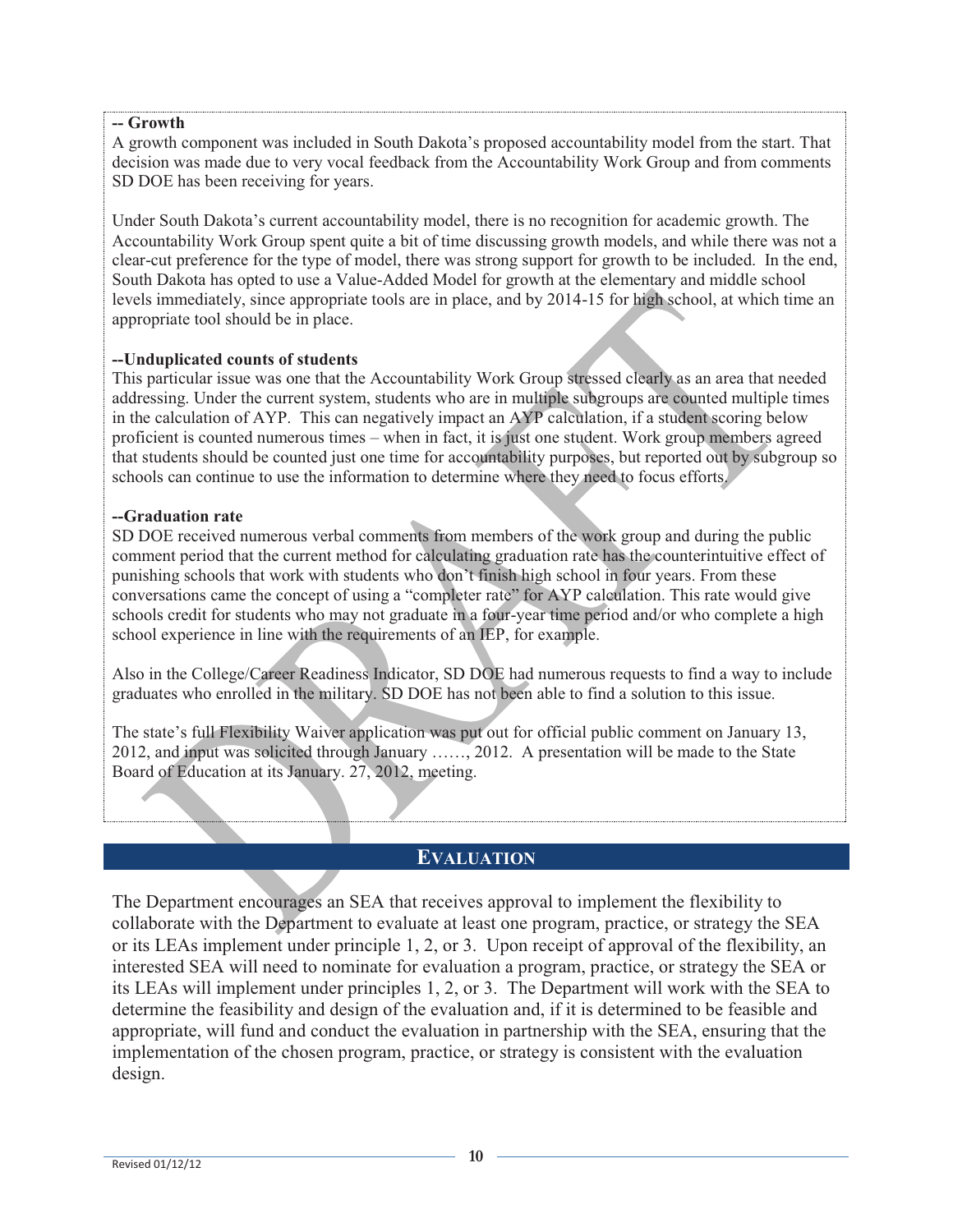**-- Growth**

A growth component was included in South Dakota's proposed accountability model from the start. That decision was made due to very vocal feedback from the Accountability Work Group and from comments SD DOE has been receiving for years.

Under South Dakota's current accountability model, there is no recognition for academic growth. The Accountability Work Group spent quite a bit of time discussing growth models, and while there was not a clear-cut preference for the type of model, there was strong support for growth to be included. In the end, South Dakota has opted to use a Value-Added Model for growth at the elementary and middle school levels immediately, since appropriate tools are in place, and by 2014-15 for high school, at which time an appropriate tool should be in place.

**--Unduplicated counts of students**

This particular issue was one that the Accountability Work Group stressed clearly as an area that needed addressing. Under the current system, students who are in multiple subgroups are counted multiple times in the calculation of AYP. This can negatively impact an AYP calculation, if a student scoring below proficient is counted numerous times – when in fact, it is just one student. Work group members agreed that students should be counted just one time for accountability purposes, but reported out by subgroup so schools can continue to use the information to determine where they need to focus efforts.

**--Graduation rate**

SD DOE received numerous verbal comments from members of the work group and during the public comment period that the current method for calculating graduation rate has the counterintuitive effect of punishing schools that work with students who don't finish high school in four years. From these conversations came the concept of using a "completer rate" for AYP calculation. This rate would give schools credit for students who may not graduate in a four-year time period and/or who complete a high school experience in line with the requirements of an IEP, for example.

Also in the College/Career Readiness Indicator, SD DOE had numerous requests to find a way to include graduates who enrolled in the military. SD DOE has not been able to find a solution to this issue.

The state's full Flexibility Waiver application was put out for official public comment on January 13, 2012, and input was solicited through January ……, 2012. A presentation will be made to the State Board of Education at its January. 27, 2012, meeting.

## EVALUATION

The Department encourages an SEA that receives approval to implement the flexibility to collaborate with the Department to evaluate at least one program, practice, or strategy the SEA or its LEAs implement under principle 1, 2, or 3. Upon receipt of approval of the flexibility, an interested SEA will need to nominate for evaluation a program, practice, or strategy the SEA or its LEAs will implement under principles 1, 2, or 3. The Department will work with the SEA to determine the feasibility and design of the evaluation and, if it is determined to be feasible and appropriate, will fund and conduct the evaluation in partnership with the SEA, ensuring that the implementation of the chosen program, practice, or strategy is consistent with the evaluation design.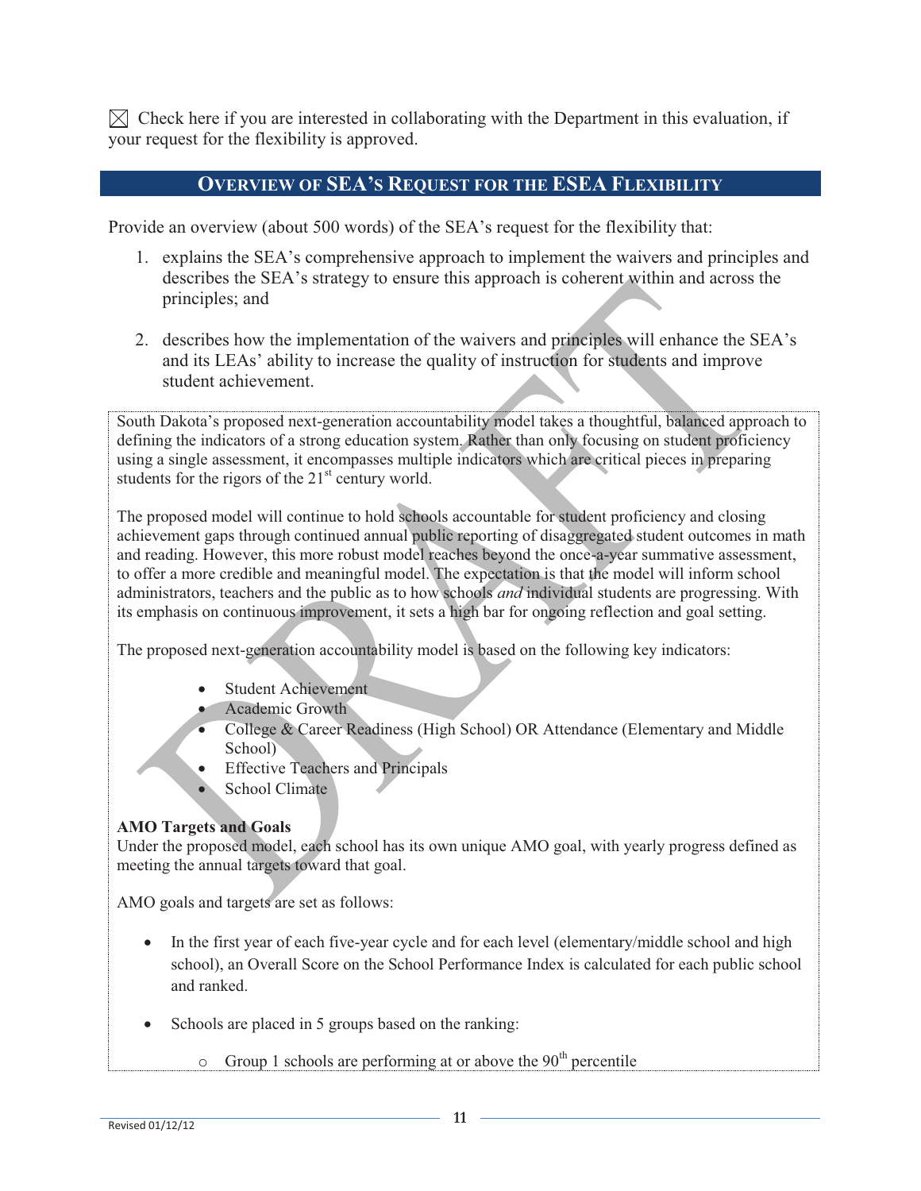☒ Check here if you are interested in collaborating with the Department in this evaluation, if your request for the flexibility is approved.

## OVERVIEW OF SEA'S REQUEST FOR THE ESEA FLEXIBILITY

Provide an overview (about 500 words) of the SEA's request for the flexibility that:

1. explains the SEA's comprehensive approach to implement the waivers and principles and describes the SEA's strategy to ensure this approach is coherent within and across the principles; and
2. describes how the implementation of the waivers and principles will enhance the SEA's and its LEAs' ability to increase the quality of instruction for students and improve student achievement.

South Dakota's proposed next-generation accountability model takes a thoughtful, balanced approach to defining the indicators of a strong education system. Rather than only focusing on student proficiency using a single assessment, it encompasses multiple indicators which are critical pieces in preparing students for the rigors of the 21st century world.

The proposed model will continue to hold schools accountable for student proficiency and closing achievement gaps through continued annual public reporting of disaggregated student outcomes in math and reading. However, this more robust model reaches beyond the once-a-year summative assessment, to offer a more credible and meaningful model. The expectation is that the model will inform school administrators, teachers and the public as to how schools *and* individual students are progressing. With its emphasis on continuous improvement, it sets a high bar for ongoing reflection and goal setting.

The proposed next-generation accountability model is based on the following key indicators:

- Student Achievement
- Academic Growth
- College & Career Readiness (High School) OR Attendance (Elementary and Middle School)
- Effective Teachers and Principals
- School Climate

**AMO Targets and Goals**
Under the proposed model, each school has its own unique AMO goal, with yearly progress defined as meeting the annual targets toward that goal.

AMO goals and targets are set as follows:

- In the first year of each five-year cycle and for each level (elementary/middle school and high school), an Overall Score on the School Performance Index is calculated for each public school and ranked.
- Schools are placed in 5 groups based on the ranking:
  - Group 1 schools are performing at or above the 90th percentile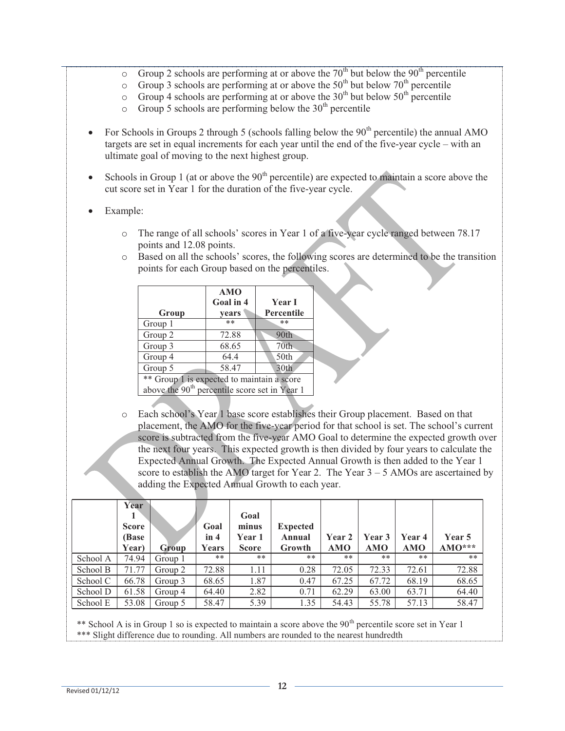- Group 2 schools are performing at or above the 70th but below the 90th percentile
- Group 3 schools are performing at or above the 50th but below 70th percentile
- Group 4 schools are performing at or above the 30th but below 50th percentile
- Group 5 schools are performing below the 30th percentile

- For Schools in Groups 2 through 5 (schools falling below the 90th percentile) the annual AMO targets are set in equal increments for each year until the end of the five-year cycle – with an ultimate goal of moving to the next highest group.

- Schools in Group 1 (at or above the 90th percentile) are expected to maintain a score above the cut score set in Year 1 for the duration of the five-year cycle.

- Example:

  - The range of all schools' scores in Year 1 of a five-year cycle ranged between 78.17 points and 12.08 points.
  - Based on all the schools' scores, the following scores are determined to be the transition points for each Group based on the percentiles.

| Group | AMO Goal in 4 years | Year I Percentile |
|---|---|---|
| Group 1 | ** | ** |
| Group 2 | 72.88 | 90th |
| Group 3 | 68.65 | 70th |
| Group 4 | 64.4 | 50th |
| Group 5 | 58.47 | 30th |
| ** Group 1 is expected to maintain a score above the 90th percentile score set in Year 1 | | |

  - Each school's Year 1 base score establishes their Group placement. Based on that placement, the AMO for the five-year period for that school is set. The school's current score is subtracted from the five-year AMO Goal to determine the expected growth over the next four years. This expected growth is then divided by four years to calculate the Expected Annual Growth. The Expected Annual Growth is then added to the Year 1 score to establish the AMO target for Year 2. The Year 3 – 5 AMOs are ascertained by adding the Expected Annual Growth to each year.

| | Year 1 Score (Base Year) | Group | Goal in 4 Years | Goal minus Year 1 Score | Expected Annual Growth | Year 2 AMO | Year 3 AMO | Year 4 AMO | Year 5 AMO*** |
|---|---|---|---|---|---|---|---|---|---|
| School A | 74.94 | Group 1 | ** | ** | ** | ** | ** | ** | ** |
| School B | 71.77 | Group 2 | 72.88 | 1.11 | 0.28 | 72.05 | 72.33 | 72.61 | 72.88 |
| School C | 66.78 | Group 3 | 68.65 | 1.87 | 0.47 | 67.25 | 67.72 | 68.19 | 68.65 |
| School D | 61.58 | Group 4 | 64.40 | 2.82 | 0.71 | 62.29 | 63.00 | 63.71 | 64.40 |
| School E | 53.08 | Group 5 | 58.47 | 5.39 | 1.35 | 54.43 | 55.78 | 57.13 | 58.47 |

** School A is in Group 1 so is expected to maintain a score above the 90th percentile score set in Year 1
*** Slight difference due to rounding. All numbers are rounded to the nearest hundredth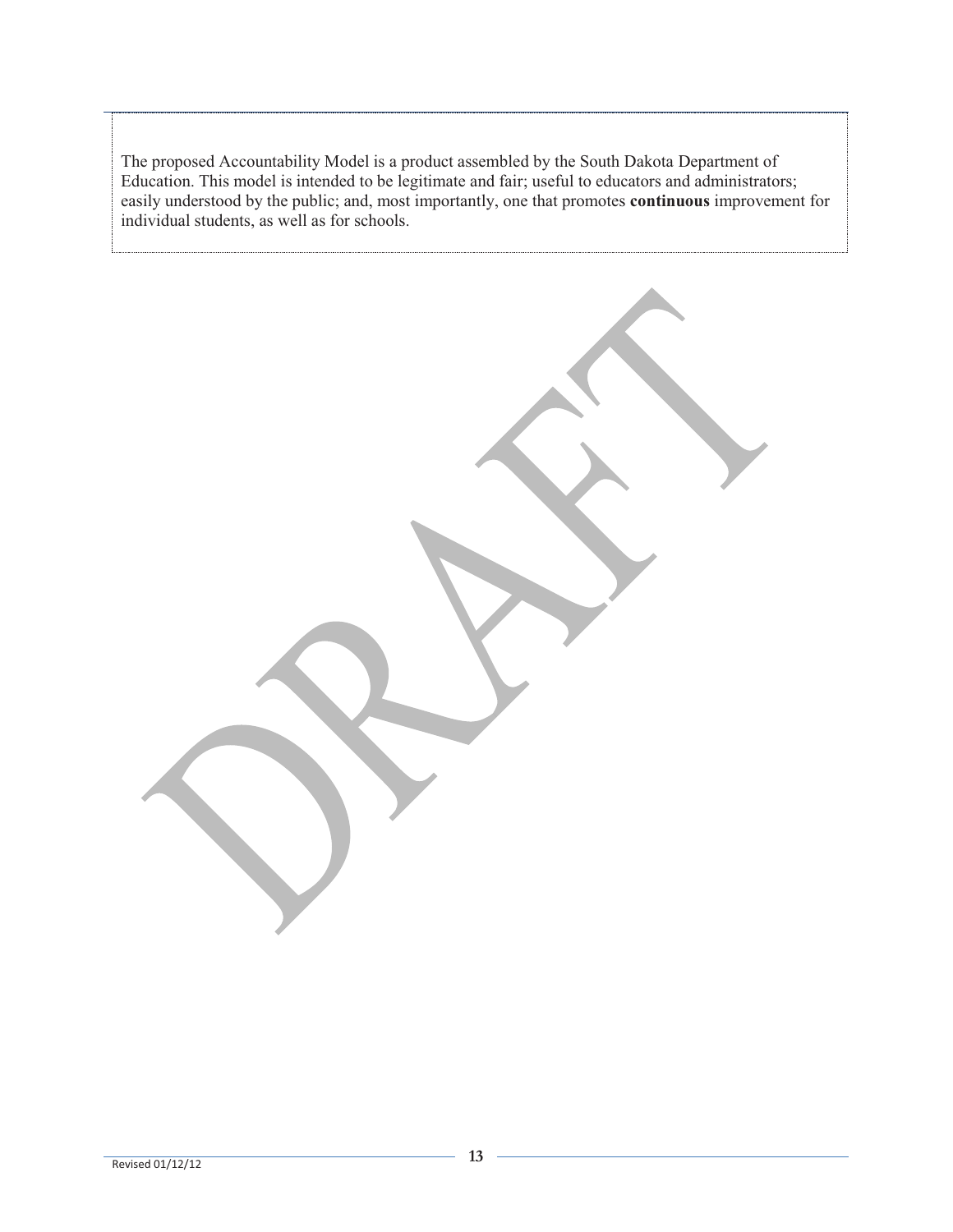The proposed Accountability Model is a product assembled by the South Dakota Department of Education. This model is intended to be legitimate and fair; useful to educators and administrators; easily understood by the public; and, most importantly, one that promotes **continuous** improvement for individual students, as well as for schools.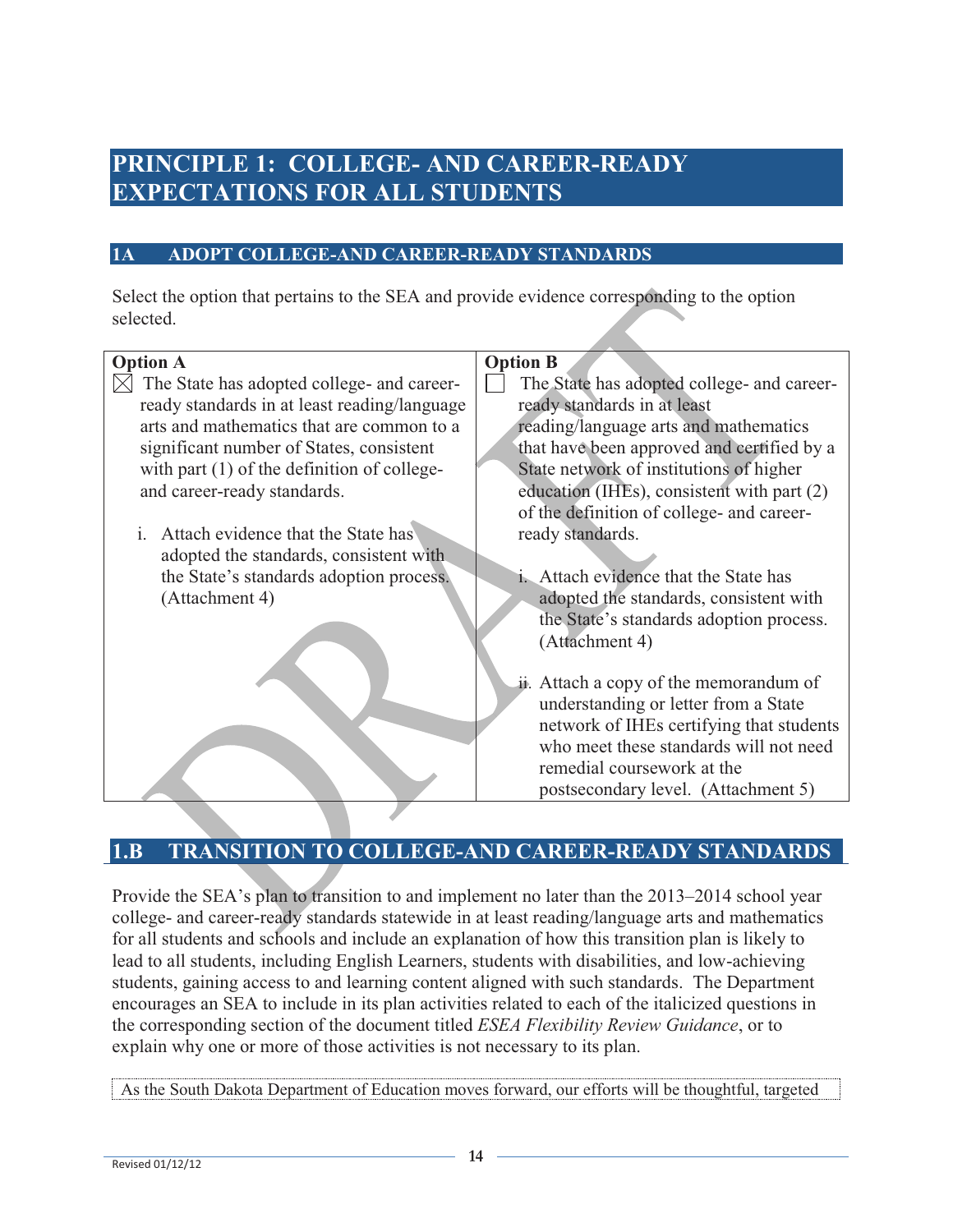# PRINCIPLE 1: COLLEGE- AND CAREER-READY EXPECTATIONS FOR ALL STUDENTS

## 1A ADOPT COLLEGE-AND CAREER-READY STANDARDS

Select the option that pertains to the SEA and provide evidence corresponding to the option selected.

| Option A | Option B |
|---|---|
| ☒ The State has adopted college- and career-ready standards in at least reading/language arts and mathematics that are common to a significant number of States, consistent with part (1) of the definition of college- and career-ready standards.<br><br>i. Attach evidence that the State has adopted the standards, consistent with the State's standards adoption process. (Attachment 4) | ☐ The State has adopted college- and career-ready standards in at least reading/language arts and mathematics that have been approved and certified by a State network of institutions of higher education (IHEs), consistent with part (2) of the definition of college- and career-ready standards.<br><br>i. Attach evidence that the State has adopted the standards, consistent with the State's standards adoption process. (Attachment 4)<br><br>ii. Attach a copy of the memorandum of understanding or letter from a State network of IHEs certifying that students who meet these standards will not need remedial coursework at the postsecondary level. (Attachment 5) |

## 1.B TRANSITION TO COLLEGE-AND CAREER-READY STANDARDS

Provide the SEA's plan to transition to and implement no later than the 2013–2014 school year college- and career-ready standards statewide in at least reading/language arts and mathematics for all students and schools and include an explanation of how this transition plan is likely to lead to all students, including English Learners, students with disabilities, and low-achieving students, gaining access to and learning content aligned with such standards. The Department encourages an SEA to include in its plan activities related to each of the italicized questions in the corresponding section of the document titled *ESEA Flexibility Review Guidance*, or to explain why one or more of those activities is not necessary to its plan.

As the South Dakota Department of Education moves forward, our efforts will be thoughtful, targeted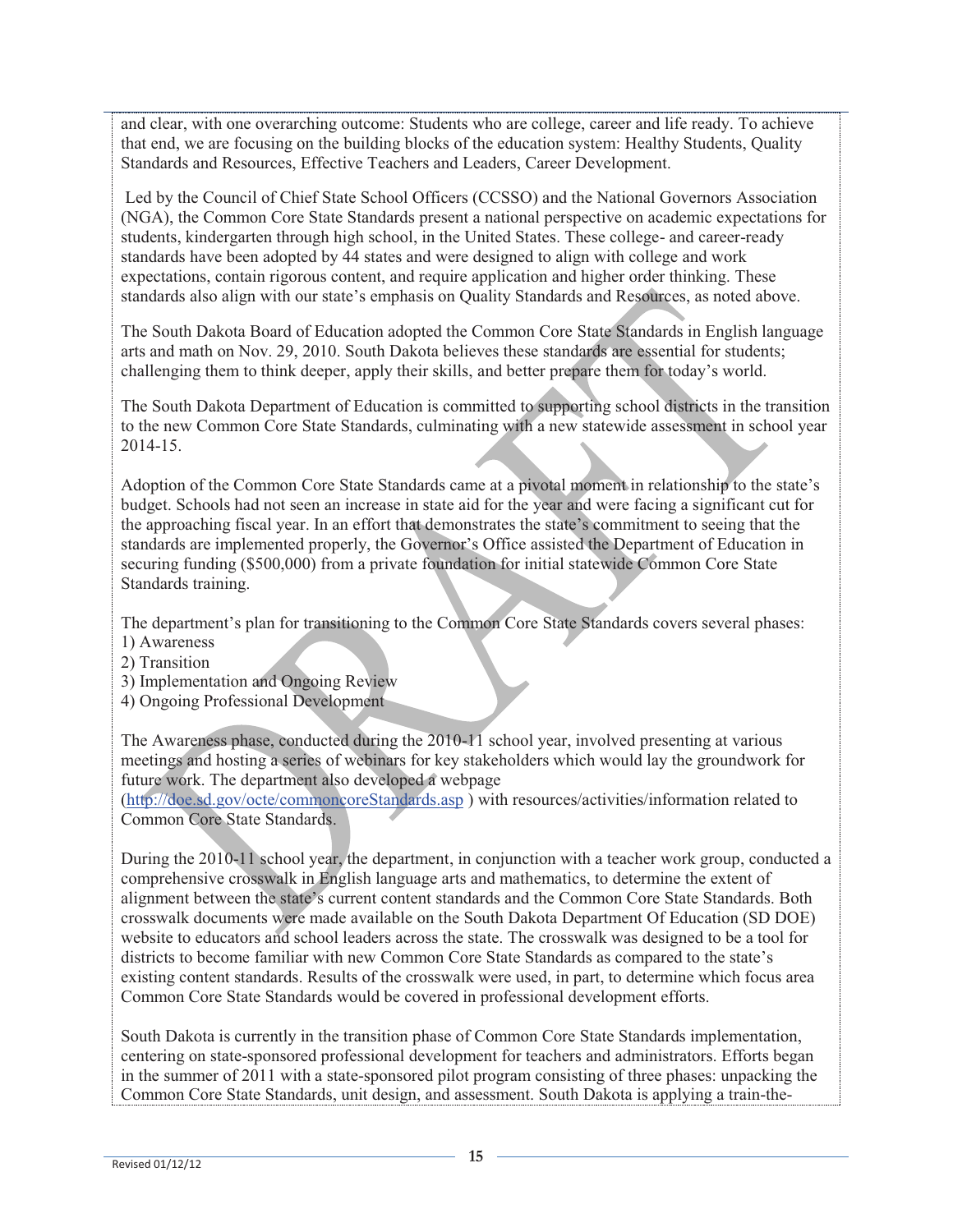and clear, with one overarching outcome: Students who are college, career and life ready. To achieve that end, we are focusing on the building blocks of the education system: Healthy Students, Quality Standards and Resources, Effective Teachers and Leaders, Career Development.

Led by the Council of Chief State School Officers (CCSSO) and the National Governors Association (NGA), the Common Core State Standards present a national perspective on academic expectations for students, kindergarten through high school, in the United States. These college- and career-ready standards have been adopted by 44 states and were designed to align with college and work expectations, contain rigorous content, and require application and higher order thinking. These standards also align with our state's emphasis on Quality Standards and Resources, as noted above.

The South Dakota Board of Education adopted the Common Core State Standards in English language arts and math on Nov. 29, 2010. South Dakota believes these standards are essential for students; challenging them to think deeper, apply their skills, and better prepare them for today's world.

The South Dakota Department of Education is committed to supporting school districts in the transition to the new Common Core State Standards, culminating with a new statewide assessment in school year 2014-15.

Adoption of the Common Core State Standards came at a pivotal moment in relationship to the state's budget. Schools had not seen an increase in state aid for the year and were facing a significant cut for the approaching fiscal year. In an effort that demonstrates the state's commitment to seeing that the standards are implemented properly, the Governor's Office assisted the Department of Education in securing funding ($500,000) from a private foundation for initial statewide Common Core State Standards training.

The department's plan for transitioning to the Common Core State Standards covers several phases:
1) Awareness
2) Transition
3) Implementation and Ongoing Review
4) Ongoing Professional Development

The Awareness phase, conducted during the 2010-11 school year, involved presenting at various meetings and hosting a series of webinars for key stakeholders which would lay the groundwork for future work. The department also developed a webpage (http://doe.sd.gov/octe/commoncoreStandards.asp ) with resources/activities/information related to Common Core State Standards.

During the 2010-11 school year, the department, in conjunction with a teacher work group, conducted a comprehensive crosswalk in English language arts and mathematics, to determine the extent of alignment between the state's current content standards and the Common Core State Standards. Both crosswalk documents were made available on the South Dakota Department Of Education (SD DOE) website to educators and school leaders across the state. The crosswalk was designed to be a tool for districts to become familiar with new Common Core State Standards as compared to the state's existing content standards. Results of the crosswalk were used, in part, to determine which focus area Common Core State Standards would be covered in professional development efforts.

South Dakota is currently in the transition phase of Common Core State Standards implementation, centering on state-sponsored professional development for teachers and administrators. Efforts began in the summer of 2011 with a state-sponsored pilot program consisting of three phases: unpacking the Common Core State Standards, unit design, and assessment. South Dakota is applying a train-the-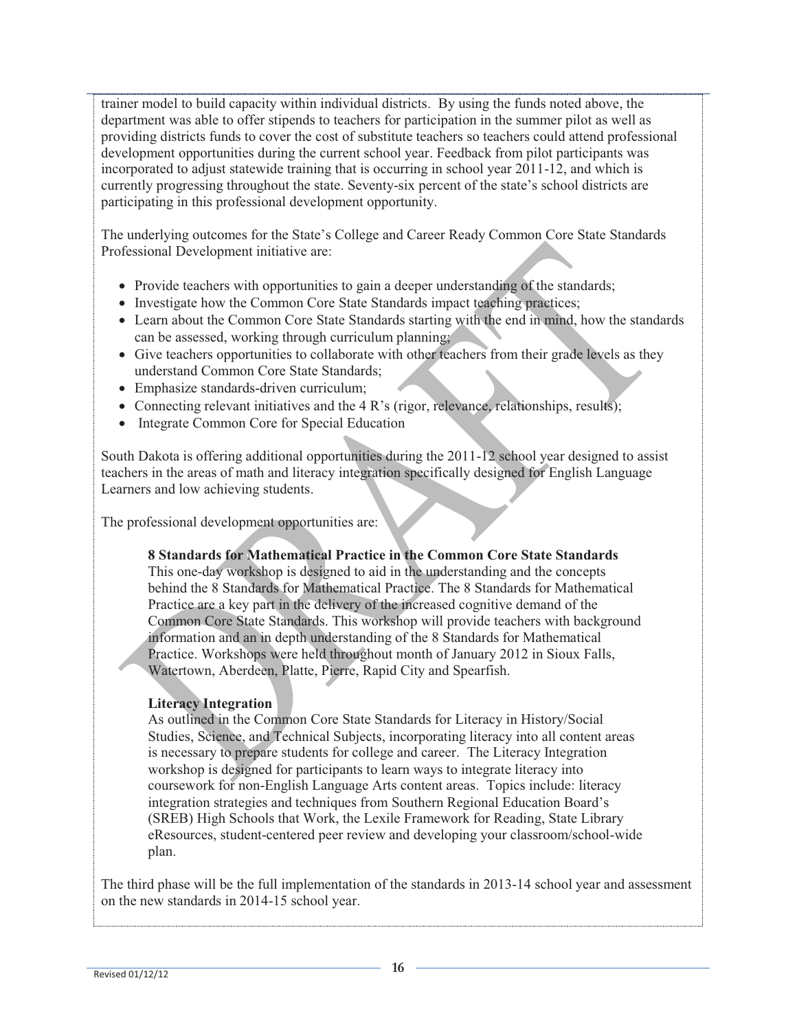trainer model to build capacity within individual districts. By using the funds noted above, the department was able to offer stipends to teachers for participation in the summer pilot as well as providing districts funds to cover the cost of substitute teachers so teachers could attend professional development opportunities during the current school year. Feedback from pilot participants was incorporated to adjust statewide training that is occurring in school year 2011-12, and which is currently progressing throughout the state. Seventy-six percent of the state's school districts are participating in this professional development opportunity.

The underlying outcomes for the State's College and Career Ready Common Core State Standards Professional Development initiative are:

- Provide teachers with opportunities to gain a deeper understanding of the standards;
- Investigate how the Common Core State Standards impact teaching practices;
- Learn about the Common Core State Standards starting with the end in mind, how the standards can be assessed, working through curriculum planning;
- Give teachers opportunities to collaborate with other teachers from their grade levels as they understand Common Core State Standards;
- Emphasize standards-driven curriculum;
- Connecting relevant initiatives and the 4 R's (rigor, relevance, relationships, results);
- Integrate Common Core for Special Education

South Dakota is offering additional opportunities during the 2011-12 school year designed to assist teachers in the areas of math and literacy integration specifically designed for English Language Learners and low achieving students.

The professional development opportunities are:

**8 Standards for Mathematical Practice in the Common Core State Standards**
This one-day workshop is designed to aid in the understanding and the concepts behind the 8 Standards for Mathematical Practice. The 8 Standards for Mathematical Practice are a key part in the delivery of the increased cognitive demand of the Common Core State Standards. This workshop will provide teachers with background information and an in depth understanding of the 8 Standards for Mathematical Practice. Workshops were held throughout month of January 2012 in Sioux Falls, Watertown, Aberdeen, Platte, Pierre, Rapid City and Spearfish.

**Literacy Integration**
As outlined in the Common Core State Standards for Literacy in History/Social Studies, Science, and Technical Subjects, incorporating literacy into all content areas is necessary to prepare students for college and career. The Literacy Integration workshop is designed for participants to learn ways to integrate literacy into coursework for non-English Language Arts content areas. Topics include: literacy integration strategies and techniques from Southern Regional Education Board's (SREB) High Schools that Work, the Lexile Framework for Reading, State Library eResources, student-centered peer review and developing your classroom/school-wide plan.

The third phase will be the full implementation of the standards in 2013-14 school year and assessment on the new standards in 2014-15 school year.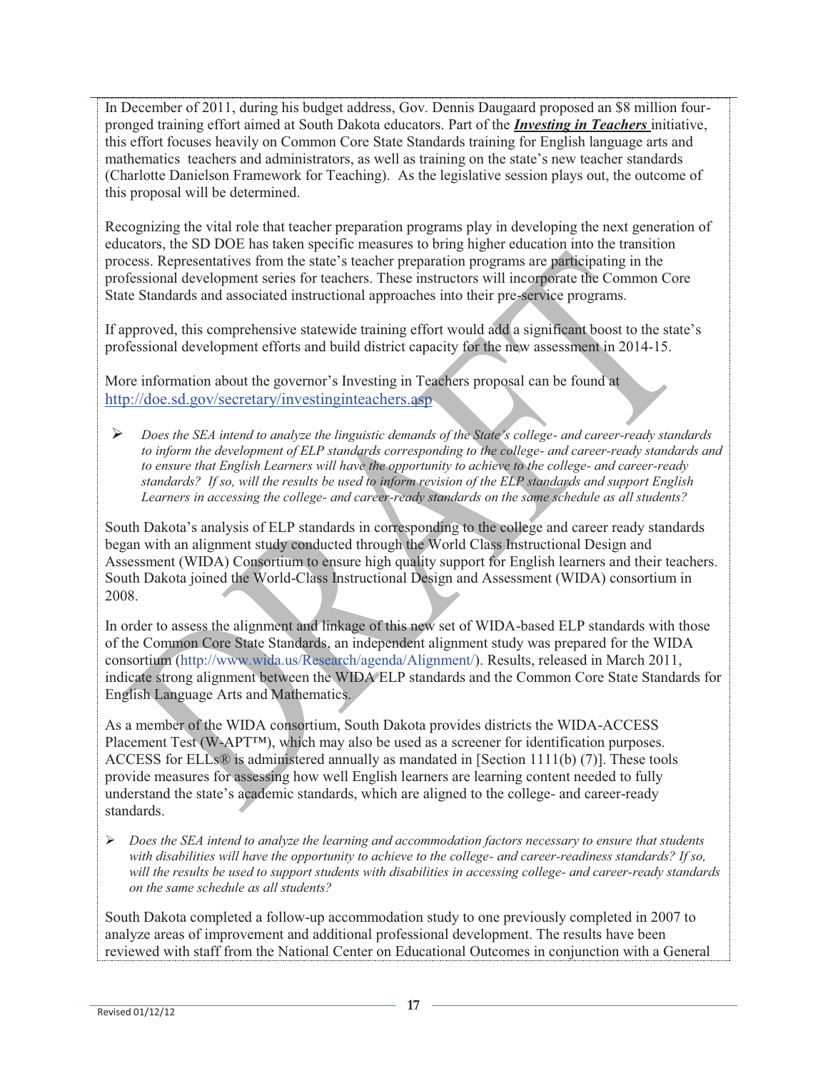In December of 2011, during his budget address, Gov. Dennis Daugaard proposed an $8 million four-pronged training effort aimed at South Dakota educators. Part of the ***Investing in Teachers*** initiative, this effort focuses heavily on Common Core State Standards training for English language arts and mathematics teachers and administrators, as well as training on the state's new teacher standards (Charlotte Danielson Framework for Teaching). As the legislative session plays out, the outcome of this proposal will be determined.

Recognizing the vital role that teacher preparation programs play in developing the next generation of educators, the SD DOE has taken specific measures to bring higher education into the transition process. Representatives from the state's teacher preparation programs are participating in the professional development series for teachers. These instructors will incorporate the Common Core State Standards and associated instructional approaches into their pre-service programs.

If approved, this comprehensive statewide training effort would add a significant boost to the state's professional development efforts and build district capacity for the new assessment in 2014-15.

More information about the governor's Investing in Teachers proposal can be found at http://doe.sd.gov/secretary/investinginteachers.asp

- *Does the SEA intend to analyze the linguistic demands of the State's college- and career-ready standards to inform the development of ELP standards corresponding to the college- and career-ready standards and to ensure that English Learners will have the opportunity to achieve to the college- and career-ready standards? If so, will the results be used to inform revision of the ELP standards and support English Learners in accessing the college- and career-ready standards on the same schedule as all students?*

South Dakota's analysis of ELP standards in corresponding to the college and career ready standards began with an alignment study conducted through the World Class Instructional Design and Assessment (WIDA) Consortium to ensure high quality support for English learners and their teachers. South Dakota joined the World-Class Instructional Design and Assessment (WIDA) consortium in 2008.

In order to assess the alignment and linkage of this new set of WIDA-based ELP standards with those of the Common Core State Standards, an independent alignment study was prepared for the WIDA consortium (http://www.wida.us/Research/agenda/Alignment/). Results, released in March 2011, indicate strong alignment between the WIDA ELP standards and the Common Core State Standards for English Language Arts and Mathematics.

As a member of the WIDA consortium, South Dakota provides districts the WIDA-ACCESS Placement Test (W-APT™), which may also be used as a screener for identification purposes. ACCESS for ELLs® is administered annually as mandated in [Section 1111(b) (7)]. These tools provide measures for assessing how well English learners are learning content needed to fully understand the state's academic standards, which are aligned to the college- and career-ready standards.

- *Does the SEA intend to analyze the learning and accommodation factors necessary to ensure that students with disabilities will have the opportunity to achieve to the college- and career-readiness standards? If so, will the results be used to support students with disabilities in accessing college- and career-ready standards on the same schedule as all students?*

South Dakota completed a follow-up accommodation study to one previously completed in 2007 to analyze areas of improvement and additional professional development. The results have been reviewed with staff from the National Center on Educational Outcomes in conjunction with a General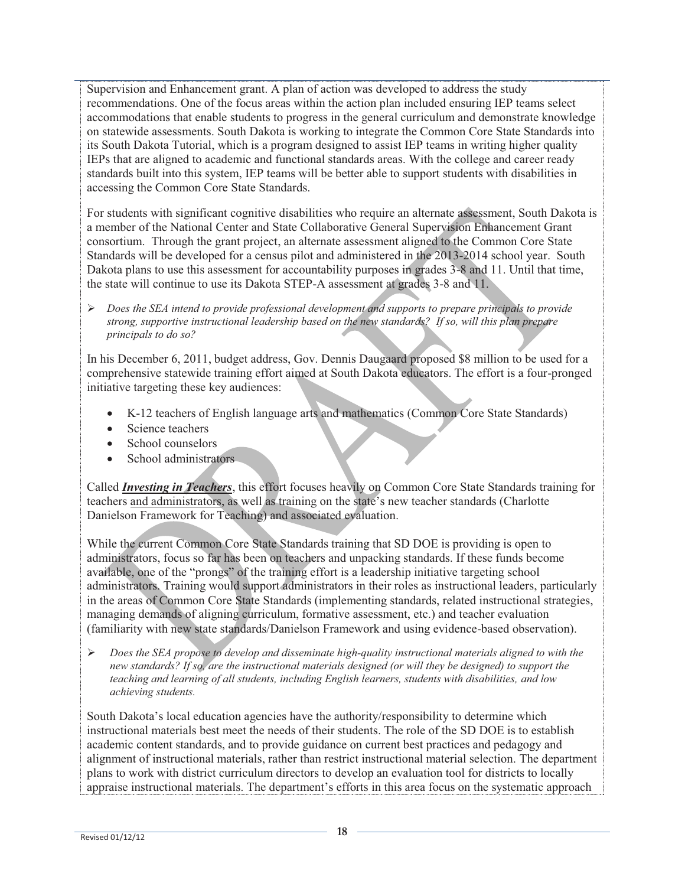Supervision and Enhancement grant. A plan of action was developed to address the study recommendations. One of the focus areas within the action plan included ensuring IEP teams select accommodations that enable students to progress in the general curriculum and demonstrate knowledge on statewide assessments. South Dakota is working to integrate the Common Core State Standards into its South Dakota Tutorial, which is a program designed to assist IEP teams in writing higher quality IEPs that are aligned to academic and functional standards areas. With the college and career ready standards built into this system, IEP teams will be better able to support students with disabilities in accessing the Common Core State Standards.

For students with significant cognitive disabilities who require an alternate assessment, South Dakota is a member of the National Center and State Collaborative General Supervision Enhancement Grant consortium. Through the grant project, an alternate assessment aligned to the Common Core State Standards will be developed for a census pilot and administered in the 2013-2014 school year. South Dakota plans to use this assessment for accountability purposes in grades 3-8 and 11. Until that time, the state will continue to use its Dakota STEP-A assessment at grades 3-8 and 11.

- *Does the SEA intend to provide professional development and supports to prepare principals to provide strong, supportive instructional leadership based on the new standards? If so, will this plan prepare principals to do so?*

In his December 6, 2011, budget address, Gov. Dennis Daugaard proposed $8 million to be used for a comprehensive statewide training effort aimed at South Dakota educators. The effort is a four-pronged initiative targeting these key audiences:

- K-12 teachers of English language arts and mathematics (Common Core State Standards)
- Science teachers
- School counselors
- School administrators

Called ***Investing in Teachers***, this effort focuses heavily on Common Core State Standards training for teachers and administrators, as well as training on the state's new teacher standards (Charlotte Danielson Framework for Teaching) and associated evaluation.

While the current Common Core State Standards training that SD DOE is providing is open to administrators, focus so far has been on teachers and unpacking standards. If these funds become available, one of the "prongs" of the training effort is a leadership initiative targeting school administrators. Training would support administrators in their roles as instructional leaders, particularly in the areas of Common Core State Standards (implementing standards, related instructional strategies, managing demands of aligning curriculum, formative assessment, etc.) and teacher evaluation (familiarity with new state standards/Danielson Framework and using evidence-based observation).

- *Does the SEA propose to develop and disseminate high-quality instructional materials aligned to with the new standards? If so, are the instructional materials designed (or will they be designed) to support the teaching and learning of all students, including English learners, students with disabilities, and low achieving students.*

South Dakota's local education agencies have the authority/responsibility to determine which instructional materials best meet the needs of their students. The role of the SD DOE is to establish academic content standards, and to provide guidance on current best practices and pedagogy and alignment of instructional materials, rather than restrict instructional material selection. The department plans to work with district curriculum directors to develop an evaluation tool for districts to locally appraise instructional materials. The department's efforts in this area focus on the systematic approach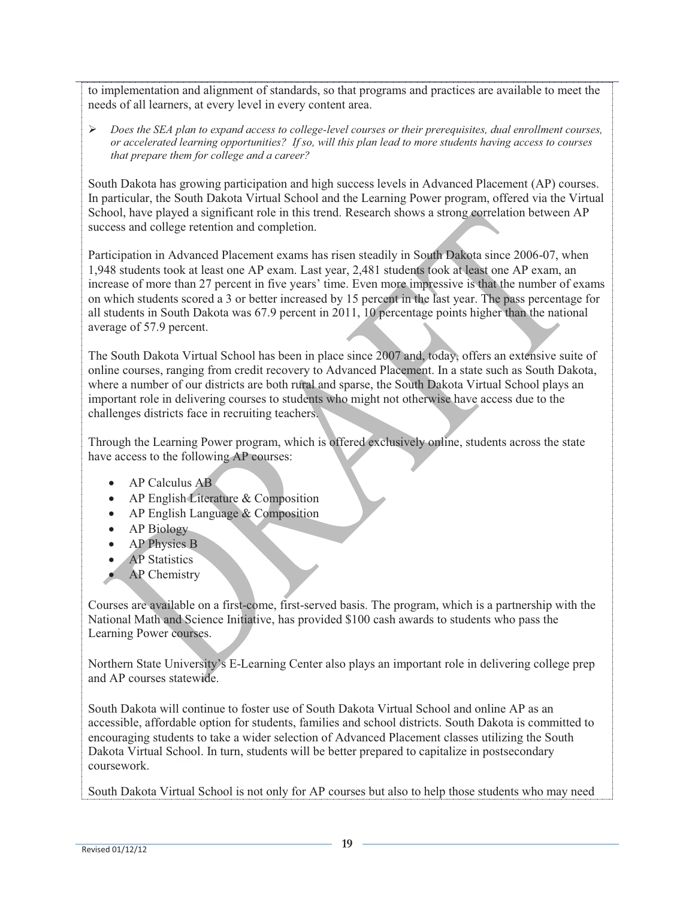to implementation and alignment of standards, so that programs and practices are available to meet the needs of all learners, at every level in every content area.

- *Does the SEA plan to expand access to college-level courses or their prerequisites, dual enrollment courses, or accelerated learning opportunities? If so, will this plan lead to more students having access to courses that prepare them for college and a career?*

South Dakota has growing participation and high success levels in Advanced Placement (AP) courses. In particular, the South Dakota Virtual School and the Learning Power program, offered via the Virtual School, have played a significant role in this trend. Research shows a strong correlation between AP success and college retention and completion.

Participation in Advanced Placement exams has risen steadily in South Dakota since 2006-07, when 1,948 students took at least one AP exam. Last year, 2,481 students took at least one AP exam, an increase of more than 27 percent in five years' time. Even more impressive is that the number of exams on which students scored a 3 or better increased by 15 percent in the last year. The pass percentage for all students in South Dakota was 67.9 percent in 2011, 10 percentage points higher than the national average of 57.9 percent.

The South Dakota Virtual School has been in place since 2007 and, today, offers an extensive suite of online courses, ranging from credit recovery to Advanced Placement. In a state such as South Dakota, where a number of our districts are both rural and sparse, the South Dakota Virtual School plays an important role in delivering courses to students who might not otherwise have access due to the challenges districts face in recruiting teachers.

Through the Learning Power program, which is offered exclusively online, students across the state have access to the following AP courses:

- AP Calculus AB
- AP English Literature & Composition
- AP English Language & Composition
- AP Biology
- AP Physics B
- AP Statistics
- AP Chemistry

Courses are available on a first-come, first-served basis. The program, which is a partnership with the National Math and Science Initiative, has provided $100 cash awards to students who pass the Learning Power courses.

Northern State University's E-Learning Center also plays an important role in delivering college prep and AP courses statewide.

South Dakota will continue to foster use of South Dakota Virtual School and online AP as an accessible, affordable option for students, families and school districts. South Dakota is committed to encouraging students to take a wider selection of Advanced Placement classes utilizing the South Dakota Virtual School. In turn, students will be better prepared to capitalize in postsecondary coursework.

South Dakota Virtual School is not only for AP courses but also to help those students who may need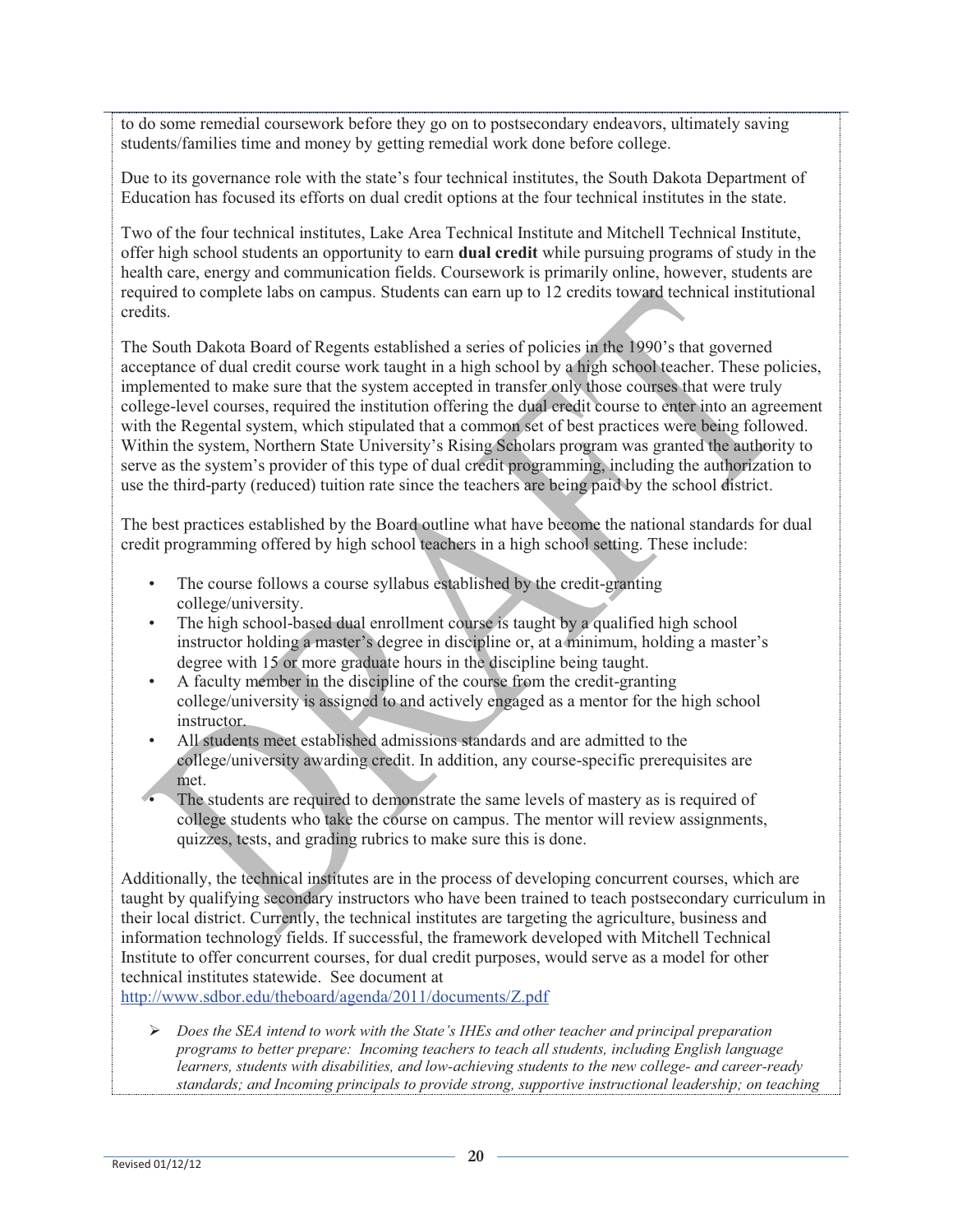to do some remedial coursework before they go on to postsecondary endeavors, ultimately saving students/families time and money by getting remedial work done before college.

Due to its governance role with the state's four technical institutes, the South Dakota Department of Education has focused its efforts on dual credit options at the four technical institutes in the state.

Two of the four technical institutes, Lake Area Technical Institute and Mitchell Technical Institute, offer high school students an opportunity to earn **dual credit** while pursuing programs of study in the health care, energy and communication fields. Coursework is primarily online, however, students are required to complete labs on campus. Students can earn up to 12 credits toward technical institutional credits.

The South Dakota Board of Regents established a series of policies in the 1990's that governed acceptance of dual credit course work taught in a high school by a high school teacher. These policies, implemented to make sure that the system accepted in transfer only those courses that were truly college-level courses, required the institution offering the dual credit course to enter into an agreement with the Regental system, which stipulated that a common set of best practices were being followed. Within the system, Northern State University's Rising Scholars program was granted the authority to serve as the system's provider of this type of dual credit programming, including the authorization to use the third-party (reduced) tuition rate since the teachers are being paid by the school district.

The best practices established by the Board outline what have become the national standards for dual credit programming offered by high school teachers in a high school setting. These include:

- The course follows a course syllabus established by the credit-granting college/university.
- The high school-based dual enrollment course is taught by a qualified high school instructor holding a master's degree in discipline or, at a minimum, holding a master's degree with 15 or more graduate hours in the discipline being taught.
- A faculty member in the discipline of the course from the credit-granting college/university is assigned to and actively engaged as a mentor for the high school instructor.
- All students meet established admissions standards and are admitted to the college/university awarding credit. In addition, any course-specific prerequisites are met.
- The students are required to demonstrate the same levels of mastery as is required of college students who take the course on campus. The mentor will review assignments, quizzes, tests, and grading rubrics to make sure this is done.

Additionally, the technical institutes are in the process of developing concurrent courses, which are taught by qualifying secondary instructors who have been trained to teach postsecondary curriculum in their local district. Currently, the technical institutes are targeting the agriculture, business and information technology fields. If successful, the framework developed with Mitchell Technical Institute to offer concurrent courses, for dual credit purposes, would serve as a model for other technical institutes statewide. See document at http://www.sdbor.edu/theboard/agenda/2011/documents/Z.pdf

- *Does the SEA intend to work with the State's IHEs and other teacher and principal preparation programs to better prepare: Incoming teachers to teach all students, including English language learners, students with disabilities, and low-achieving students to the new college- and career-ready standards; and Incoming principals to provide strong, supportive instructional leadership; on teaching*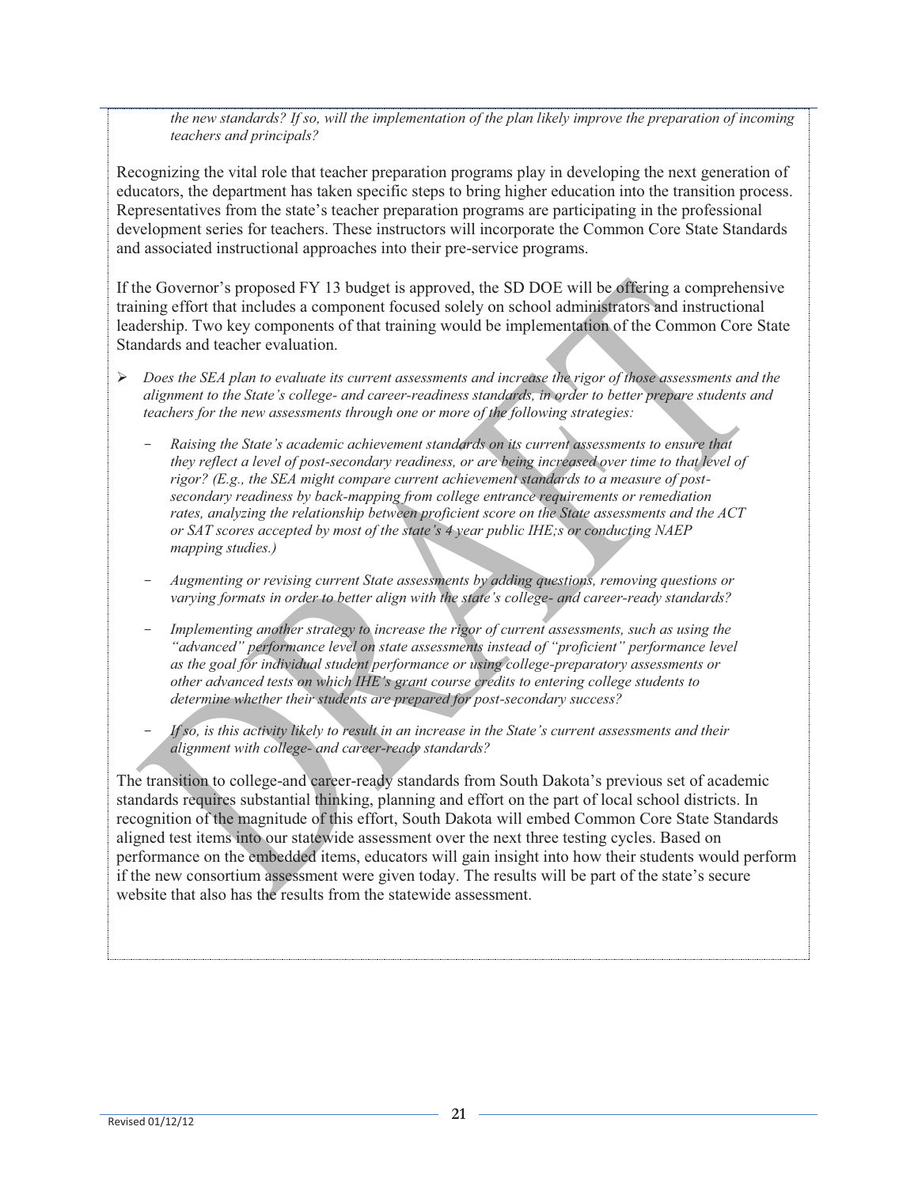*the new standards? If so, will the implementation of the plan likely improve the preparation of incoming teachers and principals?*

Recognizing the vital role that teacher preparation programs play in developing the next generation of educators, the department has taken specific steps to bring higher education into the transition process. Representatives from the state's teacher preparation programs are participating in the professional development series for teachers. These instructors will incorporate the Common Core State Standards and associated instructional approaches into their pre-service programs.

If the Governor's proposed FY 13 budget is approved, the SD DOE will be offering a comprehensive training effort that includes a component focused solely on school administrators and instructional leadership. Two key components of that training would be implementation of the Common Core State Standards and teacher evaluation.

- *Does the SEA plan to evaluate its current assessments and increase the rigor of those assessments and the alignment to the State's college- and career-readiness standards, in order to better prepare students and teachers for the new assessments through one or more of the following strategies:*
  - *Raising the State's academic achievement standards on its current assessments to ensure that they reflect a level of post-secondary readiness, or are being increased over time to that level of rigor? (E.g., the SEA might compare current achievement standards to a measure of post-secondary readiness by back-mapping from college entrance requirements or remediation rates, analyzing the relationship between proficient score on the State assessments and the ACT or SAT scores accepted by most of the state's 4 year public IHE;s or conducting NAEP mapping studies.)*
  - *Augmenting or revising current State assessments by adding questions, removing questions or varying formats in order to better align with the state's college- and career-ready standards?*
  - *Implementing another strategy to increase the rigor of current assessments, such as using the "advanced" performance level on state assessments instead of "proficient" performance level as the goal for individual student performance or using college-preparatory assessments or other advanced tests on which IHE's grant course credits to entering college students to determine whether their students are prepared for post-secondary success?*
  - *If so, is this activity likely to result in an increase in the State's current assessments and their alignment with college- and career-ready standards?*

The transition to college-and career-ready standards from South Dakota's previous set of academic standards requires substantial thinking, planning and effort on the part of local school districts. In recognition of the magnitude of this effort, South Dakota will embed Common Core State Standards aligned test items into our statewide assessment over the next three testing cycles. Based on performance on the embedded items, educators will gain insight into how their students would perform if the new consortium assessment were given today. The results will be part of the state's secure website that also has the results from the statewide assessment.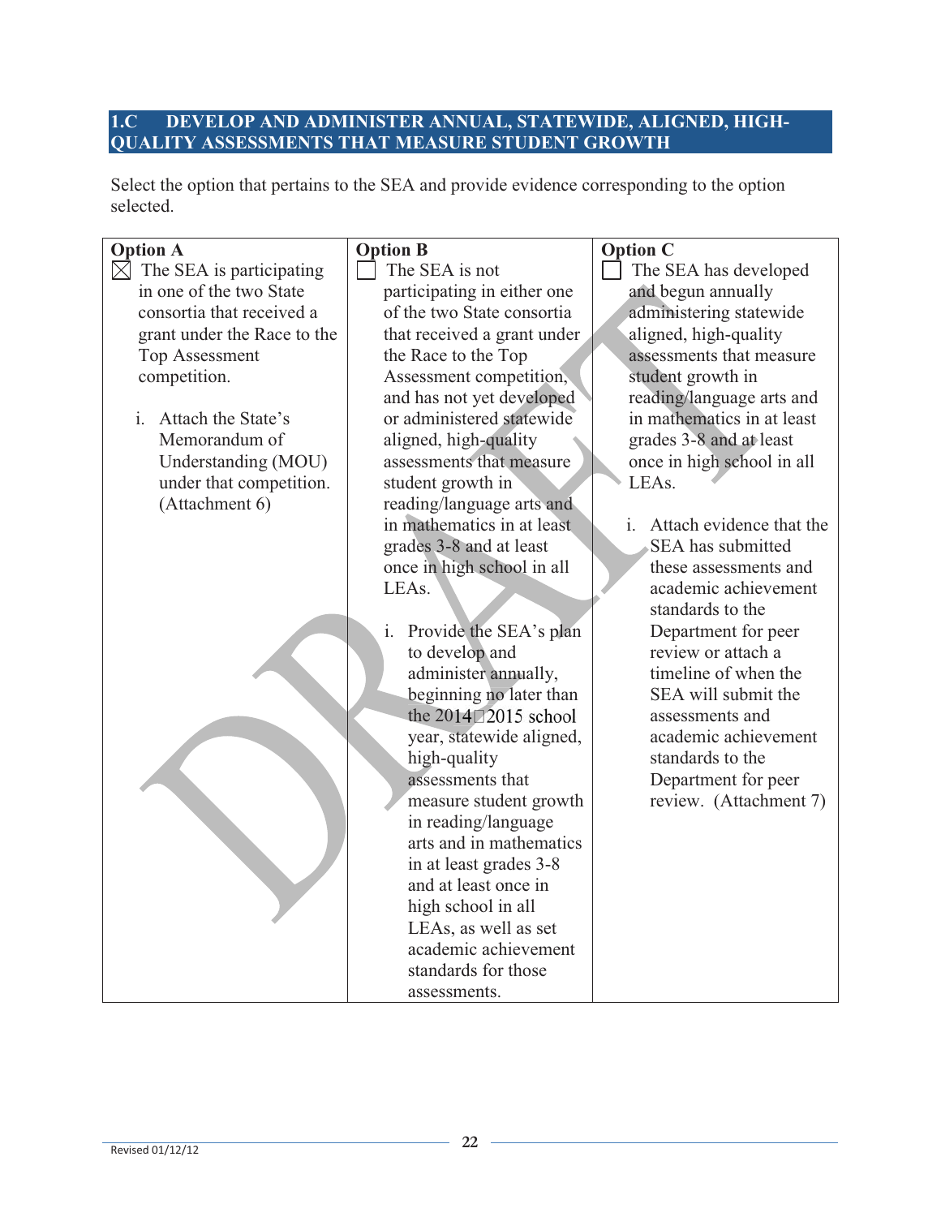## 1.C DEVELOP AND ADMINISTER ANNUAL, STATEWIDE, ALIGNED, HIGH-QUALITY ASSESSMENTS THAT MEASURE STUDENT GROWTH

Select the option that pertains to the SEA and provide evidence corresponding to the option selected.

| Option A | Option B | Option C |
|---|---|---|
| ☒ The SEA is participating in one of the two State consortia that received a grant under the Race to the Top Assessment competition.<br><br>i. Attach the State's Memorandum of Understanding (MOU) under that competition. (Attachment 6) | ☐ The SEA is not participating in either one of the two State consortia that received a grant under the Race to the Top Assessment competition, and has not yet developed or administered statewide aligned, high-quality assessments that measure student growth in reading/language arts and in mathematics in at least grades 3-8 and at least once in high school in all LEAs.<br><br>i. Provide the SEA's plan to develop and administer annually, beginning no later than the 2014–2015 school year, statewide aligned, high-quality assessments that measure student growth in reading/language arts and in mathematics in at least grades 3-8 and at least once in high school in all LEAs, as well as set academic achievement standards for those assessments. | ☐ The SEA has developed and begun annually administering statewide aligned, high-quality assessments that measure student growth in reading/language arts and in mathematics in at least grades 3-8 and at least once in high school in all LEAs.<br><br>i. Attach evidence that the SEA has submitted these assessments and academic achievement standards to the Department for peer review or attach a timeline of when the SEA will submit the assessments and academic achievement standards to the Department for peer review. (Attachment 7) |

Revised 01/12/12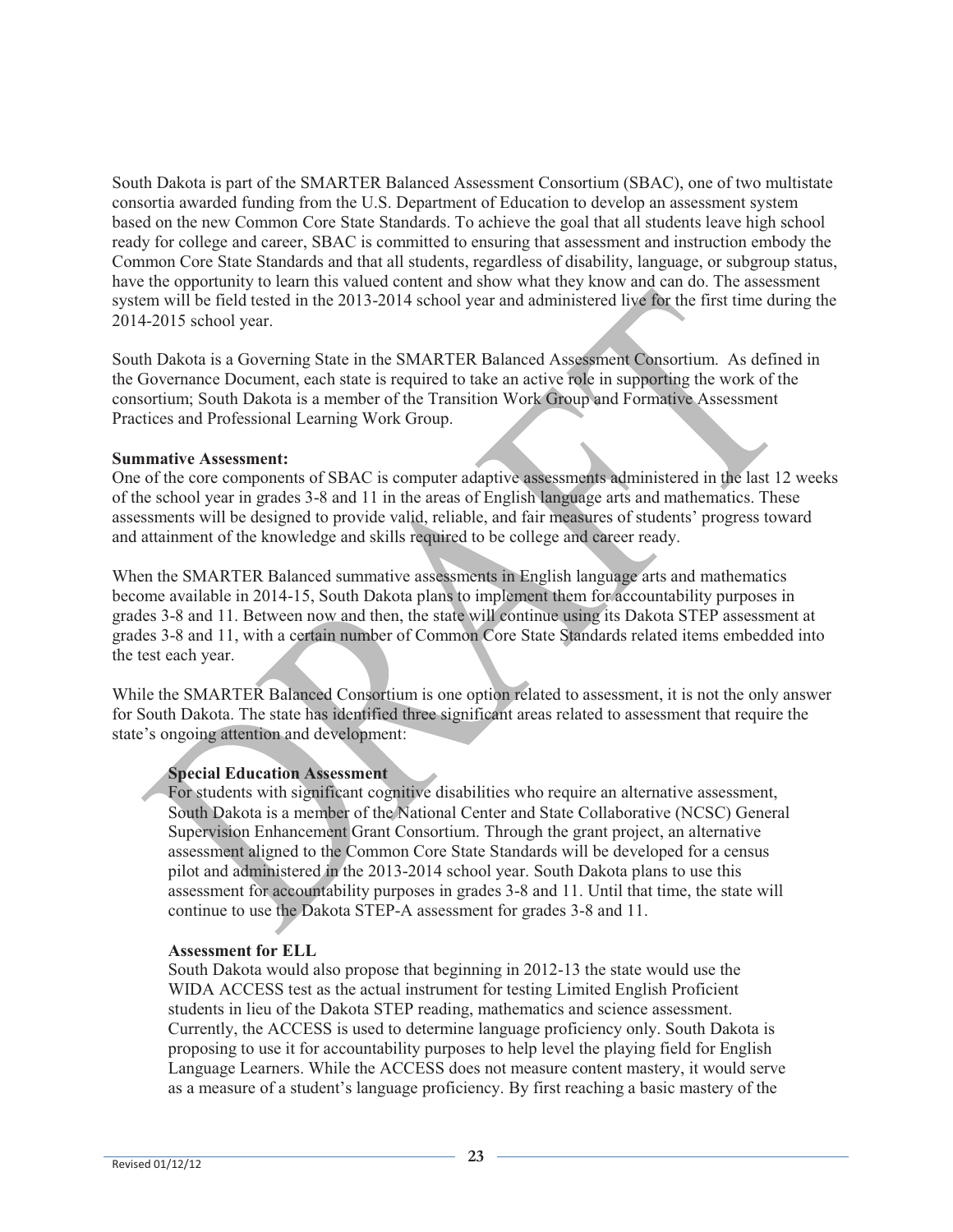South Dakota is part of the SMARTER Balanced Assessment Consortium (SBAC), one of two multistate consortia awarded funding from the U.S. Department of Education to develop an assessment system based on the new Common Core State Standards. To achieve the goal that all students leave high school ready for college and career, SBAC is committed to ensuring that assessment and instruction embody the Common Core State Standards and that all students, regardless of disability, language, or subgroup status, have the opportunity to learn this valued content and show what they know and can do. The assessment system will be field tested in the 2013-2014 school year and administered live for the first time during the 2014-2015 school year.

South Dakota is a Governing State in the SMARTER Balanced Assessment Consortium. As defined in the Governance Document, each state is required to take an active role in supporting the work of the consortium; South Dakota is a member of the Transition Work Group and Formative Assessment Practices and Professional Learning Work Group.

**Summative Assessment:**

One of the core components of SBAC is computer adaptive assessments administered in the last 12 weeks of the school year in grades 3-8 and 11 in the areas of English language arts and mathematics. These assessments will be designed to provide valid, reliable, and fair measures of students' progress toward and attainment of the knowledge and skills required to be college and career ready.

When the SMARTER Balanced summative assessments in English language arts and mathematics become available in 2014-15, South Dakota plans to implement them for accountability purposes in grades 3-8 and 11. Between now and then, the state will continue using its Dakota STEP assessment at grades 3-8 and 11, with a certain number of Common Core State Standards related items embedded into the test each year.

While the SMARTER Balanced Consortium is one option related to assessment, it is not the only answer for South Dakota. The state has identified three significant areas related to assessment that require the state's ongoing attention and development:

**Special Education Assessment**

For students with significant cognitive disabilities who require an alternative assessment, South Dakota is a member of the National Center and State Collaborative (NCSC) General Supervision Enhancement Grant Consortium. Through the grant project, an alternative assessment aligned to the Common Core State Standards will be developed for a census pilot and administered in the 2013-2014 school year. South Dakota plans to use this assessment for accountability purposes in grades 3-8 and 11. Until that time, the state will continue to use the Dakota STEP-A assessment for grades 3-8 and 11.

**Assessment for ELL**

South Dakota would also propose that beginning in 2012-13 the state would use the WIDA ACCESS test as the actual instrument for testing Limited English Proficient students in lieu of the Dakota STEP reading, mathematics and science assessment. Currently, the ACCESS is used to determine language proficiency only. South Dakota is proposing to use it for accountability purposes to help level the playing field for English Language Learners. While the ACCESS does not measure content mastery, it would serve as a measure of a student's language proficiency. By first reaching a basic mastery of the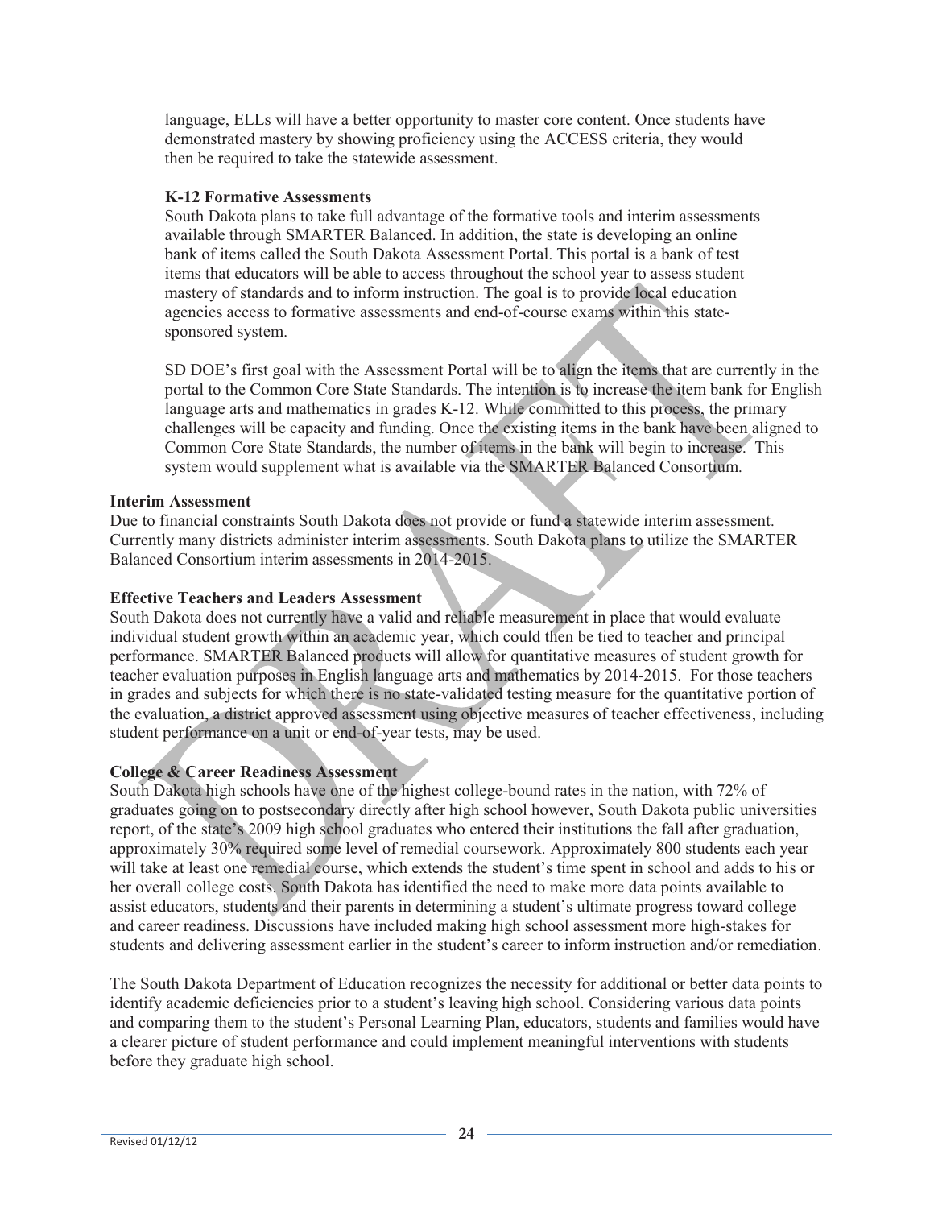language, ELLs will have a better opportunity to master core content. Once students have demonstrated mastery by showing proficiency using the ACCESS criteria, they would then be required to take the statewide assessment.

**K-12 Formative Assessments**

South Dakota plans to take full advantage of the formative tools and interim assessments available through SMARTER Balanced. In addition, the state is developing an online bank of items called the South Dakota Assessment Portal. This portal is a bank of test items that educators will be able to access throughout the school year to assess student mastery of standards and to inform instruction. The goal is to provide local education agencies access to formative assessments and end-of-course exams within this state-sponsored system.

SD DOE's first goal with the Assessment Portal will be to align the items that are currently in the portal to the Common Core State Standards. The intention is to increase the item bank for English language arts and mathematics in grades K-12. While committed to this process, the primary challenges will be capacity and funding. Once the existing items in the bank have been aligned to Common Core State Standards, the number of items in the bank will begin to increase. This system would supplement what is available via the SMARTER Balanced Consortium.

**Interim Assessment**

Due to financial constraints South Dakota does not provide or fund a statewide interim assessment. Currently many districts administer interim assessments. South Dakota plans to utilize the SMARTER Balanced Consortium interim assessments in 2014-2015.

**Effective Teachers and Leaders Assessment**

South Dakota does not currently have a valid and reliable measurement in place that would evaluate individual student growth within an academic year, which could then be tied to teacher and principal performance. SMARTER Balanced products will allow for quantitative measures of student growth for teacher evaluation purposes in English language arts and mathematics by 2014-2015. For those teachers in grades and subjects for which there is no state-validated testing measure for the quantitative portion of the evaluation, a district approved assessment using objective measures of teacher effectiveness, including student performance on a unit or end-of-year tests, may be used.

**College & Career Readiness Assessment**

South Dakota high schools have one of the highest college-bound rates in the nation, with 72% of graduates going on to postsecondary directly after high school however, South Dakota public universities report, of the state's 2009 high school graduates who entered their institutions the fall after graduation, approximately 30% required some level of remedial coursework. Approximately 800 students each year will take at least one remedial course, which extends the student's time spent in school and adds to his or her overall college costs. South Dakota has identified the need to make more data points available to assist educators, students and their parents in determining a student's ultimate progress toward college and career readiness. Discussions have included making high school assessment more high-stakes for students and delivering assessment earlier in the student's career to inform instruction and/or remediation.

The South Dakota Department of Education recognizes the necessity for additional or better data points to identify academic deficiencies prior to a student's leaving high school. Considering various data points and comparing them to the student's Personal Learning Plan, educators, students and families would have a clearer picture of student performance and could implement meaningful interventions with students before they graduate high school.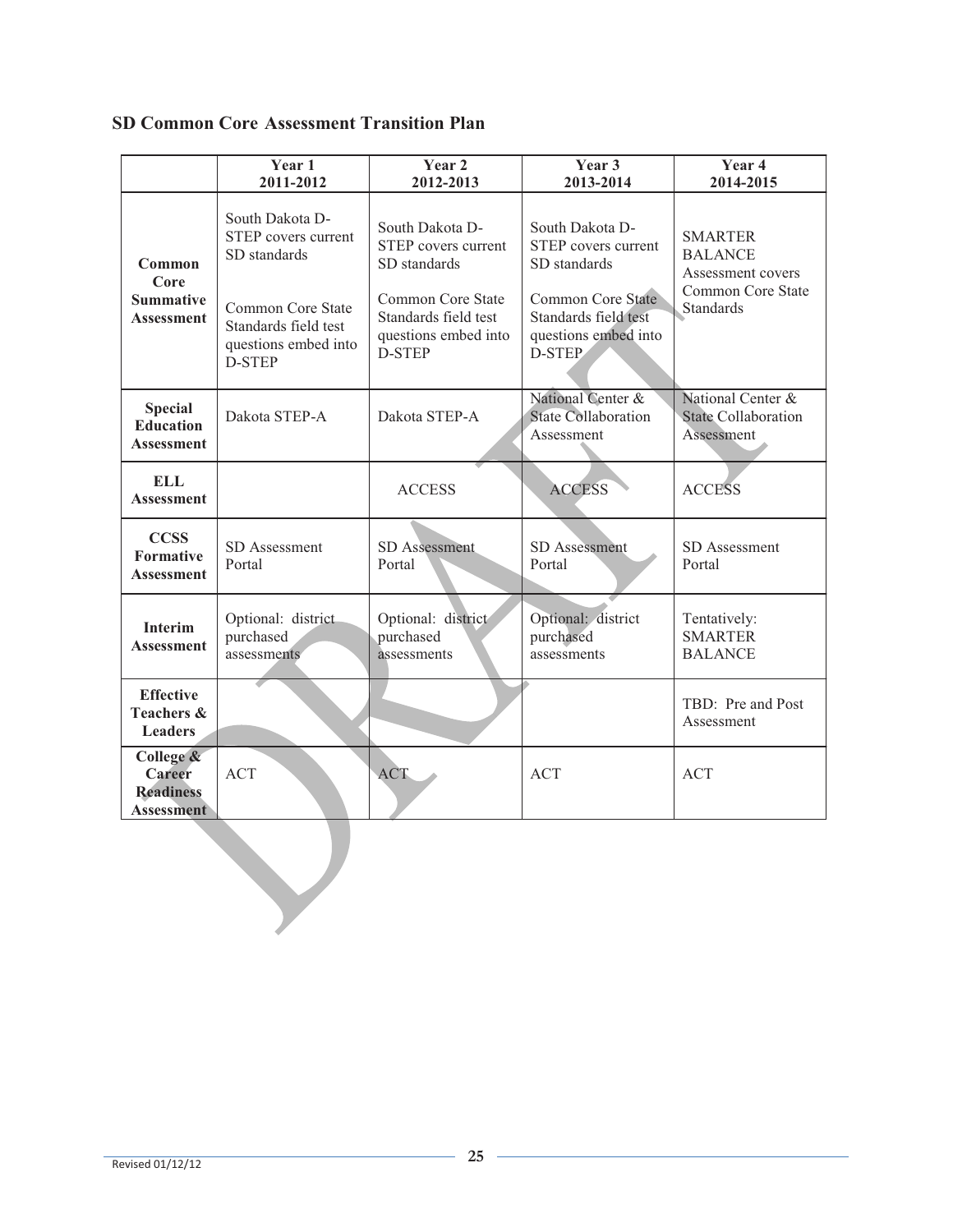## SD Common Core Assessment Transition Plan

| | Year 1 2011-2012 | Year 2 2012-2013 | Year 3 2013-2014 | Year 4 2014-2015 |
|---|---|---|---|---|
| **Common Core Summative Assessment** | South Dakota D-STEP covers current SD standards<br><br>Common Core State Standards field test questions embed into D-STEP | South Dakota D-STEP covers current SD standards<br><br>Common Core State Standards field test questions embed into D-STEP | South Dakota D-STEP covers current SD standards<br><br>Common Core State Standards field test questions embed into D-STEP | SMARTER BALANCE Assessment covers Common Core State Standards |
| **Special Education Assessment** | Dakota STEP-A | Dakota STEP-A | National Center & State Collaboration Assessment | National Center & State Collaboration Assessment |
| **ELL Assessment** | | ACCESS | ACCESS | ACCESS |
| **CCSS Formative Assessment** | SD Assessment Portal | SD Assessment Portal | SD Assessment Portal | SD Assessment Portal |
| **Interim Assessment** | Optional: district purchased assessments | Optional: district purchased assessments | Optional: district purchased assessments | Tentatively: SMARTER BALANCE |
| **Effective Teachers & Leaders** | | | | TBD: Pre and Post Assessment |
| **College & Career Readiness Assessment** | ACT | ACT | ACT | ACT |

Revised 01/12/12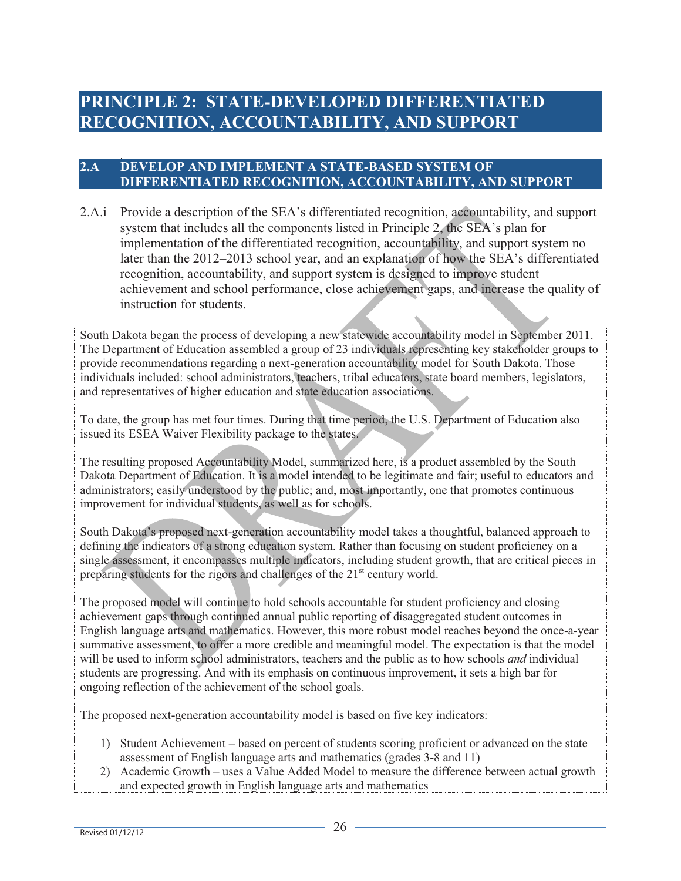# PRINCIPLE 2: STATE-DEVELOPED DIFFERENTIATED RECOGNITION, ACCOUNTABILITY, AND SUPPORT

## 2.A DEVELOP AND IMPLEMENT A STATE-BASED SYSTEM OF DIFFERENTIATED RECOGNITION, ACCOUNTABILITY, AND SUPPORT

2.A.i Provide a description of the SEA's differentiated recognition, accountability, and support system that includes all the components listed in Principle 2, the SEA's plan for implementation of the differentiated recognition, accountability, and support system no later than the 2012–2013 school year, and an explanation of how the SEA's differentiated recognition, accountability, and support system is designed to improve student achievement and school performance, close achievement gaps, and increase the quality of instruction for students.

South Dakota began the process of developing a new statewide accountability model in September 2011. The Department of Education assembled a group of 23 individuals representing key stakeholder groups to provide recommendations regarding a next-generation accountability model for South Dakota. Those individuals included: school administrators, teachers, tribal educators, state board members, legislators, and representatives of higher education and state education associations.

To date, the group has met four times. During that time period, the U.S. Department of Education also issued its ESEA Waiver Flexibility package to the states.

The resulting proposed Accountability Model, summarized here, is a product assembled by the South Dakota Department of Education. It is a model intended to be legitimate and fair; useful to educators and administrators; easily understood by the public; and, most importantly, one that promotes continuous improvement for individual students, as well as for schools.

South Dakota's proposed next-generation accountability model takes a thoughtful, balanced approach to defining the indicators of a strong education system. Rather than focusing on student proficiency on a single assessment, it encompasses multiple indicators, including student growth, that are critical pieces in preparing students for the rigors and challenges of the 21st century world.

The proposed model will continue to hold schools accountable for student proficiency and closing achievement gaps through continued annual public reporting of disaggregated student outcomes in English language arts and mathematics. However, this more robust model reaches beyond the once-a-year summative assessment, to offer a more credible and meaningful model. The expectation is that the model will be used to inform school administrators, teachers and the public as to how schools *and* individual students are progressing. And with its emphasis on continuous improvement, it sets a high bar for ongoing reflection of the achievement of the school goals.

The proposed next-generation accountability model is based on five key indicators:

1) Student Achievement – based on percent of students scoring proficient or advanced on the state assessment of English language arts and mathematics (grades 3-8 and 11)
2) Academic Growth – uses a Value Added Model to measure the difference between actual growth and expected growth in English language arts and mathematics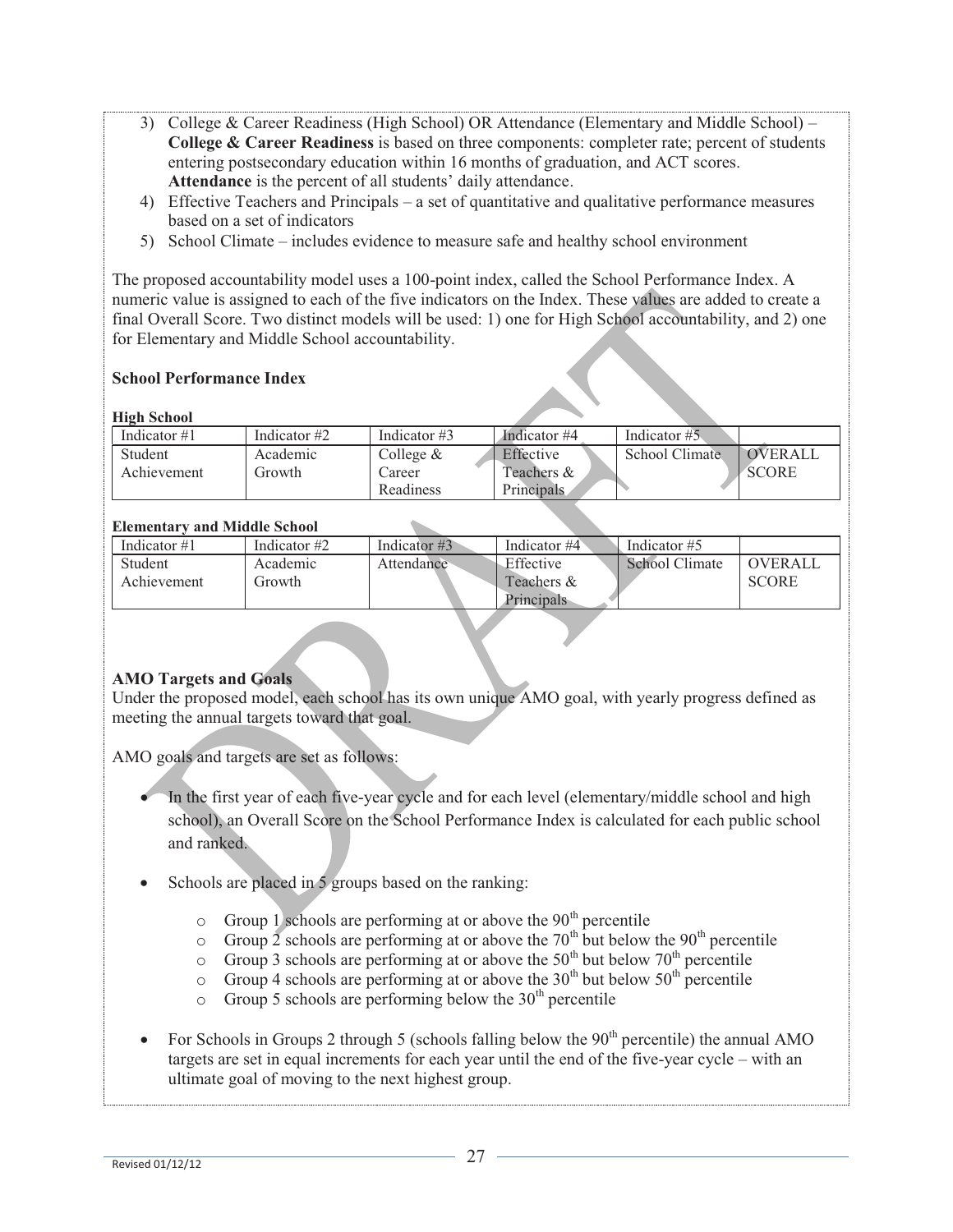3) College & Career Readiness (High School) OR Attendance (Elementary and Middle School) – **College & Career Readiness** is based on three components: completer rate; percent of students entering postsecondary education within 16 months of graduation, and ACT scores. **Attendance** is the percent of all students' daily attendance.
4) Effective Teachers and Principals – a set of quantitative and qualitative performance measures based on a set of indicators
5) School Climate – includes evidence to measure safe and healthy school environment

The proposed accountability model uses a 100-point index, called the School Performance Index. A numeric value is assigned to each of the five indicators on the Index. These values are added to create a final Overall Score. Two distinct models will be used: 1) one for High School accountability, and 2) one for Elementary and Middle School accountability.

**School Performance Index**

**High School**

| Indicator #1 | Indicator #2 | Indicator #3 | Indicator #4 | Indicator #5 | |
|---|---|---|---|---|---|
| Student Achievement | Academic Growth | College & Career Readiness | Effective Teachers & Principals | School Climate | OVERALL SCORE |

**Elementary and Middle School**

| Indicator #1 | Indicator #2 | Indicator #3 | Indicator #4 | Indicator #5 | |
|---|---|---|---|---|---|
| Student Achievement | Academic Growth | Attendance | Effective Teachers & Principals | School Climate | OVERALL SCORE |

**AMO Targets and Goals**

Under the proposed model, each school has its own unique AMO goal, with yearly progress defined as meeting the annual targets toward that goal.

AMO goals and targets are set as follows:

- In the first year of each five-year cycle and for each level (elementary/middle school and high school), an Overall Score on the School Performance Index is calculated for each public school and ranked.
- Schools are placed in 5 groups based on the ranking:
  - Group 1 schools are performing at or above the 90th percentile
  - Group 2 schools are performing at or above the 70th but below the 90th percentile
  - Group 3 schools are performing at or above the 50th but below 70th percentile
  - Group 4 schools are performing at or above the 30th but below 50th percentile
  - Group 5 schools are performing below the 30th percentile
- For Schools in Groups 2 through 5 (schools falling below the 90th percentile) the annual AMO targets are set in equal increments for each year until the end of the five-year cycle – with an ultimate goal of moving to the next highest group.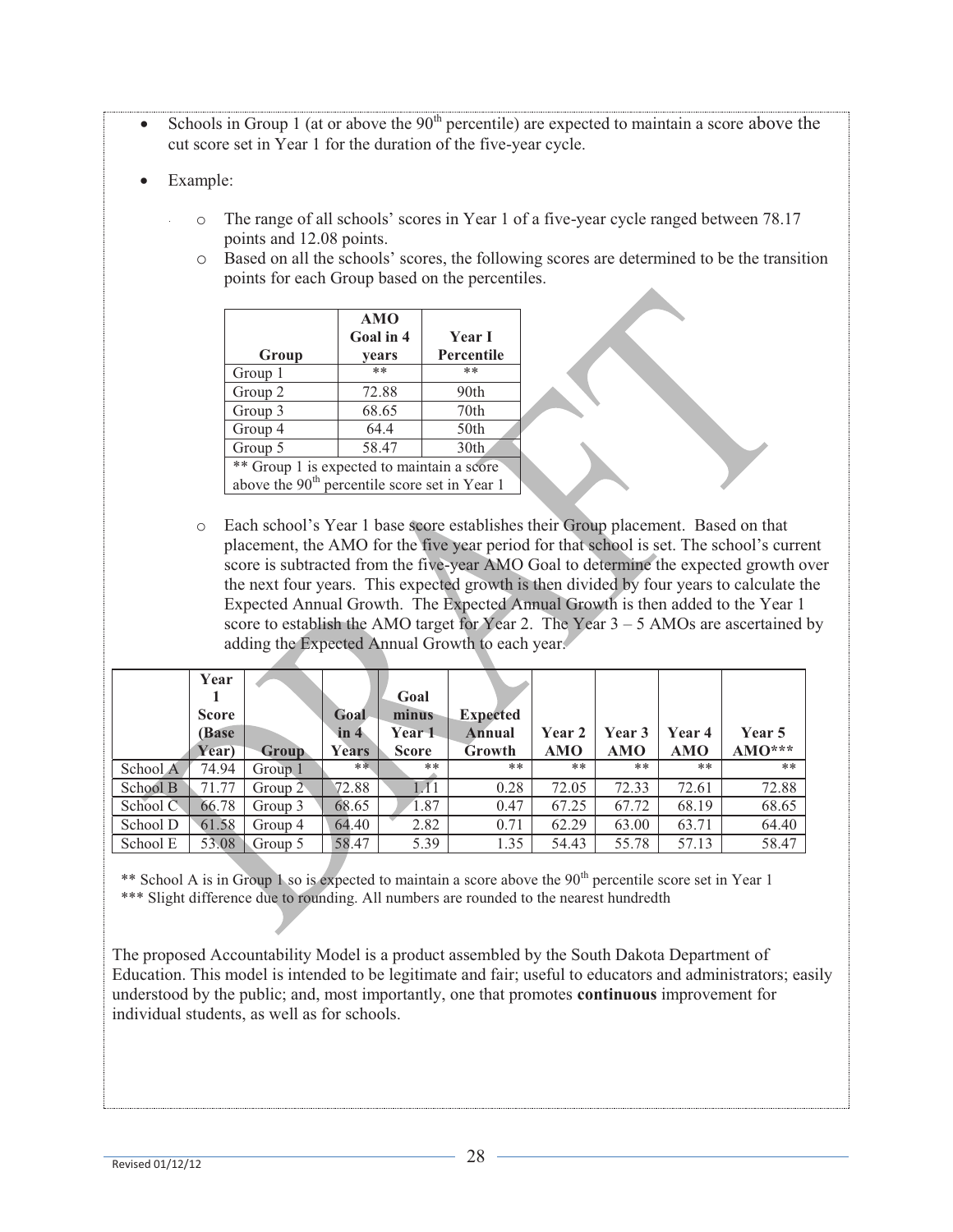- Schools in Group 1 (at or above the 90th percentile) are expected to maintain a score above the cut score set in Year 1 for the duration of the five-year cycle.
- Example:
  - The range of all schools' scores in Year 1 of a five-year cycle ranged between 78.17 points and 12.08 points.
  - Based on all the schools' scores, the following scores are determined to be the transition points for each Group based on the percentiles.

| Group | AMO Goal in 4 years | Year I Percentile |
|---|---|---|
| Group 1 | ** | ** |
| Group 2 | 72.88 | 90th |
| Group 3 | 68.65 | 70th |
| Group 4 | 64.4 | 50th |
| Group 5 | 58.47 | 30th |
| ** Group 1 is expected to maintain a score above the 90th percentile score set in Year 1 | | |

  - Each school's Year 1 base score establishes their Group placement. Based on that placement, the AMO for the five year period for that school is set. The school's current score is subtracted from the five-year AMO Goal to determine the expected growth over the next four years. This expected growth is then divided by four years to calculate the Expected Annual Growth. The Expected Annual Growth is then added to the Year 1 score to establish the AMO target for Year 2. The Year 3 – 5 AMOs are ascertained by adding the Expected Annual Growth to each year.

| | Year 1 Score (Base Year) | Group | Goal in 4 Years | Goal minus Year 1 Score | Expected Annual Growth | Year 2 AMO | Year 3 AMO | Year 4 AMO | Year 5 AMO*** |
|---|---|---|---|---|---|---|---|---|---|
| School A | 74.94 | Group 1 | ** | ** | ** | ** | ** | ** | ** |
| School B | 71.77 | Group 2 | 72.88 | 1.11 | 0.28 | 72.05 | 72.33 | 72.61 | 72.88 |
| School C | 66.78 | Group 3 | 68.65 | 1.87 | 0.47 | 67.25 | 67.72 | 68.19 | 68.65 |
| School D | 61.58 | Group 4 | 64.40 | 2.82 | 0.71 | 62.29 | 63.00 | 63.71 | 64.40 |
| School E | 53.08 | Group 5 | 58.47 | 5.39 | 1.35 | 54.43 | 55.78 | 57.13 | 58.47 |

** School A is in Group 1 so is expected to maintain a score above the 90th percentile score set in Year 1
*** Slight difference due to rounding. All numbers are rounded to the nearest hundredth

The proposed Accountability Model is a product assembled by the South Dakota Department of Education. This model is intended to be legitimate and fair; useful to educators and administrators; easily understood by the public; and, most importantly, one that promotes **continuous** improvement for individual students, as well as for schools.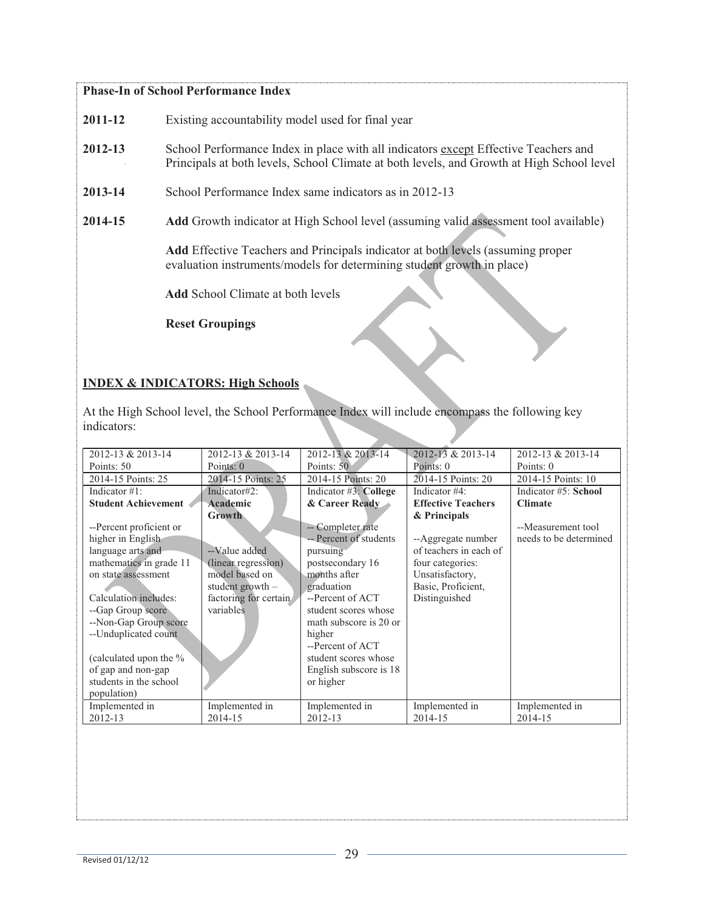**Phase-In of School Performance Index**

**2011-12** Existing accountability model used for final year

**2012-13** School Performance Index in place with all indicators except Effective Teachers and Principals at both levels, School Climate at both levels, and Growth at High School level

**2013-14** School Performance Index same indicators as in 2012-13

**2014-15** **Add** Growth indicator at High School level (assuming valid assessment tool available)

**Add** Effective Teachers and Principals indicator at both levels (assuming proper evaluation instruments/models for determining student growth in place)

**Add** School Climate at both levels

**Reset Groupings**

## INDEX & INDICATORS: High Schools

At the High School level, the School Performance Index will include encompass the following key indicators:

| 2012-13 & 2013-14 Points: 50 | 2012-13 & 2013-14 Points: 0 | 2012-13 & 2013-14 Points: 50 | 2012-13 & 2013-14 Points: 0 | 2012-13 & 2013-14 Points: 0 |
|---|---|---|---|---|
| 2014-15 Points: 25 | 2014-15 Points: 25 | 2014-15 Points: 20 | 2014-15 Points: 20 | 2014-15 Points: 10 |
| Indicator #1: **Student Achievement**<br><br>--Percent proficient or higher in English language arts and mathematics in grade 11 on state assessment<br><br>Calculation includes:<br>--Gap Group score<br>--Non-Gap Group score<br>--Unduplicated count<br><br>(calculated upon the % of gap and non-gap students in the school population) | Indicator#2: **Academic Growth**<br><br>--Value added (linear regression) model based on student growth – factoring for certain variables | Indicator #3: **College & Career Ready**<br><br>-- Completer rate<br>-- Percent of students pursuing postsecondary 16 months after graduation<br>--Percent of ACT student scores whose math subscore is 20 or higher<br>--Percent of ACT student scores whose English subscore is 18 or higher | Indicator #4: **Effective Teachers & Principals**<br><br>--Aggregate number of teachers in each of four categories: Unsatisfactory, Basic, Proficient, Distinguished | Indicator #5: **School Climate**<br><br>--Measurement tool needs to be determined |
| Implemented in 2012-13 | Implemented in 2014-15 | Implemented in 2012-13 | Implemented in 2014-15 | Implemented in 2014-15 |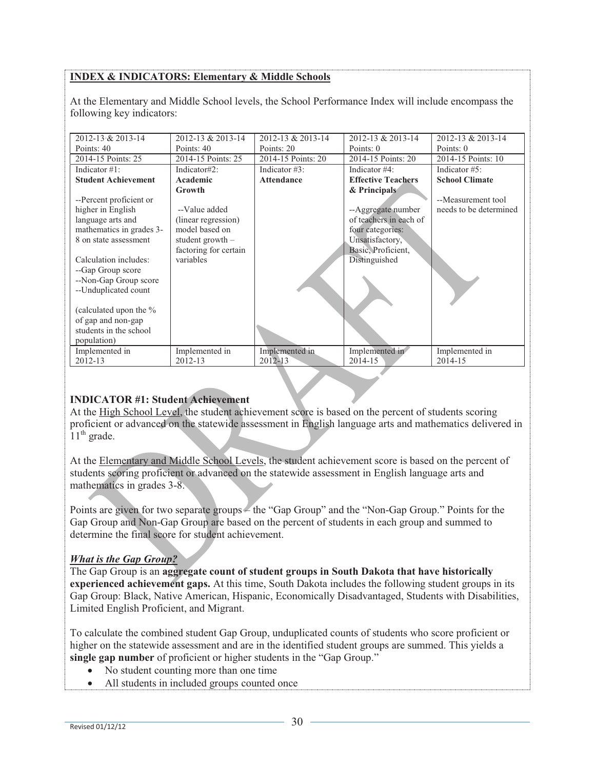**INDEX & INDICATORS: Elementary & Middle Schools**

At the Elementary and Middle School levels, the School Performance Index will include encompass the following key indicators:

| 2012-13 & 2013-14 Points: 40 | 2012-13 & 2013-14 Points: 40 | 2012-13 & 2013-14 Points: 20 | 2012-13 & 2013-14 Points: 0 | 2012-13 & 2013-14 Points: 0 |
|---|---|---|---|---|
| 2014-15 Points: 25 | 2014-15 Points: 25 | 2014-15 Points: 20 | 2014-15 Points: 20 | 2014-15 Points: 10 |
| Indicator #1: **Student Achievement**<br><br>--Percent proficient or higher in English language arts and mathematics in grades 3-8 on state assessment<br><br>Calculation includes:<br>--Gap Group score<br>--Non-Gap Group score<br>--Unduplicated count<br><br>(calculated upon the % of gap and non-gap students in the school population) | Indicator#2: **Academic Growth**<br><br>--Value added (linear regression) model based on student growth – factoring for certain variables | Indicator #3: **Attendance** | Indicator #4: **Effective Teachers & Principals**<br><br>--Aggregate number of teachers in each of four categories: Unsatisfactory, Basic, Proficient, Distinguished | Indicator #5: **School Climate**<br><br>--Measurement tool needs to be determined |
| Implemented in 2012-13 | Implemented in 2012-13 | Implemented in 2012-13 | Implemented in 2014-15 | Implemented in 2014-15 |

**INDICATOR #1: Student Achievement**

At the High School Level, the student achievement score is based on the percent of students scoring proficient or advanced on the statewide assessment in English language arts and mathematics delivered in 11th grade.

At the Elementary and Middle School Levels, the student achievement score is based on the percent of students scoring proficient or advanced on the statewide assessment in English language arts and mathematics in grades 3-8.

Points are given for two separate groups – the "Gap Group" and the "Non-Gap Group." Points for the Gap Group and Non-Gap Group are based on the percent of students in each group and summed to determine the final score for student achievement.

***What is the Gap Group?***

The Gap Group is an **aggregate count of student groups in South Dakota that have historically experienced achievement gaps.** At this time, South Dakota includes the following student groups in its Gap Group: Black, Native American, Hispanic, Economically Disadvantaged, Students with Disabilities, Limited English Proficient, and Migrant.

To calculate the combined student Gap Group, unduplicated counts of students who score proficient or higher on the statewide assessment and are in the identified student groups are summed. This yields a **single gap number** of proficient or higher students in the "Gap Group."

- No student counting more than one time
- All students in included groups counted once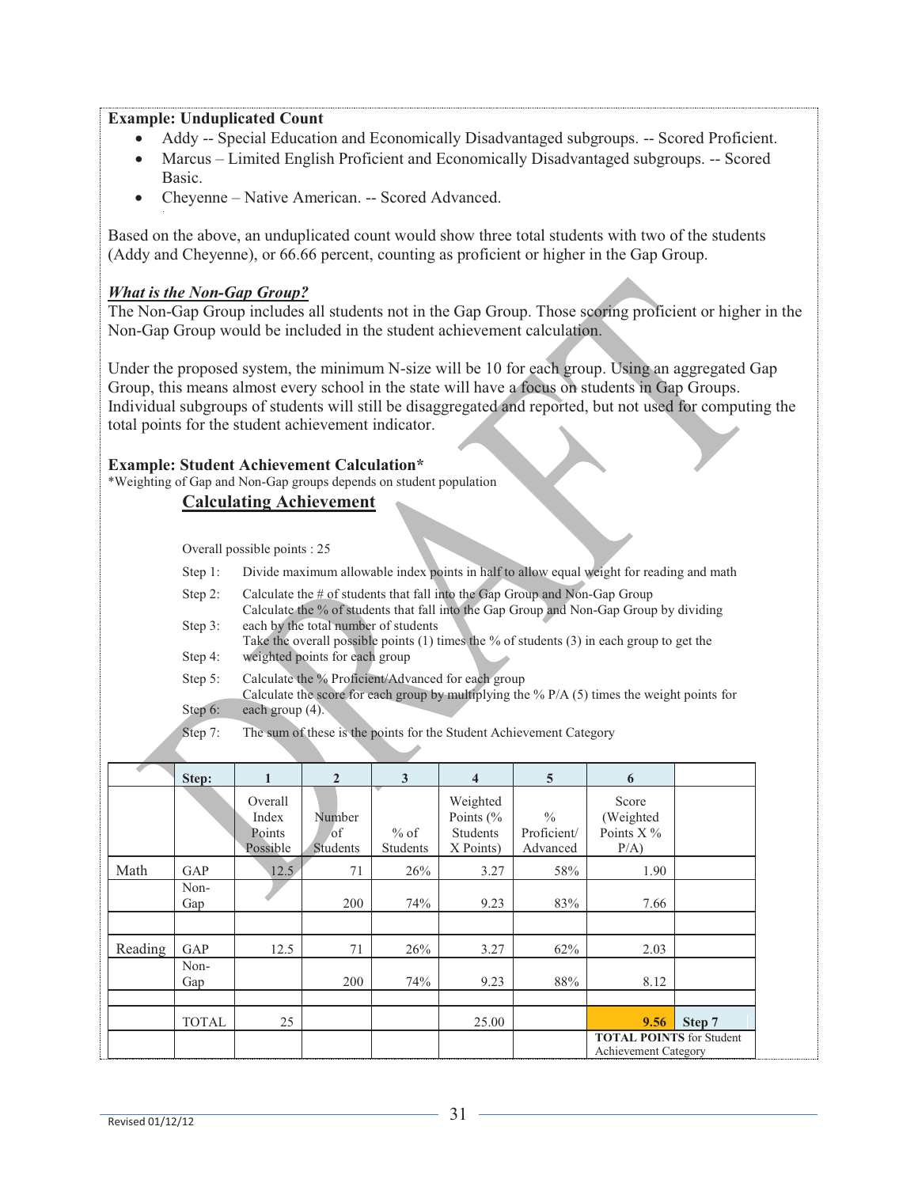**Example: Unduplicated Count**

- Addy -- Special Education and Economically Disadvantaged subgroups. -- Scored Proficient.
- Marcus – Limited English Proficient and Economically Disadvantaged subgroups. -- Scored Basic.
- Cheyenne – Native American. -- Scored Advanced.

Based on the above, an unduplicated count would show three total students with two of the students (Addy and Cheyenne), or 66.66 percent, counting as proficient or higher in the Gap Group.

***What is the Non-Gap Group?***

The Non-Gap Group includes all students not in the Gap Group. Those scoring proficient or higher in the Non-Gap Group would be included in the student achievement calculation.

Under the proposed system, the minimum N-size will be 10 for each group. Using an aggregated Gap Group, this means almost every school in the state will have a focus on students in Gap Groups. Individual subgroups of students will still be disaggregated and reported, but not used for computing the total points for the student achievement indicator.

**Example: Student Achievement Calculation***

*Weighting of Gap and Non-Gap groups depends on student population

**Calculating Achievement**

Overall possible points : 25

Step 1: Divide maximum allowable index points in half to allow equal weight for reading and math

Step 2: Calculate the # of students that fall into the Gap Group and Non-Gap Group

Step 3: Calculate the % of students that fall into the Gap Group and Non-Gap Group by dividing each by the total number of students

Step 4: Take the overall possible points (1) times the % of students (3) in each group to get the weighted points for each group

Step 5: Calculate the % Proficient/Advanced for each group

Step 6: Calculate the score for each group by multiplying the % P/A (5) times the weight points for each group (4).

Step 7: The sum of these is the points for the Student Achievement Category

| | Step: | 1 | 2 | 3 | 4 | 5 | 6 | |
|---|---|---|---|---|---|---|---|---|
| | | Overall Index Points Possible | Number of Students | % of Students | Weighted Points (% Students X Points) | % Proficient/ Advanced | Score (Weighted Points X % P/A) | |
| Math | GAP | 12.5 | 71 | 26% | 3.27 | 58% | 1.90 | |
| | Non-Gap | | 200 | 74% | 9.23 | 83% | 7.66 | |
| | | | | | | | | |
| Reading | GAP | 12.5 | 71 | 26% | 3.27 | 62% | 2.03 | |
| | Non-Gap | | 200 | 74% | 9.23 | 88% | 8.12 | |
| | | | | | | | | |
| | TOTAL | 25 | | | 25.00 | | 9.56 | Step 7 |
| | | | | | | | **TOTAL POINTS** for Student Achievement Category | |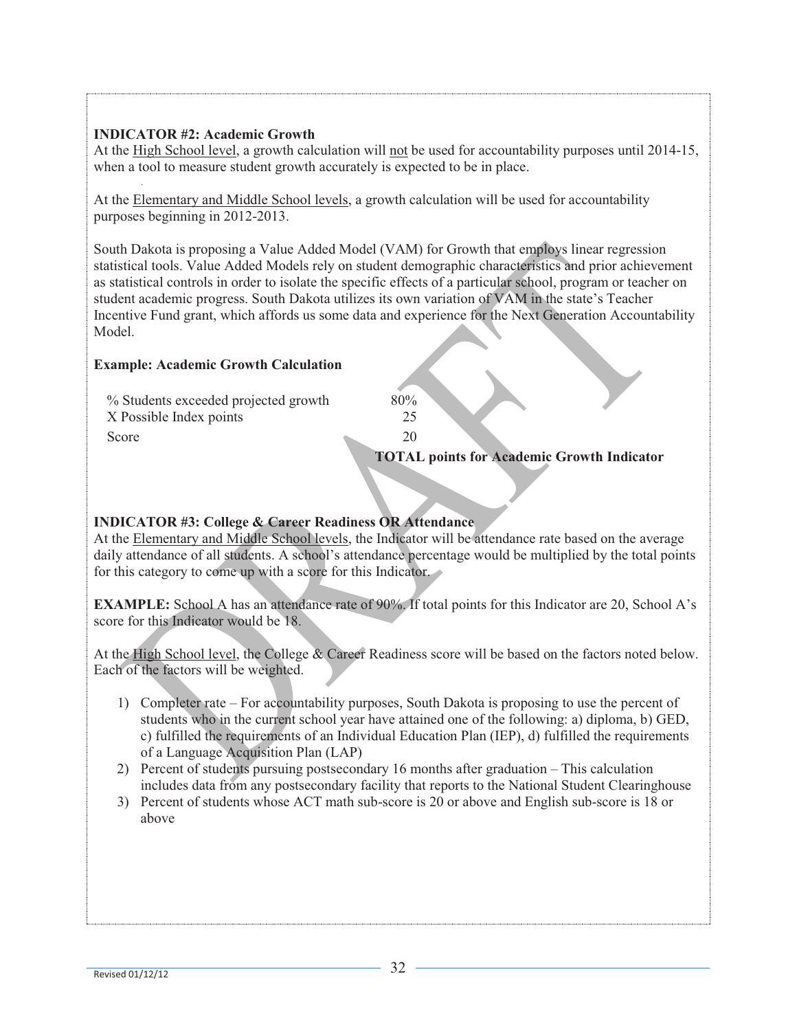**INDICATOR #2: Academic Growth**

At the High School level, a growth calculation will not be used for accountability purposes until 2014-15, when a tool to measure student growth accurately is expected to be in place.

At the Elementary and Middle School levels, a growth calculation will be used for accountability purposes beginning in 2012-2013.

South Dakota is proposing a Value Added Model (VAM) for Growth that employs linear regression statistical tools. Value Added Models rely on student demographic characteristics and prior achievement as statistical controls in order to isolate the specific effects of a particular school, program or teacher on student academic progress. South Dakota utilizes its own variation of VAM in the state's Teacher Incentive Fund grant, which affords us some data and experience for the Next Generation Accountability Model.

**Example: Academic Growth Calculation**

| | |
|---|---|
| % Students exceeded projected growth | 80% |
| X Possible Index points | 25 |
| Score | 20 |

**TOTAL points for Academic Growth Indicator**

**INDICATOR #3: College & Career Readiness OR Attendance**

At the Elementary and Middle School levels, the Indicator will be attendance rate based on the average daily attendance of all students. A school's attendance percentage would be multiplied by the total points for this category to come up with a score for this Indicator.

**EXAMPLE:** School A has an attendance rate of 90%. If total points for this Indicator are 20, School A's score for this Indicator would be 18.

At the High School level, the College & Career Readiness score will be based on the factors noted below. Each of the factors will be weighted.

1) Completer rate – For accountability purposes, South Dakota is proposing to use the percent of students who in the current school year have attained one of the following: a) diploma, b) GED, c) fulfilled the requirements of an Individual Education Plan (IEP), d) fulfilled the requirements of a Language Acquisition Plan (LAP)
2) Percent of students pursuing postsecondary 16 months after graduation – This calculation includes data from any postsecondary facility that reports to the National Student Clearinghouse
3) Percent of students whose ACT math sub-score is 20 or above and English sub-score is 18 or above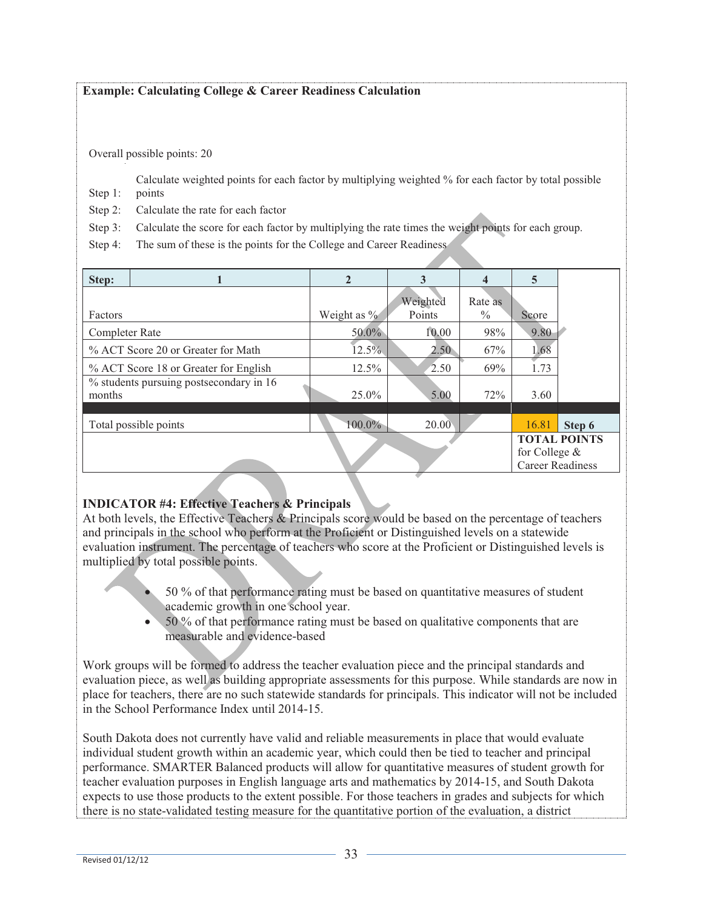**Example: Calculating College & Career Readiness Calculation**

Overall possible points: 20

Step 1: Calculate weighted points for each factor by multiplying weighted % for each factor by total possible points

Step 2: Calculate the rate for each factor

Step 3: Calculate the score for each factor by multiplying the rate times the weight points for each group.

Step 4: The sum of these is the points for the College and Career Readiness

| Step: 1 | 2 | 3 | 4 | 5 | |
|---|---|---|---|---|---|
| Factors | Weight as % | Weighted Points | Rate as % | Score | |
| Completer Rate | 50.0% | 10.00 | 98% | 9.80 | |
| % ACT Score 20 or Greater for Math | 12.5% | 2.50 | 67% | 1.68 | |
| % ACT Score 18 or Greater for English | 12.5% | 2.50 | 69% | 1.73 | |
| % students pursuing postsecondary in 16 months | 25.0% | 5.00 | 72% | 3.60 | |
| | | | | | |
| Total possible points | 100.0% | 20.00 | | 16.81 | Step 6 |
| | | | | **TOTAL POINTS** for College & Career Readiness | |

**INDICATOR #4: Effective Teachers & Principals**

At both levels, the Effective Teachers & Principals score would be based on the percentage of teachers and principals in the school who perform at the Proficient or Distinguished levels on a statewide evaluation instrument. The percentage of teachers who score at the Proficient or Distinguished levels is multiplied by total possible points.

- 50 % of that performance rating must be based on quantitative measures of student academic growth in one school year.
- 50 % of that performance rating must be based on qualitative components that are measurable and evidence-based

Work groups will be formed to address the teacher evaluation piece and the principal standards and evaluation piece, as well as building appropriate assessments for this purpose. While standards are now in place for teachers, there are no such statewide standards for principals. This indicator will not be included in the School Performance Index until 2014-15.

South Dakota does not currently have valid and reliable measurements in place that would evaluate individual student growth within an academic year, which could then be tied to teacher and principal performance. SMARTER Balanced products will allow for quantitative measures of student growth for teacher evaluation purposes in English language arts and mathematics by 2014-15, and South Dakota expects to use those products to the extent possible. For those teachers in grades and subjects for which there is no state-validated testing measure for the quantitative portion of the evaluation, a district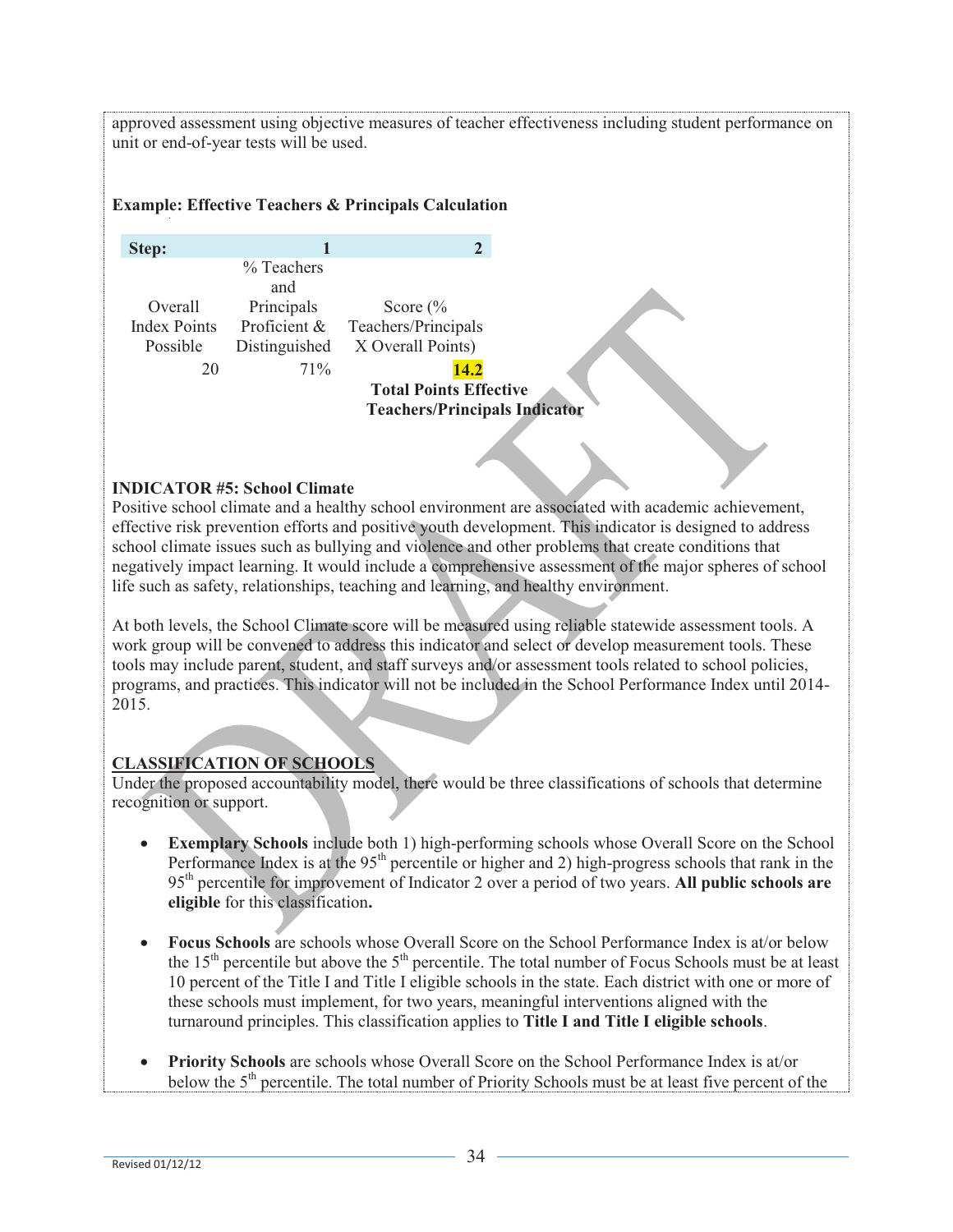approved assessment using objective measures of teacher effectiveness including student performance on unit or end-of-year tests will be used.

**Example: Effective Teachers & Principals Calculation**

| Step: | 1 | 2 |
|---|---|---|
| Overall Index Points Possible | % Teachers and Principals Proficient & Distinguished | Score (% Teachers/Principals X Overall Points) |
| 20 | 71% | **14.2** |
| | | **Total Points Effective Teachers/Principals Indicator** |

**INDICATOR #5: School Climate**

Positive school climate and a healthy school environment are associated with academic achievement, effective risk prevention efforts and positive youth development. This indicator is designed to address school climate issues such as bullying and violence and other problems that create conditions that negatively impact learning. It would include a comprehensive assessment of the major spheres of school life such as safety, relationships, teaching and learning, and healthy environment.

At both levels, the School Climate score will be measured using reliable statewide assessment tools. A work group will be convened to address this indicator and select or develop measurement tools. These tools may include parent, student, and staff surveys and/or assessment tools related to school policies, programs, and practices. This indicator will not be included in the School Performance Index until 2014-2015.

**CLASSIFICATION OF SCHOOLS**

Under the proposed accountability model, there would be three classifications of schools that determine recognition or support.

- **Exemplary Schools** include both 1) high-performing schools whose Overall Score on the School Performance Index is at the 95th percentile or higher and 2) high-progress schools that rank in the 95th percentile for improvement of Indicator 2 over a period of two years. **All public schools are eligible** for this classification**.**

- **Focus Schools** are schools whose Overall Score on the School Performance Index is at/or below the 15th percentile but above the 5th percentile. The total number of Focus Schools must be at least 10 percent of the Title I and Title I eligible schools in the state. Each district with one or more of these schools must implement, for two years, meaningful interventions aligned with the turnaround principles. This classification applies to **Title I and Title I eligible schools**.

- **Priority Schools** are schools whose Overall Score on the School Performance Index is at/or below the 5th percentile. The total number of Priority Schools must be at least five percent of the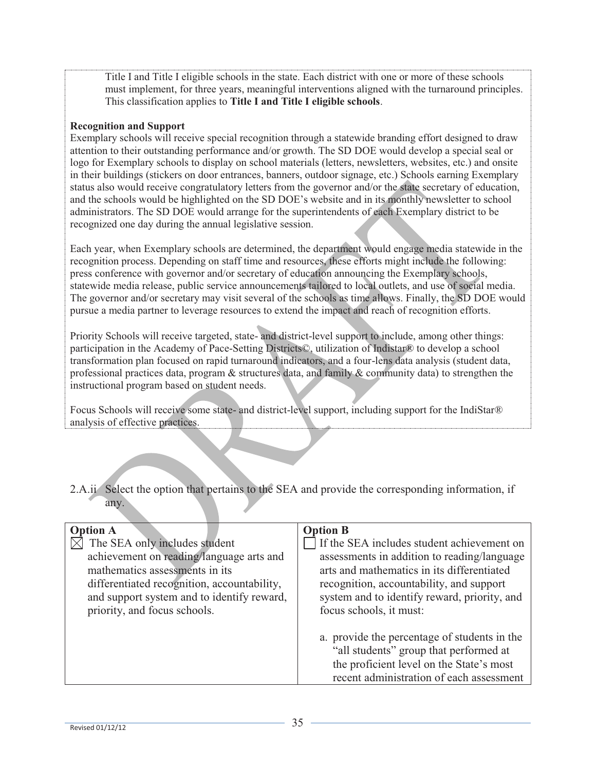Title I and Title I eligible schools in the state. Each district with one or more of these schools must implement, for three years, meaningful interventions aligned with the turnaround principles. This classification applies to **Title I and Title I eligible schools**.

**Recognition and Support**

Exemplary schools will receive special recognition through a statewide branding effort designed to draw attention to their outstanding performance and/or growth. The SD DOE would develop a special seal or logo for Exemplary schools to display on school materials (letters, newsletters, websites, etc.) and onsite in their buildings (stickers on door entrances, banners, outdoor signage, etc.) Schools earning Exemplary status also would receive congratulatory letters from the governor and/or the state secretary of education, and the schools would be highlighted on the SD DOE's website and in its monthly newsletter to school administrators. The SD DOE would arrange for the superintendents of each Exemplary district to be recognized one day during the annual legislative session.

Each year, when Exemplary schools are determined, the department would engage media statewide in the recognition process. Depending on staff time and resources, these efforts might include the following: press conference with governor and/or secretary of education announcing the Exemplary schools, statewide media release, public service announcements tailored to local outlets, and use of social media. The governor and/or secretary may visit several of the schools as time allows. Finally, the SD DOE would pursue a media partner to leverage resources to extend the impact and reach of recognition efforts.

Priority Schools will receive targeted, state- and district-level support to include, among other things: participation in the Academy of Pace-Setting Districts©, utilization of Indistar® to develop a school transformation plan focused on rapid turnaround indicators, and a four-lens data analysis (student data, professional practices data, program & structures data, and family & community data) to strengthen the instructional program based on student needs.

Focus Schools will receive some state- and district-level support, including support for the IndiStar® analysis of effective practices.

2.A.ii Select the option that pertains to the SEA and provide the corresponding information, if any.

| **Option A** | **Option B** |
|---|---|
| ☒ The SEA only includes student achievement on reading/language arts and mathematics assessments in its differentiated recognition, accountability, and support system and to identify reward, priority, and focus schools. | ☐ If the SEA includes student achievement on assessments in addition to reading/language arts and mathematics in its differentiated recognition, accountability, and support system and to identify reward, priority, and focus schools, it must:<br><br>a. provide the percentage of students in the "all students" group that performed at the proficient level on the State's most recent administration of each assessment |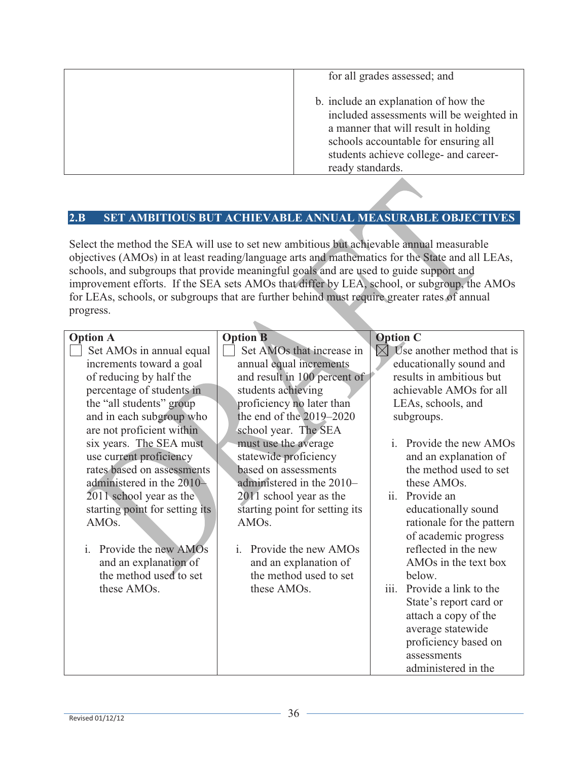| | |
|---|---|
| | for all grades assessed; and<br><br>b. include an explanation of how the included assessments will be weighted in a manner that will result in holding schools accountable for ensuring all students achieve college- and career-ready standards. |

## 2.B SET AMBITIOUS BUT ACHIEVABLE ANNUAL MEASURABLE OBJECTIVES

Select the method the SEA will use to set new ambitious but achievable annual measurable objectives (AMOs) in at least reading/language arts and mathematics for the State and all LEAs, schools, and subgroups that provide meaningful goals and are used to guide support and improvement efforts. If the SEA sets AMOs that differ by LEA, school, or subgroup, the AMOs for LEAs, schools, or subgroups that are further behind must require greater rates of annual progress.

| Option A | Option B | Option C |
|---|---|---|
| ☐ Set AMOs in annual equal increments toward a goal of reducing by half the percentage of students in the "all students" group and in each subgroup who are not proficient within six years. The SEA must use current proficiency rates based on assessments administered in the 2010–2011 school year as the starting point for setting its AMOs.<br><br>i. Provide the new AMOs and an explanation of the method used to set these AMOs. | ☐ Set AMOs that increase in annual equal increments and result in 100 percent of students achieving proficiency no later than the end of the 2019–2020 school year. The SEA must use the average statewide proficiency based on assessments administered in the 2010–2011 school year as the starting point for setting its AMOs.<br><br>i. Provide the new AMOs and an explanation of the method used to set these AMOs. | ☒ Use another method that is educationally sound and results in ambitious but achievable AMOs for all LEAs, schools, and subgroups.<br><br>i. Provide the new AMOs and an explanation of the method used to set these AMOs.<br>ii. Provide an educationally sound rationale for the pattern of academic progress reflected in the new AMOs in the text box below.<br>iii. Provide a link to the State's report card or attach a copy of the average statewide proficiency based on assessments administered in the |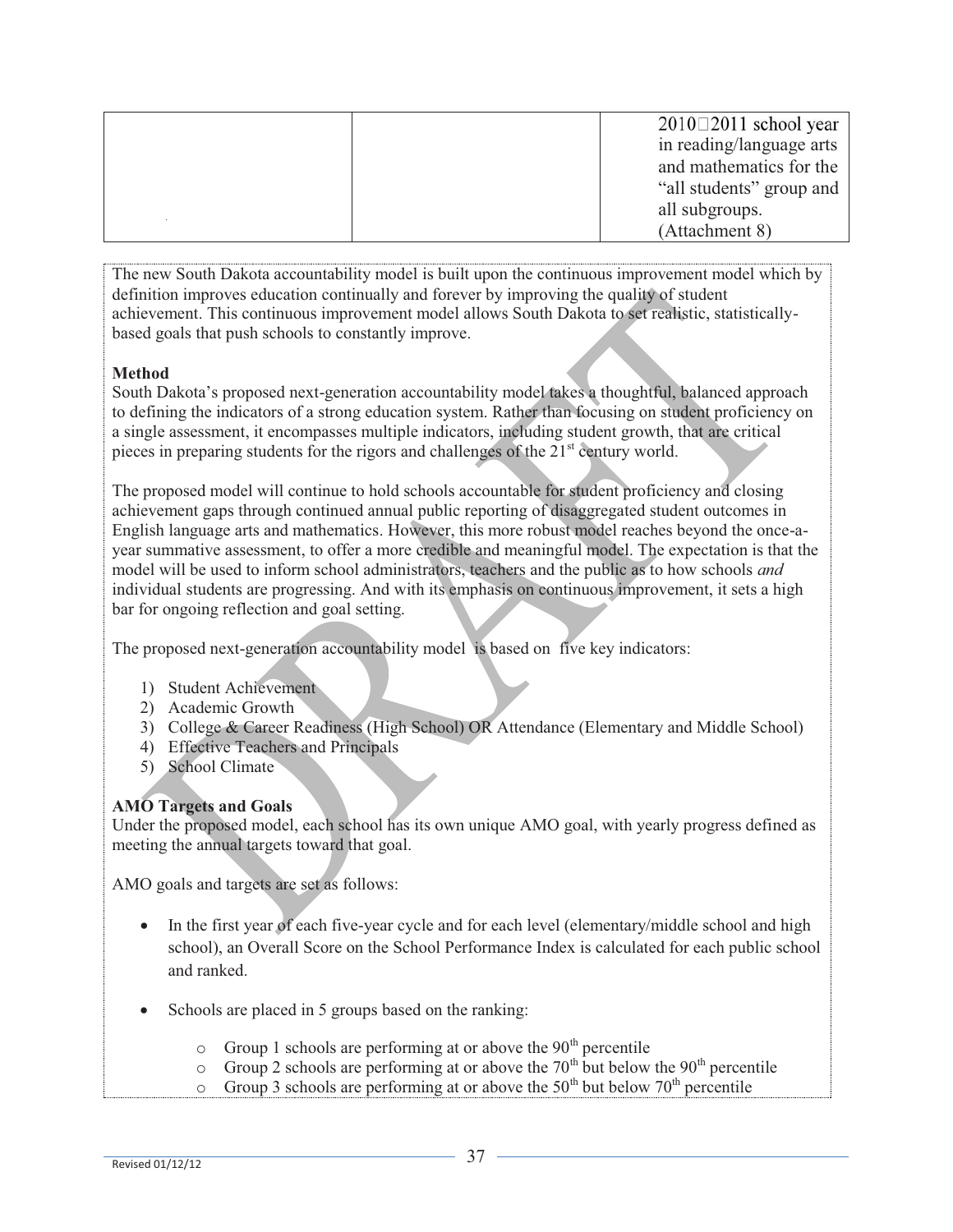|  |  | 2010□2011 school year in reading/language arts and mathematics for the "all students" group and all subgroups. (Attachment 8) |
| --- | --- | --- |

The new South Dakota accountability model is built upon the continuous improvement model which by definition improves education continually and forever by improving the quality of student achievement. This continuous improvement model allows South Dakota to set realistic, statistically-based goals that push schools to constantly improve.

**Method**

South Dakota's proposed next-generation accountability model takes a thoughtful, balanced approach to defining the indicators of a strong education system. Rather than focusing on student proficiency on a single assessment, it encompasses multiple indicators, including student growth, that are critical pieces in preparing students for the rigors and challenges of the 21st century world.

The proposed model will continue to hold schools accountable for student proficiency and closing achievement gaps through continued annual public reporting of disaggregated student outcomes in English language arts and mathematics. However, this more robust model reaches beyond the once-a-year summative assessment, to offer a more credible and meaningful model. The expectation is that the model will be used to inform school administrators, teachers and the public as to how schools *and* individual students are progressing. And with its emphasis on continuous improvement, it sets a high bar for ongoing reflection and goal setting.

The proposed next-generation accountability model is based on five key indicators:

1) Student Achievement
2) Academic Growth
3) College & Career Readiness (High School) OR Attendance (Elementary and Middle School)
4) Effective Teachers and Principals
5) School Climate

**AMO Targets and Goals**

Under the proposed model, each school has its own unique AMO goal, with yearly progress defined as meeting the annual targets toward that goal.

AMO goals and targets are set as follows:

- In the first year of each five-year cycle and for each level (elementary/middle school and high school), an Overall Score on the School Performance Index is calculated for each public school and ranked.
- Schools are placed in 5 groups based on the ranking:
  - Group 1 schools are performing at or above the 90th percentile
  - Group 2 schools are performing at or above the 70th but below the 90th percentile
  - Group 3 schools are performing at or above the 50th but below 70th percentile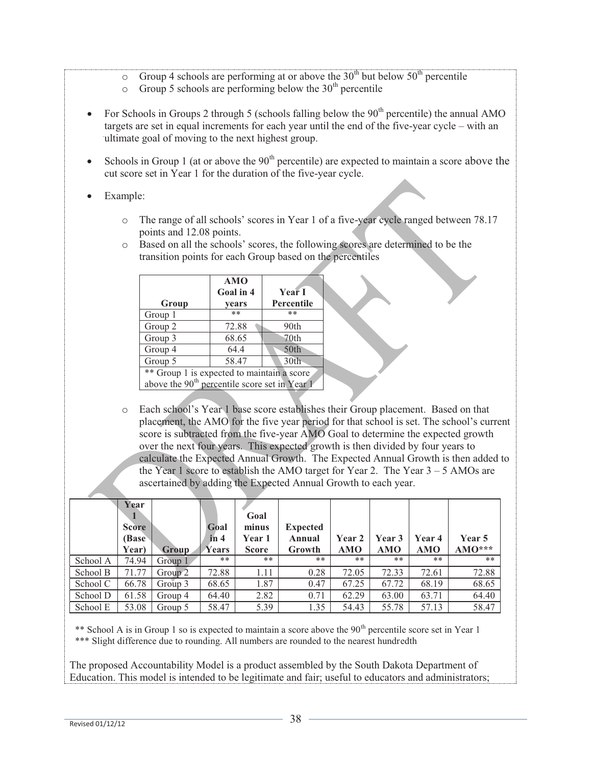- Group 4 schools are performing at or above the 30th but below 50th percentile
   - Group 5 schools are performing below the 30th percentile

- For Schools in Groups 2 through 5 (schools falling below the 90th percentile) the annual AMO targets are set in equal increments for each year until the end of the five-year cycle – with an ultimate goal of moving to the next highest group.

- Schools in Group 1 (at or above the 90th percentile) are expected to maintain a score above the cut score set in Year 1 for the duration of the five-year cycle.

- Example:

   - The range of all schools' scores in Year 1 of a five-year cycle ranged between 78.17 points and 12.08 points.
   - Based on all the schools' scores, the following scores are determined to be the transition points for each Group based on the percentiles

| Group | AMO Goal in 4 years | Year I Percentile |
|---|---|---|
| Group 1 | ** | ** |
| Group 2 | 72.88 | 90th |
| Group 3 | 68.65 | 70th |
| Group 4 | 64.4 | 50th |
| Group 5 | 58.47 | 30th |
| ** Group 1 is expected to maintain a score above the 90th percentile score set in Year 1 | | |

   - Each school's Year 1 base score establishes their Group placement. Based on that placement, the AMO for the five year period for that school is set. The school's current score is subtracted from the five-year AMO Goal to determine the expected growth over the next four years. This expected growth is then divided by four years to calculate the Expected Annual Growth. The Expected Annual Growth is then added to the Year 1 score to establish the AMO target for Year 2. The Year 3 – 5 AMOs are ascertained by adding the Expected Annual Growth to each year.

| | Year 1 Score (Base Year) | Group | Goal in 4 Years | Goal minus Year 1 Score | Expected Annual Growth | Year 2 AMO | Year 3 AMO | Year 4 AMO | Year 5 AMO*** |
|---|---|---|---|---|---|---|---|---|---|
| School A | 74.94 | Group 1 | ** | ** | ** | ** | ** | ** | ** |
| School B | 71.77 | Group 2 | 72.88 | 1.11 | 0.28 | 72.05 | 72.33 | 72.61 | 72.88 |
| School C | 66.78 | Group 3 | 68.65 | 1.87 | 0.47 | 67.25 | 67.72 | 68.19 | 68.65 |
| School D | 61.58 | Group 4 | 64.40 | 2.82 | 0.71 | 62.29 | 63.00 | 63.71 | 64.40 |
| School E | 53.08 | Group 5 | 58.47 | 5.39 | 1.35 | 54.43 | 55.78 | 57.13 | 58.47 |

** School A is in Group 1 so is expected to maintain a score above the 90th percentile score set in Year 1

*** Slight difference due to rounding. All numbers are rounded to the nearest hundredth

The proposed Accountability Model is a product assembled by the South Dakota Department of Education. This model is intended to be legitimate and fair; useful to educators and administrators;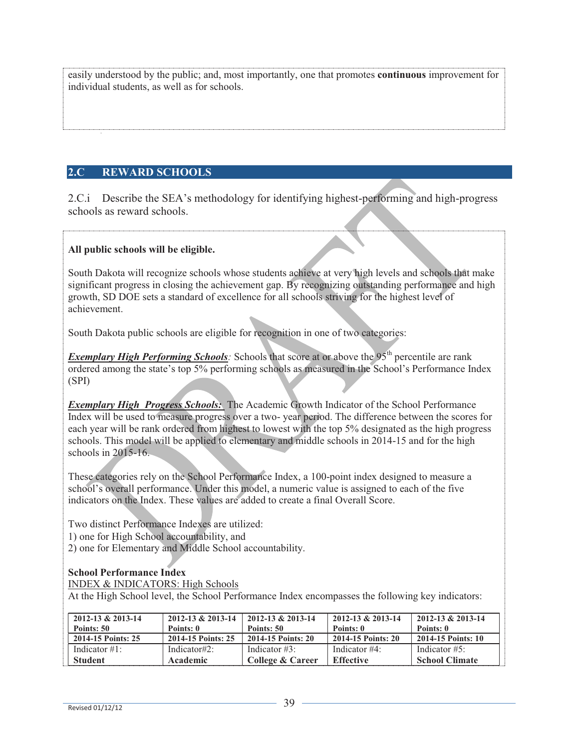easily understood by the public; and, most importantly, one that promotes **continuous** improvement for individual students, as well as for schools.

## 2.C REWARD SCHOOLS

2.C.i Describe the SEA's methodology for identifying highest-performing and high-progress schools as reward schools.

**All public schools will be eligible.**

South Dakota will recognize schools whose students achieve at very high levels and schools that make significant progress in closing the achievement gap. By recognizing outstanding performance and high growth, SD DOE sets a standard of excellence for all schools striving for the highest level of achievement.

South Dakota public schools are eligible for recognition in one of two categories:

***Exemplary High Performing Schools****:* Schools that score at or above the 95th percentile are rank ordered among the state's top 5% performing schools as measured in the School's Performance Index (SPI)

***Exemplary High Progress Schools:*** The Academic Growth Indicator of the School Performance Index will be used to measure progress over a two- year period. The difference between the scores for each year will be rank ordered from highest to lowest with the top 5% designated as the high progress schools. This model will be applied to elementary and middle schools in 2014-15 and for the high schools in 2015-16.

These categories rely on the School Performance Index, a 100-point index designed to measure a school's overall performance. Under this model, a numeric value is assigned to each of the five indicators on the Index. These values are added to create a final Overall Score.

Two distinct Performance Indexes are utilized:
1) one for High School accountability, and
2) one for Elementary and Middle School accountability.

**School Performance Index**

INDEX & INDICATORS: High Schools

At the High School level, the School Performance Index encompasses the following key indicators:

| **2012-13 & 2013-14 Points: 50** | **2012-13 & 2013-14 Points: 0** | **2012-13 & 2013-14 Points: 50** | **2012-13 & 2013-14 Points: 0** | **2012-13 & 2013-14 Points: 0** |
|---|---|---|---|---|
| **2014-15 Points: 25** | **2014-15 Points: 25** | **2014-15 Points: 20** | **2014-15 Points: 20** | **2014-15 Points: 10** |
| Indicator #1: **Student** | Indicator#2: **Academic** | Indicator #3: **College & Career** | Indicator #4: **Effective** | Indicator #5: **School Climate** |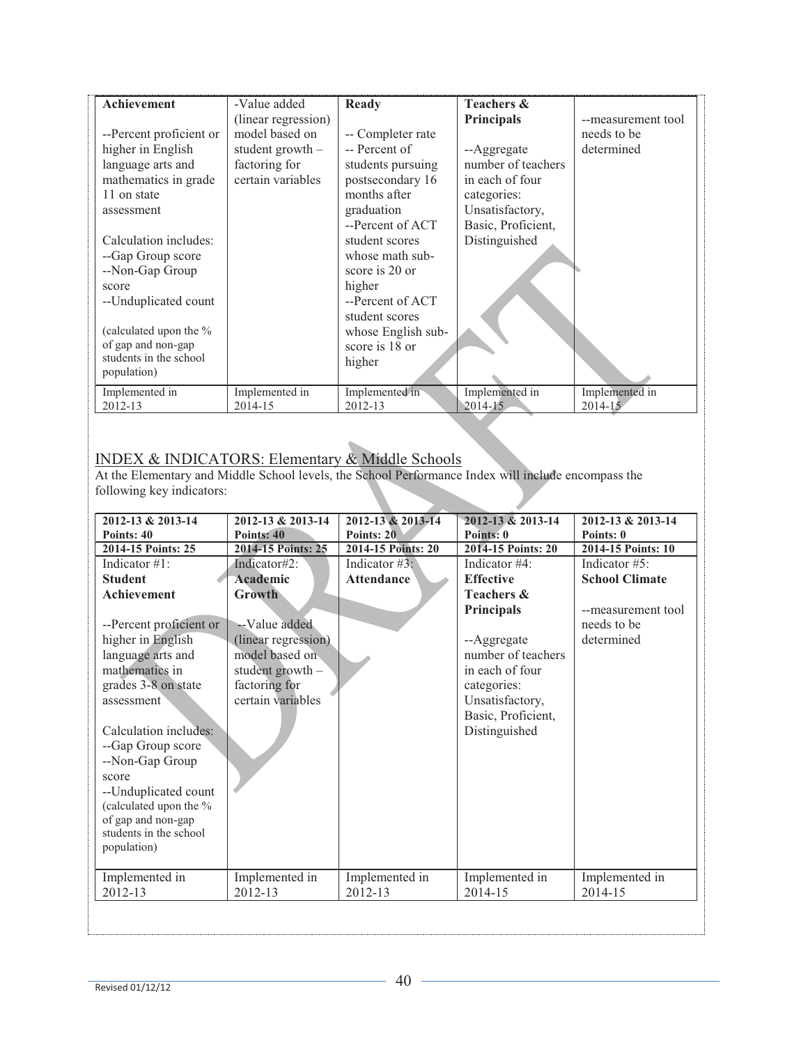| Achievement | -Value added (linear regression) model based on student growth – factoring for certain variables | Ready | Teachers & Principals | |
|---|---|---|---|---|
| --Percent proficient or higher in English language arts and mathematics in grade 11 on state assessment<br><br>Calculation includes:<br>--Gap Group score<br>--Non-Gap Group score<br>--Unduplicated count<br><br>(calculated upon the % of gap and non-gap students in the school population) | | -- Completer rate<br>-- Percent of students pursuing postsecondary 16 months after graduation<br>--Percent of ACT student scores whose math sub-score is 20 or higher<br>--Percent of ACT student scores whose English sub-score is 18 or higher | --Aggregate number of teachers in each of four categories: Unsatisfactory, Basic, Proficient, Distinguished | --measurement tool needs to be determined |
| Implemented in 2012-13 | Implemented in 2014-15 | Implemented in 2012-13 | Implemented in 2014-15 | Implemented in 2014-15 |

## INDEX & INDICATORS: Elementary & Middle Schools

At the Elementary and Middle School levels, the School Performance Index will include encompass the following key indicators:

| 2012-13 & 2013-14 Points: 40 | 2012-13 & 2013-14 Points: 40 | 2012-13 & 2013-14 Points: 20 | 2012-13 & 2013-14 Points: 0 | 2012-13 & 2013-14 Points: 0 |
|---|---|---|---|---|
| **2014-15 Points: 25** | **2014-15 Points: 25** | **2014-15 Points: 20** | **2014-15 Points: 20** | **2014-15 Points: 10** |
| Indicator #1: **Student Achievement**<br><br>--Percent proficient or higher in English language arts and mathematics in grades 3-8 on state assessment<br><br>Calculation includes:<br>--Gap Group score<br>--Non-Gap Group score<br>--Unduplicated count<br>(calculated upon the % of gap and non-gap students in the school population) | Indicator#2: **Academic Growth**<br><br>--Value added (linear regression) model based on student growth – factoring for certain variables | Indicator #3: **Attendance** | Indicator #4: **Effective Teachers & Principals**<br><br>--Aggregate number of teachers in each of four categories: Unsatisfactory, Basic, Proficient, Distinguished | Indicator #5: **School Climate**<br><br>--measurement tool needs to be determined |
| Implemented in 2012-13 | Implemented in 2012-13 | Implemented in 2012-13 | Implemented in 2014-15 | Implemented in 2014-15 |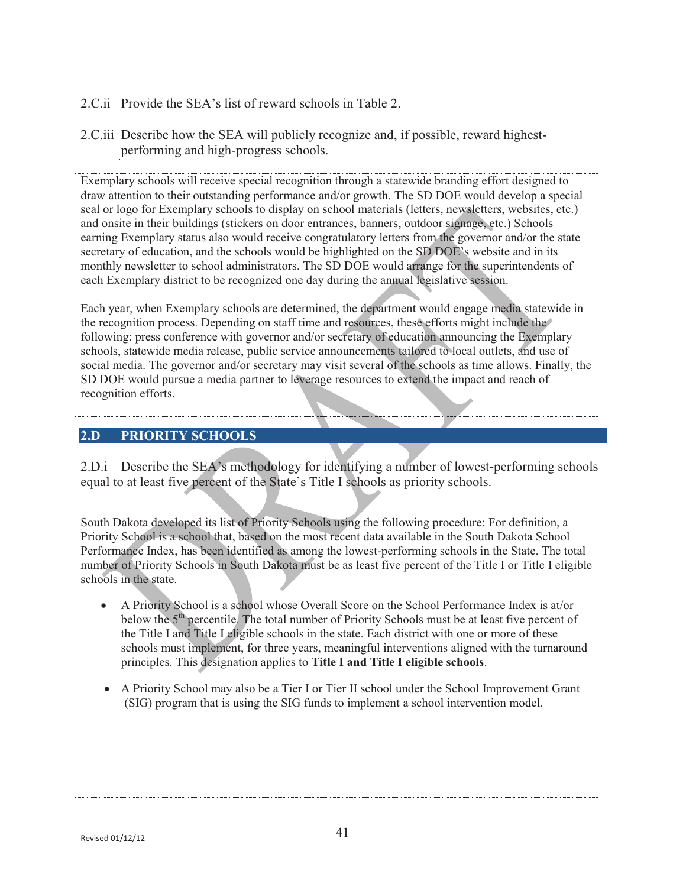2.C.ii Provide the SEA's list of reward schools in Table 2.

2.C.iii Describe how the SEA will publicly recognize and, if possible, reward highest-performing and high-progress schools.

Exemplary schools will receive special recognition through a statewide branding effort designed to draw attention to their outstanding performance and/or growth. The SD DOE would develop a special seal or logo for Exemplary schools to display on school materials (letters, newsletters, websites, etc.) and onsite in their buildings (stickers on door entrances, banners, outdoor signage, etc.) Schools earning Exemplary status also would receive congratulatory letters from the governor and/or the state secretary of education, and the schools would be highlighted on the SD DOE's website and in its monthly newsletter to school administrators. The SD DOE would arrange for the superintendents of each Exemplary district to be recognized one day during the annual legislative session.

Each year, when Exemplary schools are determined, the department would engage media statewide in the recognition process. Depending on staff time and resources, these efforts might include the following: press conference with governor and/or secretary of education announcing the Exemplary schools, statewide media release, public service announcements tailored to local outlets, and use of social media. The governor and/or secretary may visit several of the schools as time allows. Finally, the SD DOE would pursue a media partner to leverage resources to extend the impact and reach of recognition efforts.

## 2.D PRIORITY SCHOOLS

2.D.i Describe the SEA's methodology for identifying a number of lowest-performing schools equal to at least five percent of the State's Title I schools as priority schools.

South Dakota developed its list of Priority Schools using the following procedure: For definition, a Priority School is a school that, based on the most recent data available in the South Dakota School Performance Index, has been identified as among the lowest-performing schools in the State. The total number of Priority Schools in South Dakota must be as least five percent of the Title I or Title I eligible schools in the state.

- A Priority School is a school whose Overall Score on the School Performance Index is at/or below the 5th percentile. The total number of Priority Schools must be at least five percent of the Title I and Title I eligible schools in the state. Each district with one or more of these schools must implement, for three years, meaningful interventions aligned with the turnaround principles. This designation applies to **Title I and Title I eligible schools**.
- A Priority School may also be a Tier I or Tier II school under the School Improvement Grant (SIG) program that is using the SIG funds to implement a school intervention model.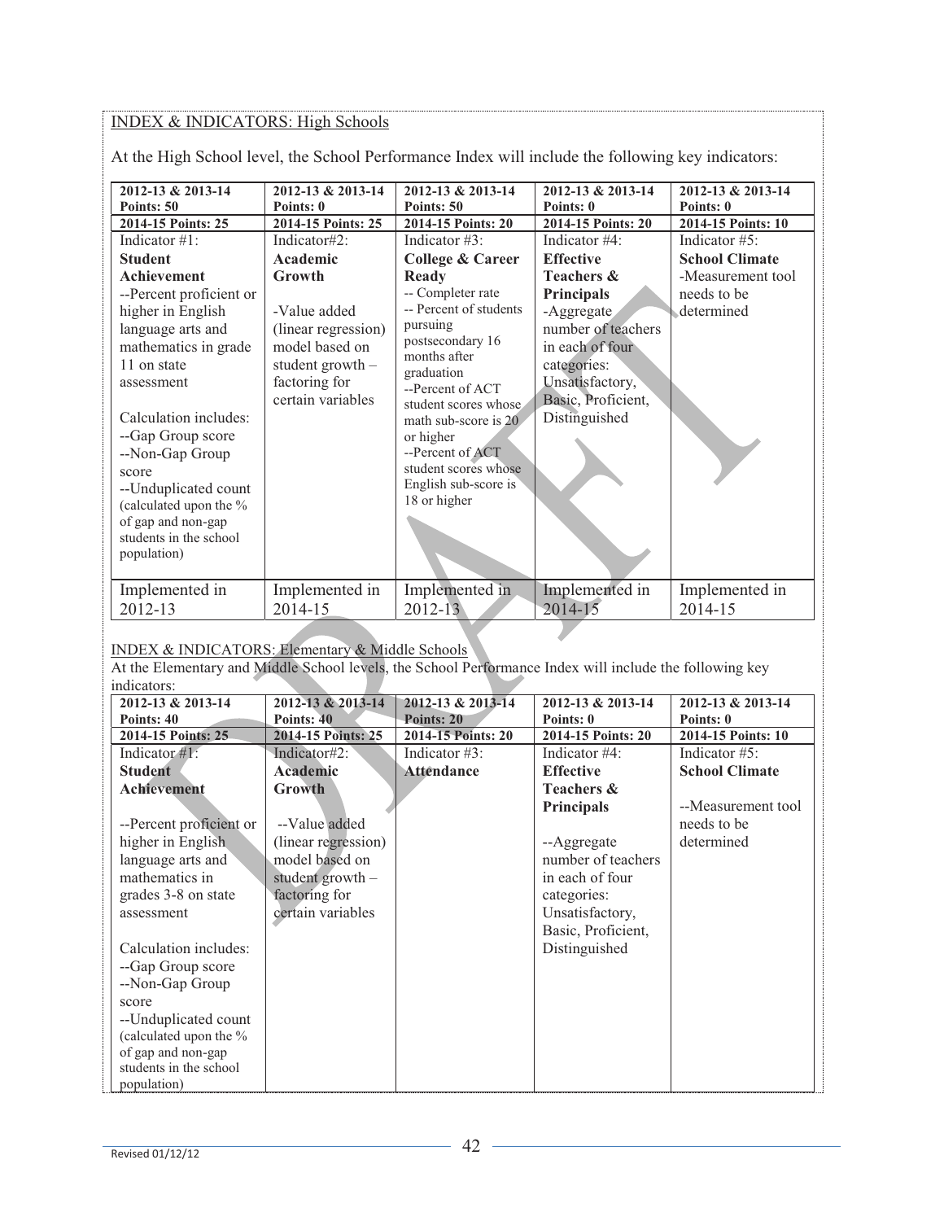INDEX & INDICATORS: High Schools

At the High School level, the School Performance Index will include the following key indicators:

| 2012-13 & 2013-14 Points: 50 | 2012-13 & 2013-14 Points: 0 | 2012-13 & 2013-14 Points: 50 | 2012-13 & 2013-14 Points: 0 | 2012-13 & 2013-14 Points: 0 |
|---|---|---|---|---|
| **2014-15 Points: 25** | **2014-15 Points: 25** | **2014-15 Points: 20** | **2014-15 Points: 20** | **2014-15 Points: 10** |
| Indicator #1: **Student Achievement** --Percent proficient or higher in English language arts and mathematics in grade 11 on state assessment<br><br>Calculation includes: --Gap Group score --Non-Gap Group score --Unduplicated count (calculated upon the % of gap and non-gap students in the school population) | Indicator#2: **Academic Growth**<br><br>-Value added (linear regression) model based on student growth – factoring for certain variables | Indicator #3: **College & Career Ready** -- Completer rate -- Percent of students pursuing postsecondary 16 months after graduation --Percent of ACT student scores whose math sub-score is 20 or higher --Percent of ACT student scores whose English sub-score is 18 or higher | Indicator #4: **Effective Teachers & Principals** -Aggregate number of teachers in each of four categories: Unsatisfactory, Basic, Proficient, Distinguished | Indicator #5: **School Climate** -Measurement tool needs to be determined |
| Implemented in 2012-13 | Implemented in 2014-15 | Implemented in 2012-13 | Implemented in 2014-15 | Implemented in 2014-15 |

INDEX & INDICATORS: Elementary & Middle Schools

At the Elementary and Middle School levels, the School Performance Index will include the following key indicators:

| 2012-13 & 2013-14 Points: 40 | 2012-13 & 2013-14 Points: 40 | 2012-13 & 2013-14 Points: 20 | 2012-13 & 2013-14 Points: 0 | 2012-13 & 2013-14 Points: 0 |
|---|---|---|---|---|
| **2014-15 Points: 25** | **2014-15 Points: 25** | **2014-15 Points: 20** | **2014-15 Points: 20** | **2014-15 Points: 10** |
| Indicator #1: **Student Achievement**<br><br>--Percent proficient or higher in English language arts and mathematics in grades 3-8 on state assessment<br><br>Calculation includes: --Gap Group score --Non-Gap Group score --Unduplicated count (calculated upon the % of gap and non-gap students in the school population) | Indicator#2: **Academic Growth**<br><br>--Value added (linear regression) model based on student growth – factoring for certain variables | Indicator #3: **Attendance** | Indicator #4: **Effective Teachers & Principals**<br><br>--Aggregate number of teachers in each of four categories: Unsatisfactory, Basic, Proficient, Distinguished | Indicator #5: **School Climate**<br><br>--Measurement tool needs to be determined |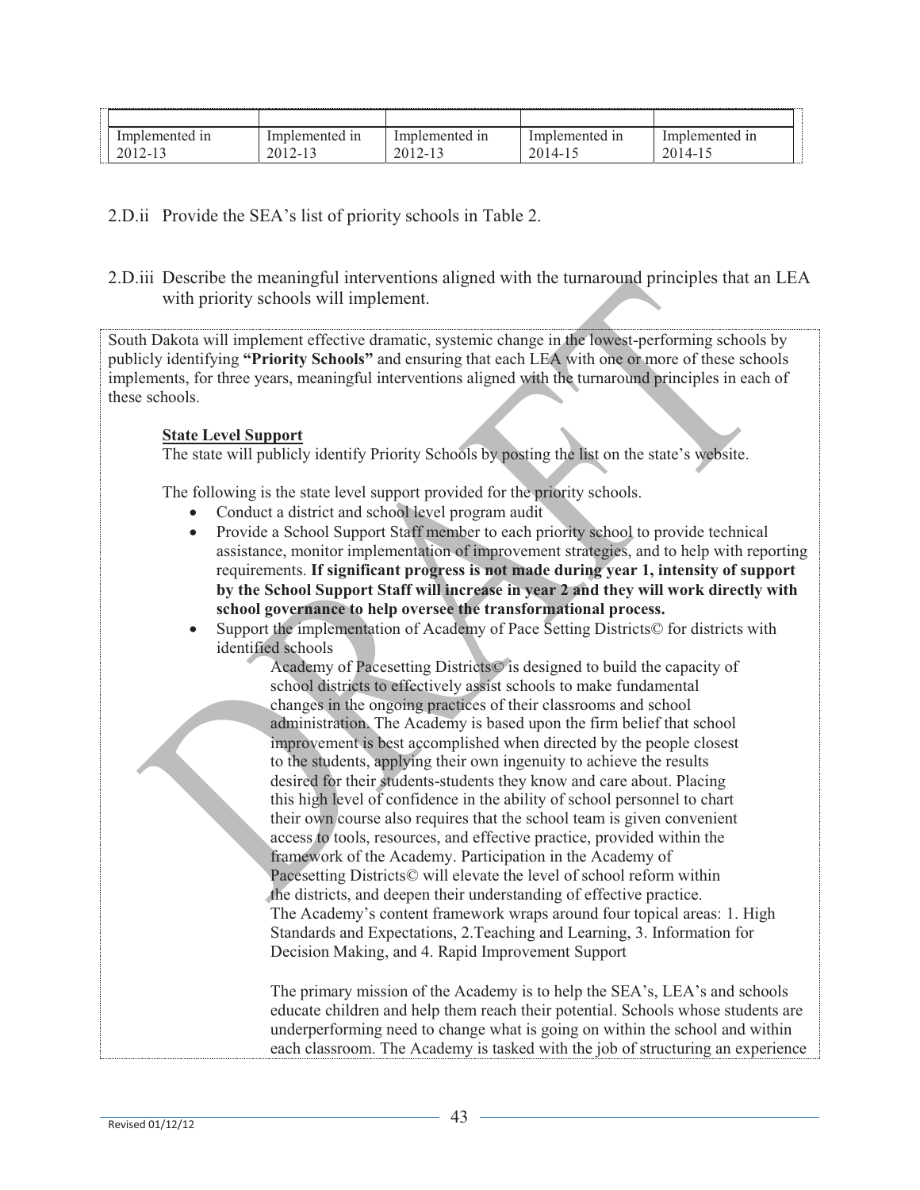| | | | | |
|---|---|---|---|---|
| Implemented in 2012-13 | Implemented in 2012-13 | Implemented in 2012-13 | Implemented in 2014-15 | Implemented in 2014-15 |

2.D.ii Provide the SEA's list of priority schools in Table 2.

2.D.iii Describe the meaningful interventions aligned with the turnaround principles that an LEA with priority schools will implement.

South Dakota will implement effective dramatic, systemic change in the lowest-performing schools by publicly identifying **"Priority Schools"** and ensuring that each LEA with one or more of these schools implements, for three years, meaningful interventions aligned with the turnaround principles in each of these schools.

**State Level Support**

The state will publicly identify Priority Schools by posting the list on the state's website.

The following is the state level support provided for the priority schools.

- Conduct a district and school level program audit
- Provide a School Support Staff member to each priority school to provide technical assistance, monitor implementation of improvement strategies, and to help with reporting requirements. **If significant progress is not made during year 1, intensity of support by the School Support Staff will increase in year 2 and they will work directly with school governance to help oversee the transformational process.**
- Support the implementation of Academy of Pace Setting Districts© for districts with identified schools

  Academy of Pacesetting Districts© is designed to build the capacity of school districts to effectively assist schools to make fundamental changes in the ongoing practices of their classrooms and school administration. The Academy is based upon the firm belief that school improvement is best accomplished when directed by the people closest to the students, applying their own ingenuity to achieve the results desired for their students-students they know and care about. Placing this high level of confidence in the ability of school personnel to chart their own course also requires that the school team is given convenient access to tools, resources, and effective practice, provided within the framework of the Academy. Participation in the Academy of Pacesetting Districts© will elevate the level of school reform within the districts, and deepen their understanding of effective practice. The Academy's content framework wraps around four topical areas: 1. High Standards and Expectations, 2.Teaching and Learning, 3. Information for Decision Making, and 4. Rapid Improvement Support

  The primary mission of the Academy is to help the SEA's, LEA's and schools educate children and help them reach their potential. Schools whose students are underperforming need to change what is going on within the school and within each classroom. The Academy is tasked with the job of structuring an experience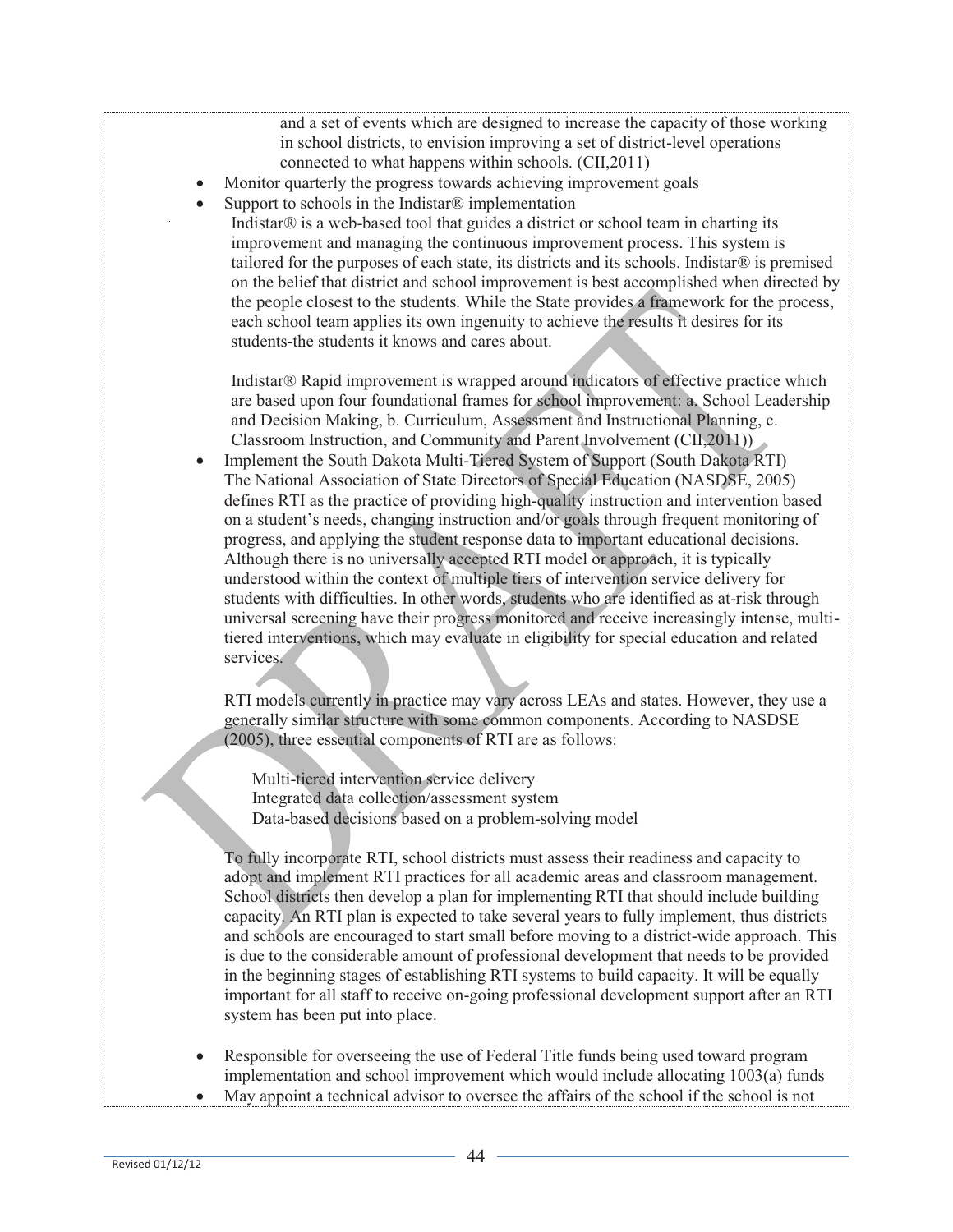and a set of events which are designed to increase the capacity of those working in school districts, to envision improving a set of district-level operations connected to what happens within schools. (CII,2011)

- Monitor quarterly the progress towards achieving improvement goals
- Support to schools in the Indistar® implementation

  Indistar® is a web-based tool that guides a district or school team in charting its improvement and managing the continuous improvement process. This system is tailored for the purposes of each state, its districts and its schools. Indistar® is premised on the belief that district and school improvement is best accomplished when directed by the people closest to the students. While the State provides a framework for the process, each school team applies its own ingenuity to achieve the results it desires for its students-the students it knows and cares about.

  Indistar® Rapid improvement is wrapped around indicators of effective practice which are based upon four foundational frames for school improvement: a. School Leadership and Decision Making, b. Curriculum, Assessment and Instructional Planning, c. Classroom Instruction, and Community and Parent Involvement (CII,2011))

- Implement the South Dakota Multi-Tiered System of Support (South Dakota RTI)

  The National Association of State Directors of Special Education (NASDSE, 2005) defines RTI as the practice of providing high-quality instruction and intervention based on a student's needs, changing instruction and/or goals through frequent monitoring of progress, and applying the student response data to important educational decisions. Although there is no universally accepted RTI model or approach, it is typically understood within the context of multiple tiers of intervention service delivery for students with difficulties. In other words, students who are identified as at-risk through universal screening have their progress monitored and receive increasingly intense, multi-tiered interventions, which may evaluate in eligibility for special education and related services.

  RTI models currently in practice may vary across LEAs and states. However, they use a generally similar structure with some common components. According to NASDSE (2005), three essential components of RTI are as follows:

  Multi-tiered intervention service delivery
  Integrated data collection/assessment system
  Data-based decisions based on a problem-solving model

  To fully incorporate RTI, school districts must assess their readiness and capacity to adopt and implement RTI practices for all academic areas and classroom management. School districts then develop a plan for implementing RTI that should include building capacity. An RTI plan is expected to take several years to fully implement, thus districts and schools are encouraged to start small before moving to a district-wide approach. This is due to the considerable amount of professional development that needs to be provided in the beginning stages of establishing RTI systems to build capacity. It will be equally important for all staff to receive on-going professional development support after an RTI system has been put into place.

- Responsible for overseeing the use of Federal Title funds being used toward program implementation and school improvement which would include allocating 1003(a) funds
- May appoint a technical advisor to oversee the affairs of the school if the school is not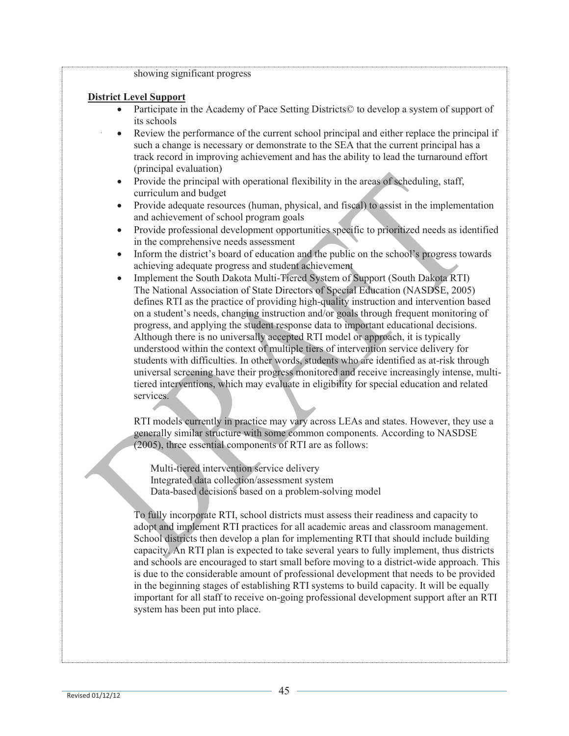showing significant progress

**District Level Support**

- Participate in the Academy of Pace Setting Districts© to develop a system of support of its schools
- Review the performance of the current school principal and either replace the principal if such a change is necessary or demonstrate to the SEA that the current principal has a track record in improving achievement and has the ability to lead the turnaround effort (principal evaluation)
- Provide the principal with operational flexibility in the areas of scheduling, staff, curriculum and budget
- Provide adequate resources (human, physical, and fiscal) to assist in the implementation and achievement of school program goals
- Provide professional development opportunities specific to prioritized needs as identified in the comprehensive needs assessment
- Inform the district's board of education and the public on the school's progress towards achieving adequate progress and student achievement
- Implement the South Dakota Multi-Tiered System of Support (South Dakota RTI)
  The National Association of State Directors of Special Education (NASDSE, 2005) defines RTI as the practice of providing high-quality instruction and intervention based on a student's needs, changing instruction and/or goals through frequent monitoring of progress, and applying the student response data to important educational decisions. Although there is no universally accepted RTI model or approach, it is typically understood within the context of multiple tiers of intervention service delivery for students with difficulties. In other words, students who are identified as at-risk through universal screening have their progress monitored and receive increasingly intense, multi-tiered interventions, which may evaluate in eligibility for special education and related services.

  RTI models currently in practice may vary across LEAs and states. However, they use a generally similar structure with some common components. According to NASDSE (2005), three essential components of RTI are as follows:

  Multi-tiered intervention service delivery
  Integrated data collection/assessment system
  Data-based decisions based on a problem-solving model

  To fully incorporate RTI, school districts must assess their readiness and capacity to adopt and implement RTI practices for all academic areas and classroom management. School districts then develop a plan for implementing RTI that should include building capacity. An RTI plan is expected to take several years to fully implement, thus districts and schools are encouraged to start small before moving to a district-wide approach. This is due to the considerable amount of professional development that needs to be provided in the beginning stages of establishing RTI systems to build capacity. It will be equally important for all staff to receive on-going professional development support after an RTI system has been put into place.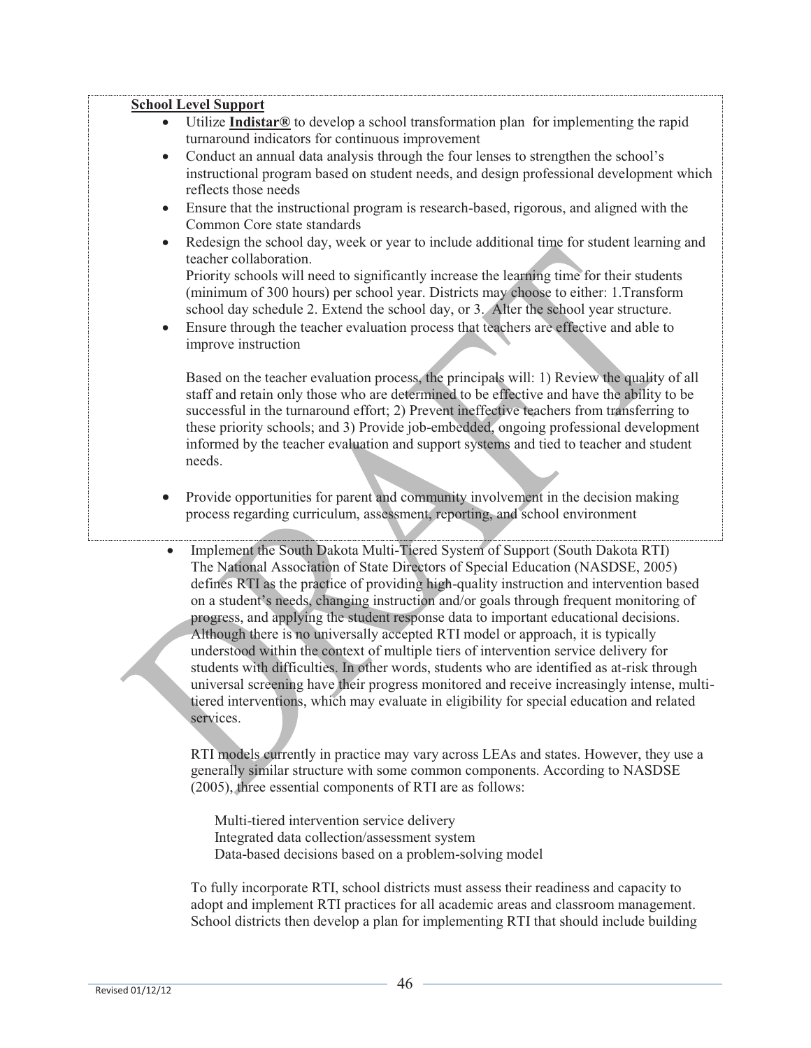**School Level Support**

- Utilize **Indistar®** to develop a school transformation plan for implementing the rapid turnaround indicators for continuous improvement
- Conduct an annual data analysis through the four lenses to strengthen the school's instructional program based on student needs, and design professional development which reflects those needs
- Ensure that the instructional program is research-based, rigorous, and aligned with the Common Core state standards
- Redesign the school day, week or year to include additional time for student learning and teacher collaboration.
  Priority schools will need to significantly increase the learning time for their students (minimum of 300 hours) per school year. Districts may choose to either: 1.Transform school day schedule 2. Extend the school day, or 3. Alter the school year structure.
- Ensure through the teacher evaluation process that teachers are effective and able to improve instruction

  Based on the teacher evaluation process, the principals will: 1) Review the quality of all staff and retain only those who are determined to be effective and have the ability to be successful in the turnaround effort; 2) Prevent ineffective teachers from transferring to these priority schools; and 3) Provide job-embedded, ongoing professional development informed by the teacher evaluation and support systems and tied to teacher and student needs.

- Provide opportunities for parent and community involvement in the decision making process regarding curriculum, assessment, reporting, and school environment

- Implement the South Dakota Multi-Tiered System of Support (South Dakota RTI)
  The National Association of State Directors of Special Education (NASDSE, 2005) defines RTI as the practice of providing high-quality instruction and intervention based on a student's needs, changing instruction and/or goals through frequent monitoring of progress, and applying the student response data to important educational decisions. Although there is no universally accepted RTI model or approach, it is typically understood within the context of multiple tiers of intervention service delivery for students with difficulties. In other words, students who are identified as at-risk through universal screening have their progress monitored and receive increasingly intense, multi-tiered interventions, which may evaluate in eligibility for special education and related services.

  RTI models currently in practice may vary across LEAs and states. However, they use a generally similar structure with some common components. According to NASDSE (2005), three essential components of RTI are as follows:

  Multi-tiered intervention service delivery
  Integrated data collection/assessment system
  Data-based decisions based on a problem-solving model

  To fully incorporate RTI, school districts must assess their readiness and capacity to adopt and implement RTI practices for all academic areas and classroom management. School districts then develop a plan for implementing RTI that should include building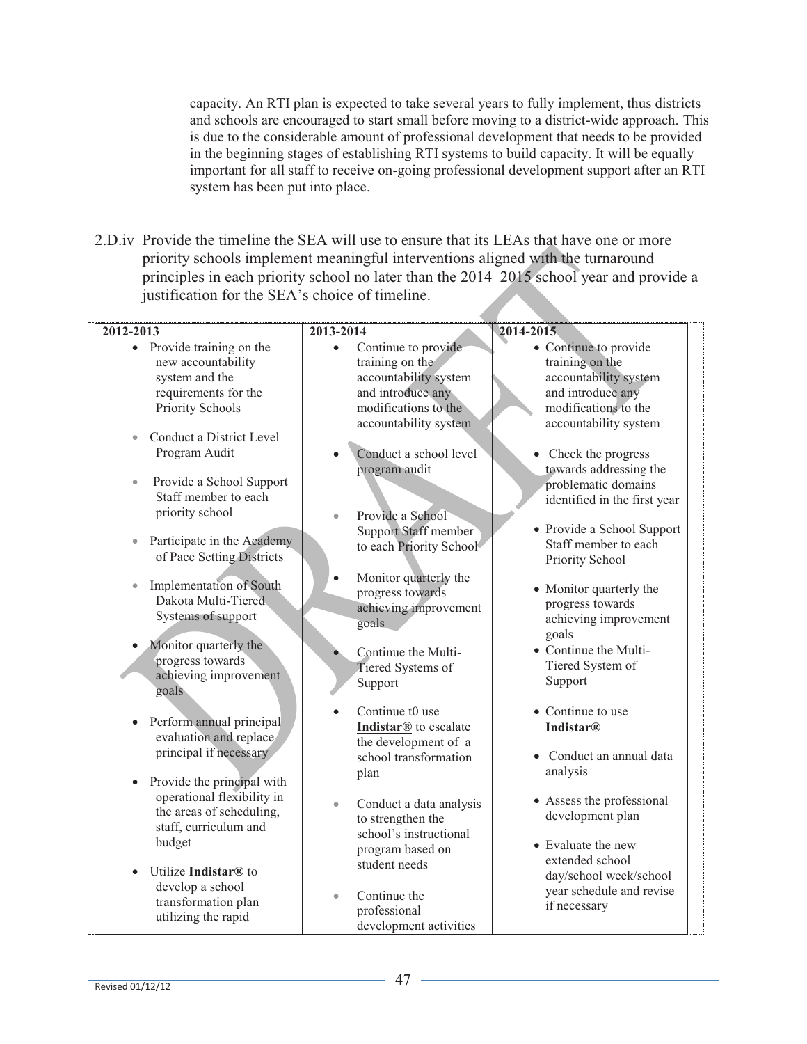capacity. An RTI plan is expected to take several years to fully implement, thus districts and schools are encouraged to start small before moving to a district-wide approach. This is due to the considerable amount of professional development that needs to be provided in the beginning stages of establishing RTI systems to build capacity. It will be equally important for all staff to receive on-going professional development support after an RTI system has been put into place.

2.D.iv Provide the timeline the SEA will use to ensure that its LEAs that have one or more priority schools implement meaningful interventions aligned with the turnaround principles in each priority school no later than the 2014–2015 school year and provide a justification for the SEA's choice of timeline.

| 2012-2013 | 2013-2014 | 2014-2015 |
|---|---|---|
| • Provide training on the new accountability system and the requirements for the Priority Schools<br><br>• Conduct a District Level Program Audit<br><br>• Provide a School Support Staff member to each priority school<br><br>• Participate in the Academy of Pace Setting Districts<br><br>• Implementation of South Dakota Multi-Tiered Systems of support<br><br>• Monitor quarterly the progress towards achieving improvement goals<br><br>• Perform annual principal evaluation and replace principal if necessary<br><br>• Provide the principal with operational flexibility in the areas of scheduling, staff, curriculum and budget<br><br>• Utilize **Indistar®** to develop a school transformation plan utilizing the rapid | • Continue to provide training on the accountability system and introduce any modifications to the accountability system<br><br>• Conduct a school level program audit<br><br>• Provide a School Support Staff member to each Priority School<br><br>• Monitor quarterly the progress towards achieving improvement goals<br><br>• Continue the Multi-Tiered Systems of Support<br><br>• Continue t0 use **Indistar®** to escalate the development of a school transformation plan<br><br>• Conduct a data analysis to strengthen the school's instructional program based on student needs<br><br>• Continue the professional development activities | • Continue to provide training on the accountability system and introduce any modifications to the accountability system<br><br>• Check the progress towards addressing the problematic domains identified in the first year<br><br>• Provide a School Support Staff member to each Priority School<br><br>• Monitor quarterly the progress towards achieving improvement goals<br><br>• Continue the Multi-Tiered System of Support<br><br>• Continue to use **Indistar®**<br><br>• Conduct an annual data analysis<br><br>• Assess the professional development plan<br><br>• Evaluate the new extended school day/school week/school year schedule and revise if necessary |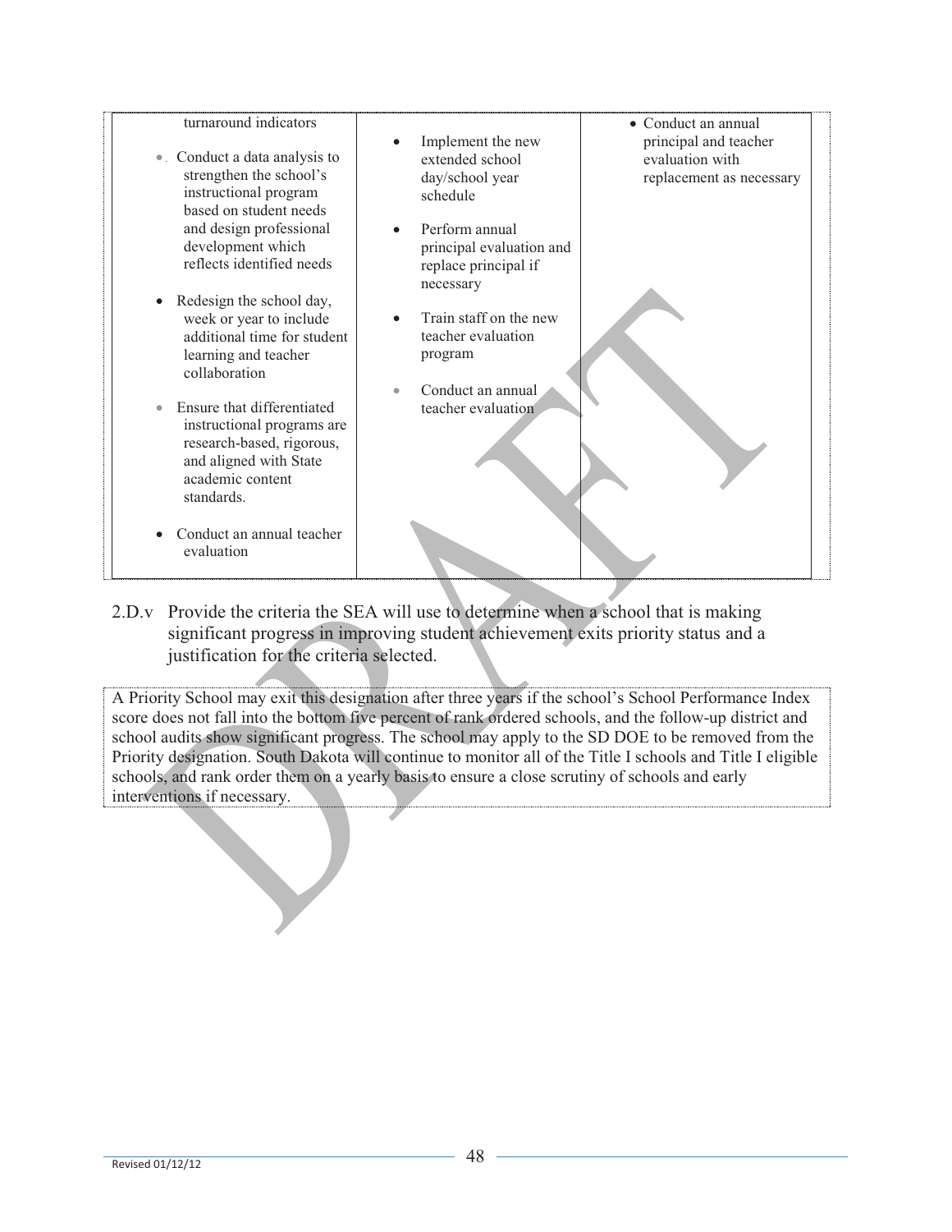| | | |
|---|---|---|
| turnaround indicators<br><br>• Conduct a data analysis to strengthen the school's instructional program based on student needs and design professional development which reflects identified needs<br><br>• Redesign the school day, week or year to include additional time for student learning and teacher collaboration<br><br>• Ensure that differentiated instructional programs are research-based, rigorous, and aligned with State academic content standards.<br><br>• Conduct an annual teacher evaluation | • Implement the new extended school day/school year schedule<br><br>• Perform annual principal evaluation and replace principal if necessary<br><br>• Train staff on the new teacher evaluation program<br><br>• Conduct an annual teacher evaluation | • Conduct an annual principal and teacher evaluation with replacement as necessary |

2.D.v Provide the criteria the SEA will use to determine when a school that is making significant progress in improving student achievement exits priority status and a justification for the criteria selected.

A Priority School may exit this designation after three years if the school's School Performance Index score does not fall into the bottom five percent of rank ordered schools, and the follow-up district and school audits show significant progress. The school may apply to the SD DOE to be removed from the Priority designation. South Dakota will continue to monitor all of the Title I schools and Title I eligible schools, and rank order them on a yearly basis to ensure a close scrutiny of schools and early interventions if necessary.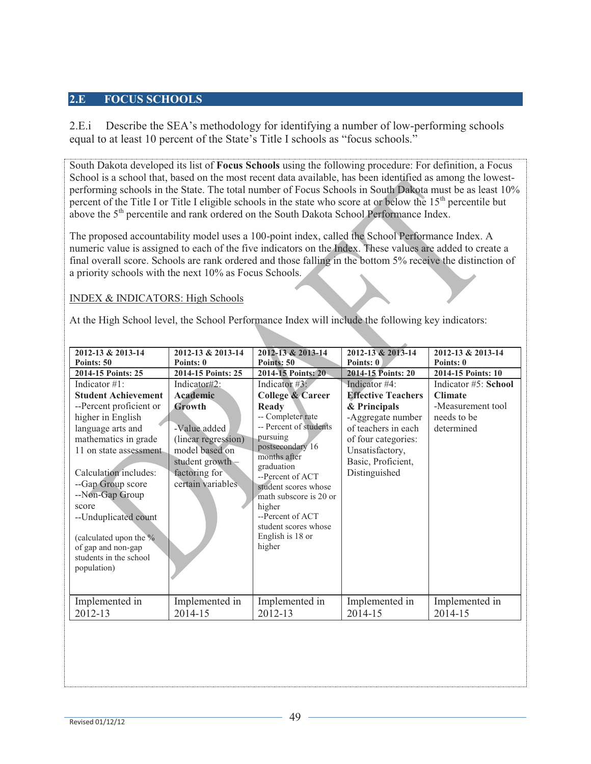## 2.E FOCUS SCHOOLS

2.E.i Describe the SEA's methodology for identifying a number of low-performing schools equal to at least 10 percent of the State's Title I schools as "focus schools."

South Dakota developed its list of **Focus Schools** using the following procedure: For definition, a Focus School is a school that, based on the most recent data available, has been identified as among the lowest-performing schools in the State. The total number of Focus Schools in South Dakota must be as least 10% percent of the Title I or Title I eligible schools in the state who score at or below the 15th percentile but above the 5th percentile and rank ordered on the South Dakota School Performance Index.

The proposed accountability model uses a 100-point index, called the School Performance Index. A numeric value is assigned to each of the five indicators on the Index. These values are added to create a final overall score. Schools are rank ordered and those falling in the bottom 5% receive the distinction of a priority schools with the next 10% as Focus Schools.

INDEX & INDICATORS: High Schools

At the High School level, the School Performance Index will include the following key indicators:

| **2012-13 & 2013-14 Points: 50** | **2012-13 & 2013-14 Points: 0** | **2012-13 & 2013-14 Points: 50** | **2012-13 & 2013-14 Points: 0** | **2012-13 & 2013-14 Points: 0** |
|---|---|---|---|---|
| **2014-15 Points: 25** | **2014-15 Points: 25** | **2014-15 Points: 20** | **2014-15 Points: 20** | **2014-15 Points: 10** |
| Indicator #1: **Student Achievement**<br>--Percent proficient or higher in English language arts and mathematics in grade 11 on state assessment<br><br>Calculation includes:<br>--Gap Group score<br>--Non-Gap Group score<br>--Unduplicated count<br><br>(calculated upon the % of gap and non-gap students in the school population) | Indicator#2: **Academic Growth**<br><br>-Value added (linear regression) model based on student growth – factoring for certain variables | Indicator #3: **College & Career Ready**<br>-- Completer rate<br>-- Percent of students pursuing postsecondary 16 months after graduation<br>--Percent of ACT student scores whose math subscore is 20 or higher<br>--Percent of ACT student scores whose English is 18 or higher | Indicator #4: **Effective Teachers & Principals**<br>-Aggregate number of teachers in each of four categories: Unsatisfactory, Basic, Proficient, Distinguished | Indicator #5: **School Climate**<br>-Measurement tool needs to be determined |
| Implemented in 2012-13 | Implemented in 2014-15 | Implemented in 2012-13 | Implemented in 2014-15 | Implemented in 2014-15 |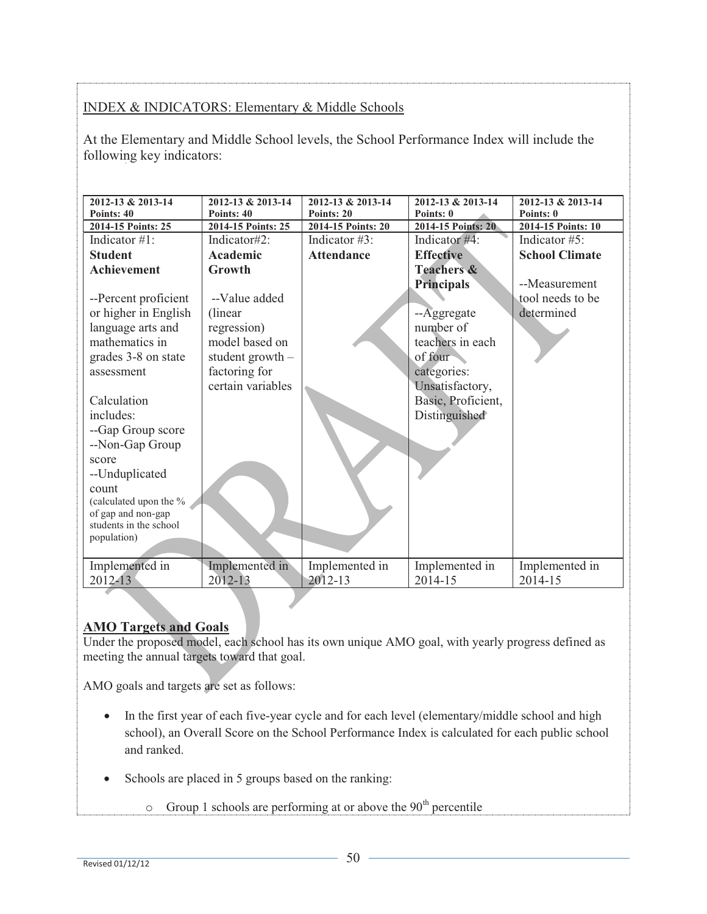INDEX & INDICATORS: Elementary & Middle Schools

At the Elementary and Middle School levels, the School Performance Index will include the following key indicators:

| 2012-13 & 2013-14 Points: 40 | 2012-13 & 2013-14 Points: 40 | 2012-13 & 2013-14 Points: 20 | 2012-13 & 2013-14 Points: 0 | 2012-13 & 2013-14 Points: 0 |
|---|---|---|---|---|
| 2014-15 Points: 25 | 2014-15 Points: 25 | 2014-15 Points: 20 | 2014-15 Points: 20 | 2014-15 Points: 10 |
| Indicator #1: **Student Achievement**<br><br>--Percent proficient or higher in English language arts and mathematics in grades 3-8 on state assessment<br><br>Calculation includes:<br>--Gap Group score<br>--Non-Gap Group score<br>--Unduplicated count (calculated upon the % of gap and non-gap students in the school population) | Indicator#2: **Academic Growth**<br><br>--Value added (linear regression) model based on student growth – factoring for certain variables | Indicator #3: **Attendance** | Indicator #4: **Effective Teachers & Principals**<br><br>--Aggregate number of teachers in each of four categories: Unsatisfactory, Basic, Proficient, Distinguished | Indicator #5: **School Climate**<br><br>--Measurement tool needs to be determined |
| Implemented in 2012-13 | Implemented in 2012-13 | Implemented in 2012-13 | Implemented in 2014-15 | Implemented in 2014-15 |

## AMO Targets and Goals

Under the proposed model, each school has its own unique AMO goal, with yearly progress defined as meeting the annual targets toward that goal.

AMO goals and targets are set as follows:

- In the first year of each five-year cycle and for each level (elementary/middle school and high school), an Overall Score on the School Performance Index is calculated for each public school and ranked.
- Schools are placed in 5 groups based on the ranking:
  - Group 1 schools are performing at or above the 90th percentile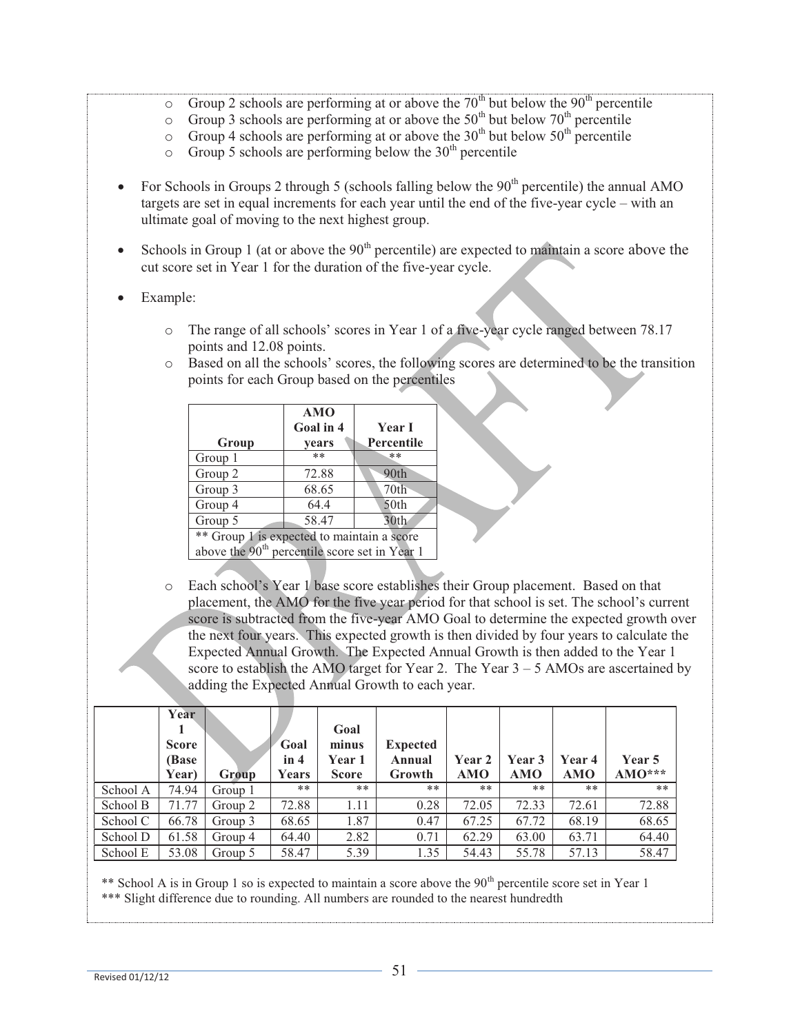- Group 2 schools are performing at or above the 70th but below the 90th percentile
  - Group 3 schools are performing at or above the 50th but below 70th percentile
  - Group 4 schools are performing at or above the 30th but below 50th percentile
  - Group 5 schools are performing below the 30th percentile

- For Schools in Groups 2 through 5 (schools falling below the 90th percentile) the annual AMO targets are set in equal increments for each year until the end of the five-year cycle – with an ultimate goal of moving to the next highest group.

- Schools in Group 1 (at or above the 90th percentile) are expected to maintain a score above the cut score set in Year 1 for the duration of the five-year cycle.

- Example:

  - The range of all schools' scores in Year 1 of a five-year cycle ranged between 78.17 points and 12.08 points.
  - Based on all the schools' scores, the following scores are determined to be the transition points for each Group based on the percentiles

| Group | AMO Goal in 4 years | Year I Percentile |
|---|---|---|
| Group 1 | ** | ** |
| Group 2 | 72.88 | 90th |
| Group 3 | 68.65 | 70th |
| Group 4 | 64.4 | 50th |
| Group 5 | 58.47 | 30th |
| ** Group 1 is expected to maintain a score above the 90th percentile score set in Year 1 | | |

  - Each school's Year 1 base score establishes their Group placement. Based on that placement, the AMO for the five year period for that school is set. The school's current score is subtracted from the five-year AMO Goal to determine the expected growth over the next four years. This expected growth is then divided by four years to calculate the Expected Annual Growth. The Expected Annual Growth is then added to the Year 1 score to establish the AMO target for Year 2. The Year 3 – 5 AMOs are ascertained by adding the Expected Annual Growth to each year.

| | Year 1 Score (Base Year) | Group | Goal in 4 Years | Goal minus Year 1 Score | Expected Annual Growth | Year 2 AMO | Year 3 AMO | Year 4 AMO | Year 5 AMO*** |
|---|---|---|---|---|---|---|---|---|---|
| School A | 74.94 | Group 1 | ** | ** | ** | ** | ** | ** | ** |
| School B | 71.77 | Group 2 | 72.88 | 1.11 | 0.28 | 72.05 | 72.33 | 72.61 | 72.88 |
| School C | 66.78 | Group 3 | 68.65 | 1.87 | 0.47 | 67.25 | 67.72 | 68.19 | 68.65 |
| School D | 61.58 | Group 4 | 64.40 | 2.82 | 0.71 | 62.29 | 63.00 | 63.71 | 64.40 |
| School E | 53.08 | Group 5 | 58.47 | 5.39 | 1.35 | 54.43 | 55.78 | 57.13 | 58.47 |

** School A is in Group 1 so is expected to maintain a score above the 90th percentile score set in Year 1

*** Slight difference due to rounding. All numbers are rounded to the nearest hundredth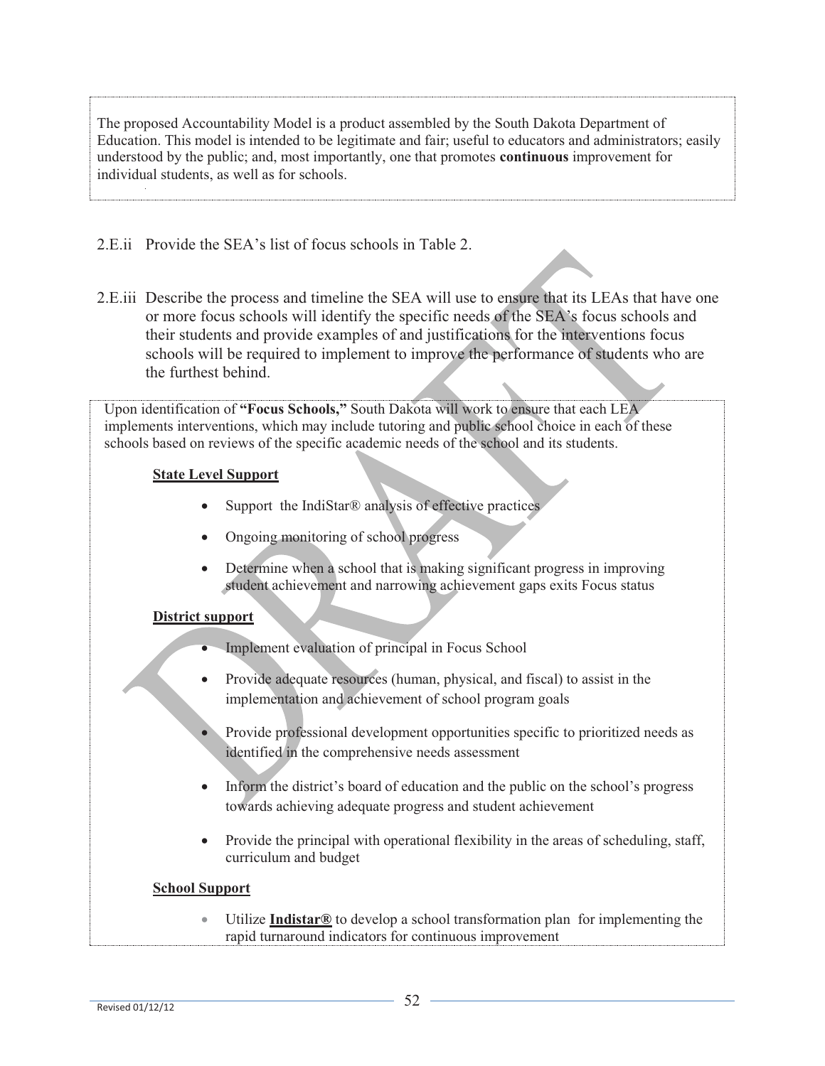The proposed Accountability Model is a product assembled by the South Dakota Department of Education. This model is intended to be legitimate and fair; useful to educators and administrators; easily understood by the public; and, most importantly, one that promotes **continuous** improvement for individual students, as well as for schools.

2.E.ii Provide the SEA's list of focus schools in Table 2.

2.E.iii Describe the process and timeline the SEA will use to ensure that its LEAs that have one or more focus schools will identify the specific needs of the SEA's focus schools and their students and provide examples of and justifications for the interventions focus schools will be required to implement to improve the performance of students who are the furthest behind.

Upon identification of **"Focus Schools,"** South Dakota will work to ensure that each LEA implements interventions, which may include tutoring and public school choice in each of these schools based on reviews of the specific academic needs of the school and its students.

**State Level Support**

- Support the IndiStar® analysis of effective practices
- Ongoing monitoring of school progress
- Determine when a school that is making significant progress in improving student achievement and narrowing achievement gaps exits Focus status

**District support**

- Implement evaluation of principal in Focus School
- Provide adequate resources (human, physical, and fiscal) to assist in the implementation and achievement of school program goals
- Provide professional development opportunities specific to prioritized needs as identified in the comprehensive needs assessment
- Inform the district's board of education and the public on the school's progress towards achieving adequate progress and student achievement
- Provide the principal with operational flexibility in the areas of scheduling, staff, curriculum and budget

**School Support**

- Utilize **Indistar®** to develop a school transformation plan for implementing the rapid turnaround indicators for continuous improvement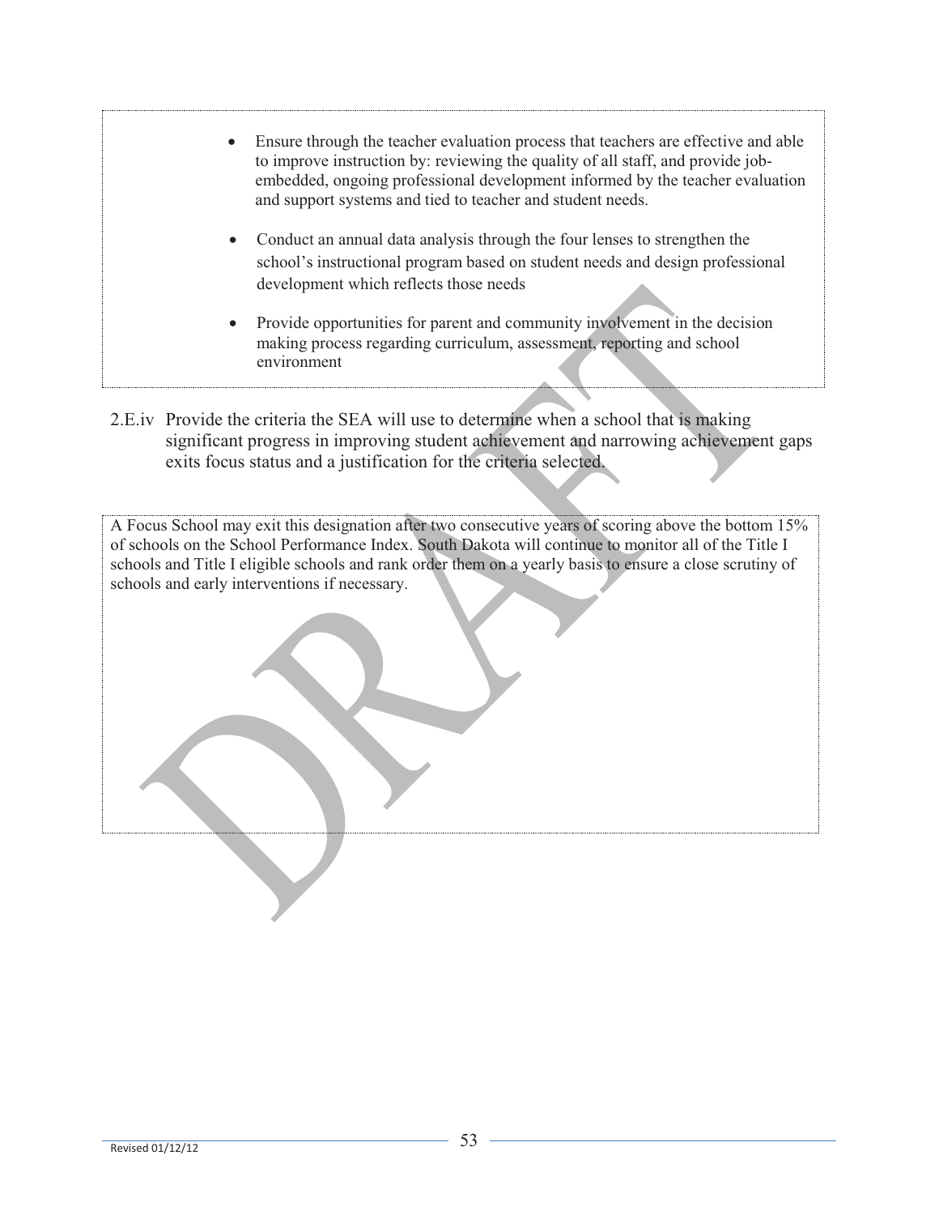- Ensure through the teacher evaluation process that teachers are effective and able to improve instruction by: reviewing the quality of all staff, and provide job-embedded, ongoing professional development informed by the teacher evaluation and support systems and tied to teacher and student needs.
- Conduct an annual data analysis through the four lenses to strengthen the school's instructional program based on student needs and design professional development which reflects those needs
- Provide opportunities for parent and community involvement in the decision making process regarding curriculum, assessment, reporting and school environment

2.E.iv Provide the criteria the SEA will use to determine when a school that is making significant progress in improving student achievement and narrowing achievement gaps exits focus status and a justification for the criteria selected.

A Focus School may exit this designation after two consecutive years of scoring above the bottom 15% of schools on the School Performance Index. South Dakota will continue to monitor all of the Title I schools and Title I eligible schools and rank order them on a yearly basis to ensure a close scrutiny of schools and early interventions if necessary.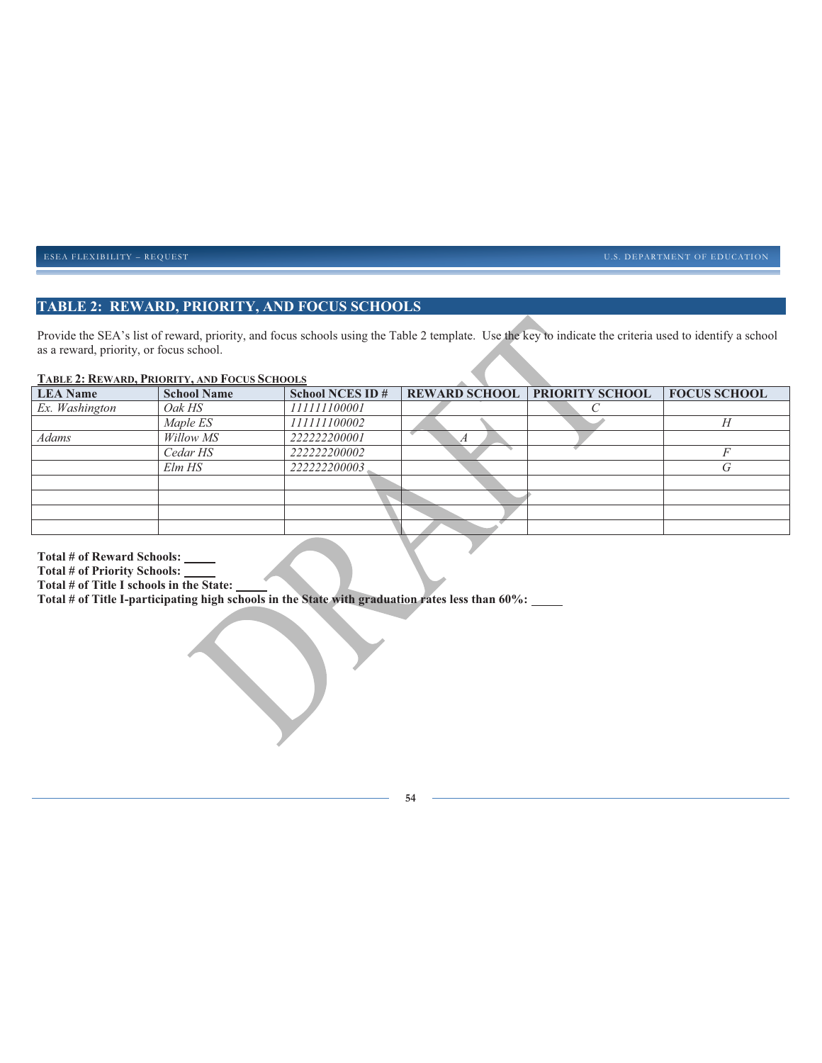## TABLE 2: REWARD, PRIORITY, AND FOCUS SCHOOLS

Provide the SEA's list of reward, priority, and focus schools using the Table 2 template. Use the key to indicate the criteria used to identify a school as a reward, priority, or focus school.

**TABLE 2: REWARD, PRIORITY, AND FOCUS SCHOOLS**

| LEA Name | School Name | School NCES ID # | REWARD SCHOOL | PRIORITY SCHOOL | FOCUS SCHOOL |
|---|---|---|---|---|---|
| *Ex. Washington* | *Oak HS* | *111111100001* | | *C* | |
| | *Maple ES* | *111111100002* | | | *H* |
| *Adams* | *Willow MS* | *222222200001* | *A* | | |
| | *Cedar HS* | *222222200002* | | | *F* |
| | *Elm HS* | *222222200003* | | | *G* |
| | | | | | |
| | | | | | |
| | | | | | |
| | | | | | |

**Total # of Reward Schools: \_\_\_\_\_**
**Total # of Priority Schools: \_\_\_\_\_**
**Total # of Title I schools in the State: \_\_\_\_\_**
**Total # of Title I-participating high schools in the State with graduation rates less than 60%: \_\_\_\_\_**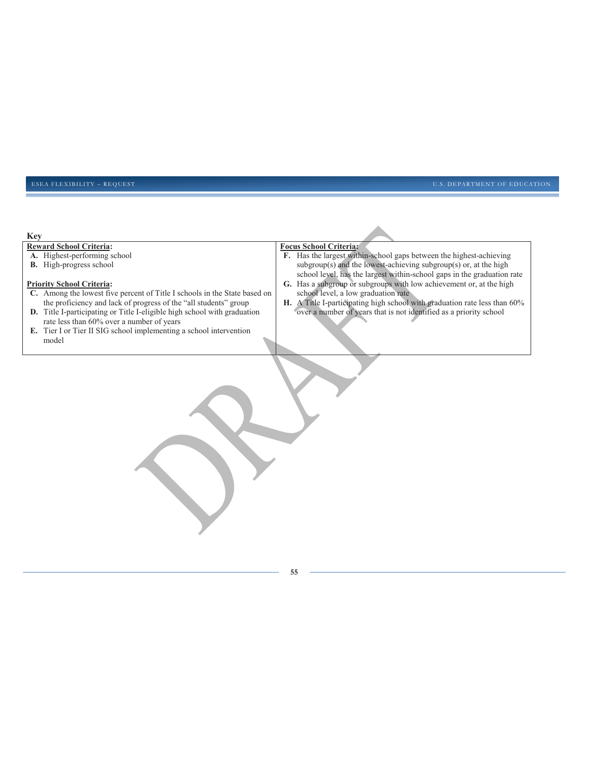**Key**

| **Reward School Criteria:** | **Focus School Criteria:** |
|---|---|
| **A.** Highest-performing school<br>**B.** High-progress school<br><br>**Priority School Criteria:**<br>**C.** Among the lowest five percent of Title I schools in the State based on the proficiency and lack of progress of the "all students" group<br>**D.** Title I-participating or Title I-eligible high school with graduation rate less than 60% over a number of years<br>**E.** Tier I or Tier II SIG school implementing a school intervention model | **F.** Has the largest within-school gaps between the highest-achieving subgroup(s) and the lowest-achieving subgroup(s) or, at the high school level, has the largest within-school gaps in the graduation rate<br>**G.** Has a subgroup or subgroups with low achievement or, at the high school level, a low graduation rate<br>**H.** A Title I-participating high school with graduation rate less than 60% over a number of years that is not identified as a priority school |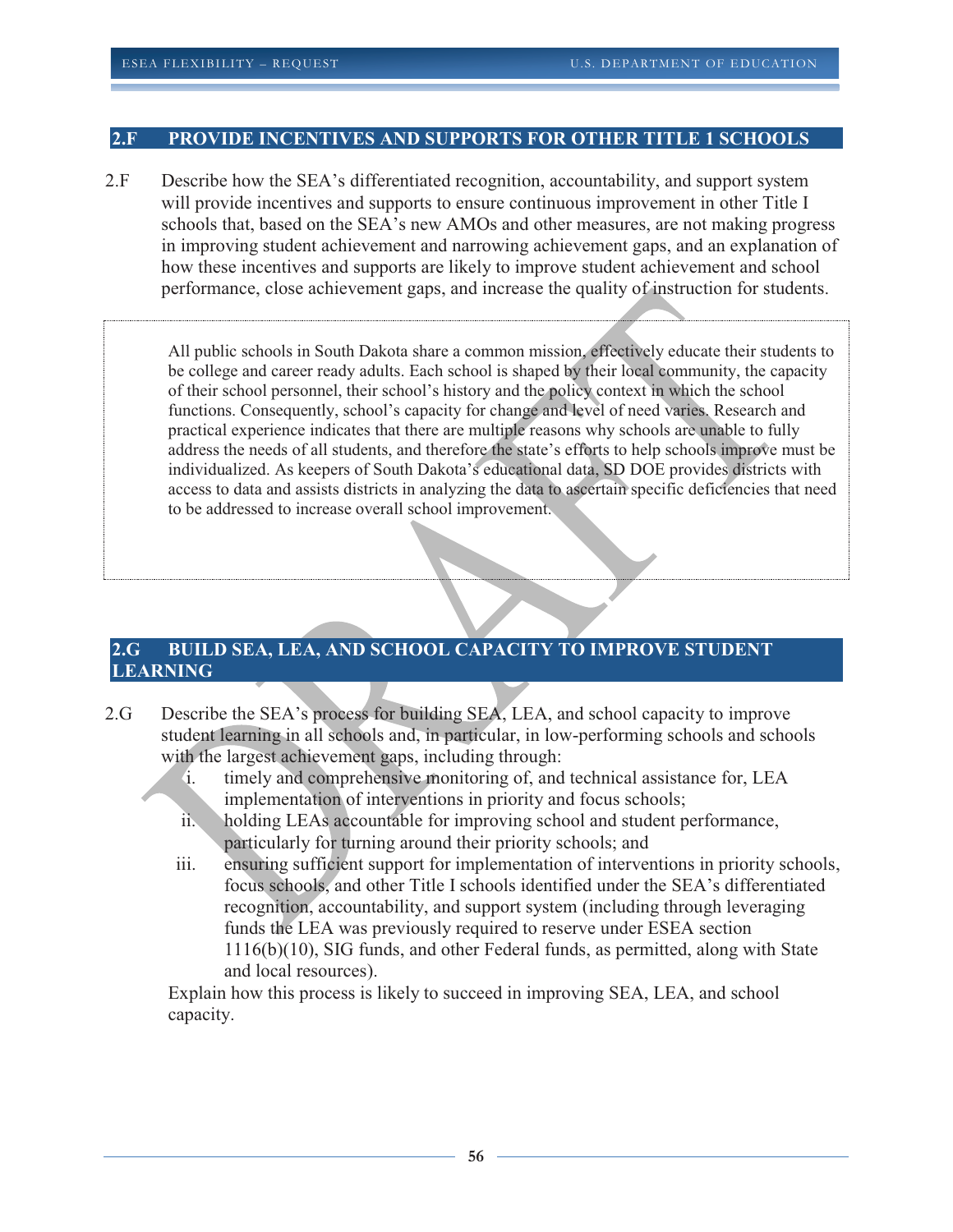## 2.F PROVIDE INCENTIVES AND SUPPORTS FOR OTHER TITLE 1 SCHOOLS

2.F Describe how the SEA's differentiated recognition, accountability, and support system will provide incentives and supports to ensure continuous improvement in other Title I schools that, based on the SEA's new AMOs and other measures, are not making progress in improving student achievement and narrowing achievement gaps, and an explanation of how these incentives and supports are likely to improve student achievement and school performance, close achievement gaps, and increase the quality of instruction for students.

All public schools in South Dakota share a common mission, effectively educate their students to be college and career ready adults. Each school is shaped by their local community, the capacity of their school personnel, their school's history and the policy context in which the school functions. Consequently, school's capacity for change and level of need varies. Research and practical experience indicates that there are multiple reasons why schools are unable to fully address the needs of all students, and therefore the state's efforts to help schools improve must be individualized. As keepers of South Dakota's educational data, SD DOE provides districts with access to data and assists districts in analyzing the data to ascertain specific deficiencies that need to be addressed to increase overall school improvement.

## 2.G BUILD SEA, LEA, AND SCHOOL CAPACITY TO IMPROVE STUDENT LEARNING

2.G Describe the SEA's process for building SEA, LEA, and school capacity to improve student learning in all schools and, in particular, in low-performing schools and schools with the largest achievement gaps, including through:

i. timely and comprehensive monitoring of, and technical assistance for, LEA implementation of interventions in priority and focus schools;

ii. holding LEAs accountable for improving school and student performance, particularly for turning around their priority schools; and

iii. ensuring sufficient support for implementation of interventions in priority schools, focus schools, and other Title I schools identified under the SEA's differentiated recognition, accountability, and support system (including through leveraging funds the LEA was previously required to reserve under ESEA section 1116(b)(10), SIG funds, and other Federal funds, as permitted, along with State and local resources).

Explain how this process is likely to succeed in improving SEA, LEA, and school capacity.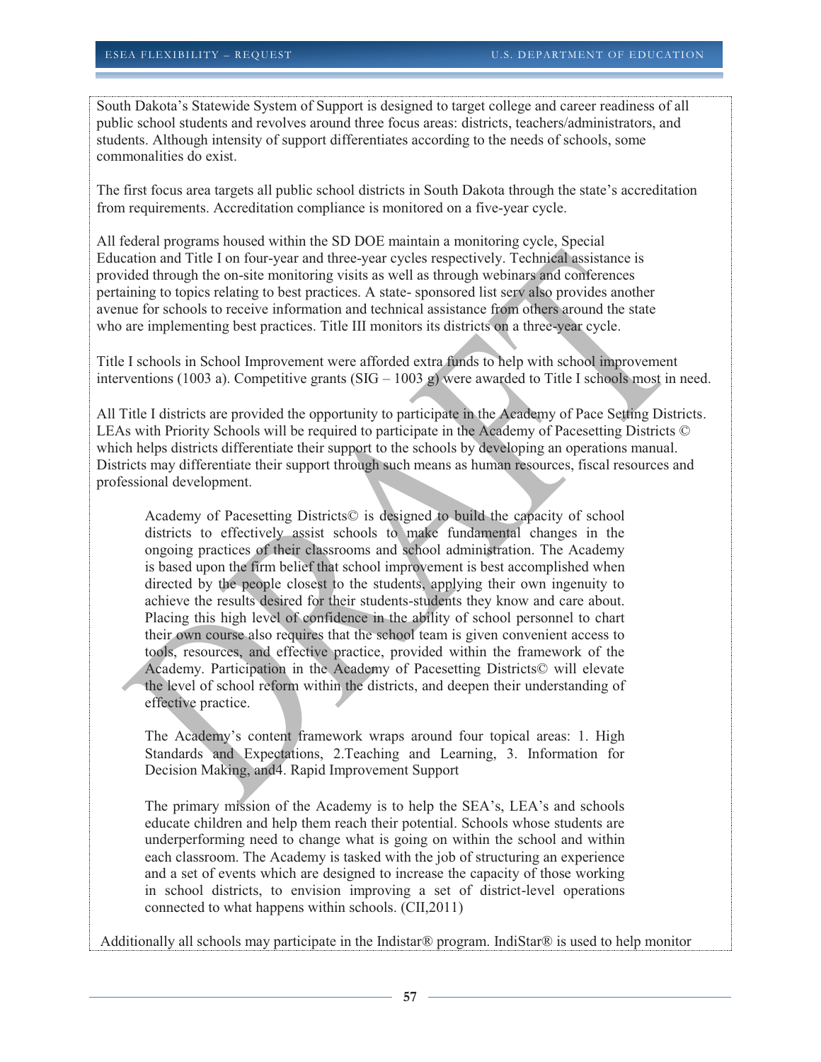South Dakota's Statewide System of Support is designed to target college and career readiness of all public school students and revolves around three focus areas: districts, teachers/administrators, and students. Although intensity of support differentiates according to the needs of schools, some commonalities do exist.

The first focus area targets all public school districts in South Dakota through the state's accreditation from requirements. Accreditation compliance is monitored on a five-year cycle.

All federal programs housed within the SD DOE maintain a monitoring cycle, Special Education and Title I on four-year and three-year cycles respectively. Technical assistance is provided through the on-site monitoring visits as well as through webinars and conferences pertaining to topics relating to best practices. A state- sponsored list serv also provides another avenue for schools to receive information and technical assistance from others around the state who are implementing best practices. Title III monitors its districts on a three-year cycle.

Title I schools in School Improvement were afforded extra funds to help with school improvement interventions (1003 a). Competitive grants (SIG – 1003 g) were awarded to Title I schools most in need.

All Title I districts are provided the opportunity to participate in the Academy of Pace Setting Districts. LEAs with Priority Schools will be required to participate in the Academy of Pacesetting Districts © which helps districts differentiate their support to the schools by developing an operations manual. Districts may differentiate their support through such means as human resources, fiscal resources and professional development.

> Academy of Pacesetting Districts© is designed to build the capacity of school districts to effectively assist schools to make fundamental changes in the ongoing practices of their classrooms and school administration. The Academy is based upon the firm belief that school improvement is best accomplished when directed by the people closest to the students, applying their own ingenuity to achieve the results desired for their students-students they know and care about. Placing this high level of confidence in the ability of school personnel to chart their own course also requires that the school team is given convenient access to tools, resources, and effective practice, provided within the framework of the Academy. Participation in the Academy of Pacesetting Districts© will elevate the level of school reform within the districts, and deepen their understanding of effective practice.
>
> The Academy's content framework wraps around four topical areas: 1. High Standards and Expectations, 2.Teaching and Learning, 3. Information for Decision Making, and4. Rapid Improvement Support
>
> The primary mission of the Academy is to help the SEA's, LEA's and schools educate children and help them reach their potential. Schools whose students are underperforming need to change what is going on within the school and within each classroom. The Academy is tasked with the job of structuring an experience and a set of events which are designed to increase the capacity of those working in school districts, to envision improving a set of district-level operations connected to what happens within schools. (CII,2011)

Additionally all schools may participate in the Indistar® program. IndiStar® is used to help monitor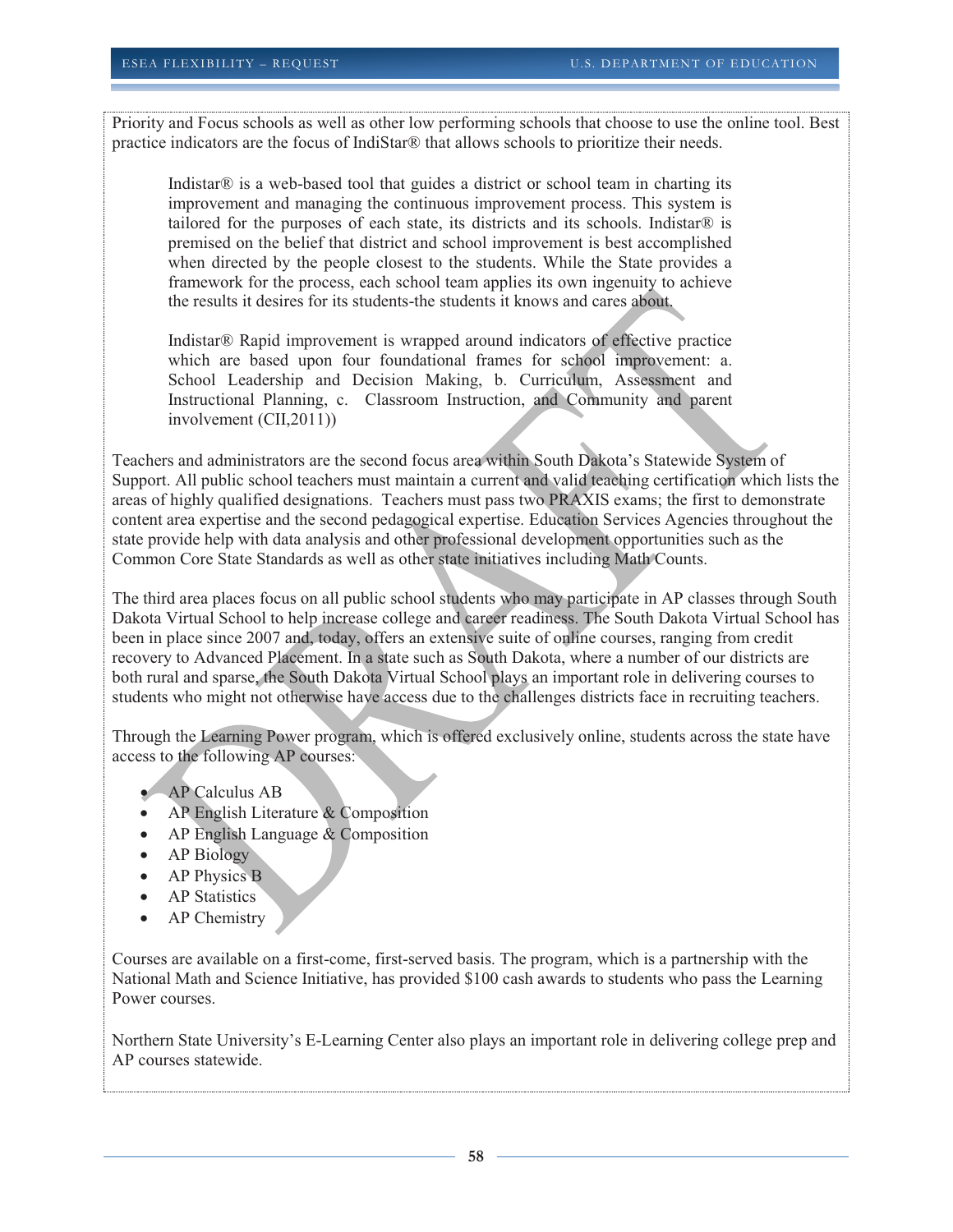Priority and Focus schools as well as other low performing schools that choose to use the online tool. Best practice indicators are the focus of IndiStar® that allows schools to prioritize their needs.

> Indistar® is a web-based tool that guides a district or school team in charting its improvement and managing the continuous improvement process. This system is tailored for the purposes of each state, its districts and its schools. Indistar® is premised on the belief that district and school improvement is best accomplished when directed by the people closest to the students. While the State provides a framework for the process, each school team applies its own ingenuity to achieve the results it desires for its students-the students it knows and cares about.
>
> Indistar® Rapid improvement is wrapped around indicators of effective practice which are based upon four foundational frames for school improvement: a. School Leadership and Decision Making, b. Curriculum, Assessment and Instructional Planning, c. Classroom Instruction, and Community and parent involvement (CII,2011))

Teachers and administrators are the second focus area within South Dakota's Statewide System of Support. All public school teachers must maintain a current and valid teaching certification which lists the areas of highly qualified designations. Teachers must pass two PRAXIS exams; the first to demonstrate content area expertise and the second pedagogical expertise. Education Services Agencies throughout the state provide help with data analysis and other professional development opportunities such as the Common Core State Standards as well as other state initiatives including Math Counts.

The third area places focus on all public school students who may participate in AP classes through South Dakota Virtual School to help increase college and career readiness. The South Dakota Virtual School has been in place since 2007 and, today, offers an extensive suite of online courses, ranging from credit recovery to Advanced Placement. In a state such as South Dakota, where a number of our districts are both rural and sparse, the South Dakota Virtual School plays an important role in delivering courses to students who might not otherwise have access due to the challenges districts face in recruiting teachers.

Through the Learning Power program, which is offered exclusively online, students across the state have access to the following AP courses:

- AP Calculus AB
- AP English Literature & Composition
- AP English Language & Composition
- AP Biology
- AP Physics B
- AP Statistics
- AP Chemistry

Courses are available on a first-come, first-served basis. The program, which is a partnership with the National Math and Science Initiative, has provided $100 cash awards to students who pass the Learning Power courses.

Northern State University's E-Learning Center also plays an important role in delivering college prep and AP courses statewide.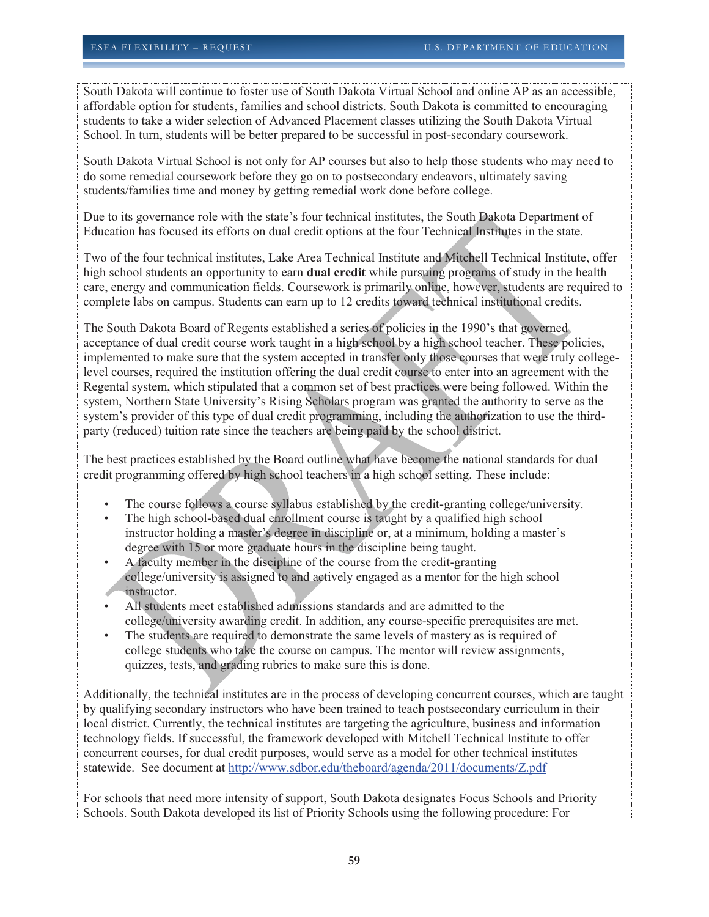South Dakota will continue to foster use of South Dakota Virtual School and online AP as an accessible, affordable option for students, families and school districts. South Dakota is committed to encouraging students to take a wider selection of Advanced Placement classes utilizing the South Dakota Virtual School. In turn, students will be better prepared to be successful in post-secondary coursework.

South Dakota Virtual School is not only for AP courses but also to help those students who may need to do some remedial coursework before they go on to postsecondary endeavors, ultimately saving students/families time and money by getting remedial work done before college.

Due to its governance role with the state's four technical institutes, the South Dakota Department of Education has focused its efforts on dual credit options at the four Technical Institutes in the state.

Two of the four technical institutes, Lake Area Technical Institute and Mitchell Technical Institute, offer high school students an opportunity to earn **dual credit** while pursuing programs of study in the health care, energy and communication fields. Coursework is primarily online, however, students are required to complete labs on campus. Students can earn up to 12 credits toward technical institutional credits.

The South Dakota Board of Regents established a series of policies in the 1990's that governed acceptance of dual credit course work taught in a high school by a high school teacher. These policies, implemented to make sure that the system accepted in transfer only those courses that were truly college-level courses, required the institution offering the dual credit course to enter into an agreement with the Regental system, which stipulated that a common set of best practices were being followed. Within the system, Northern State University's Rising Scholars program was granted the authority to serve as the system's provider of this type of dual credit programming, including the authorization to use the third-party (reduced) tuition rate since the teachers are being paid by the school district.

The best practices established by the Board outline what have become the national standards for dual credit programming offered by high school teachers in a high school setting. These include:

- The course follows a course syllabus established by the credit-granting college/university.
- The high school-based dual enrollment course is taught by a qualified high school instructor holding a master's degree in discipline or, at a minimum, holding a master's degree with 15 or more graduate hours in the discipline being taught.
- A faculty member in the discipline of the course from the credit-granting college/university is assigned to and actively engaged as a mentor for the high school instructor.
- All students meet established admissions standards and are admitted to the college/university awarding credit. In addition, any course-specific prerequisites are met.
- The students are required to demonstrate the same levels of mastery as is required of college students who take the course on campus. The mentor will review assignments, quizzes, tests, and grading rubrics to make sure this is done.

Additionally, the technical institutes are in the process of developing concurrent courses, which are taught by qualifying secondary instructors who have been trained to teach postsecondary curriculum in their local district. Currently, the technical institutes are targeting the agriculture, business and information technology fields. If successful, the framework developed with Mitchell Technical Institute to offer concurrent courses, for dual credit purposes, would serve as a model for other technical institutes statewide. See document at http://www.sdbor.edu/theboard/agenda/2011/documents/Z.pdf

For schools that need more intensity of support, South Dakota designates Focus Schools and Priority Schools. South Dakota developed its list of Priority Schools using the following procedure: For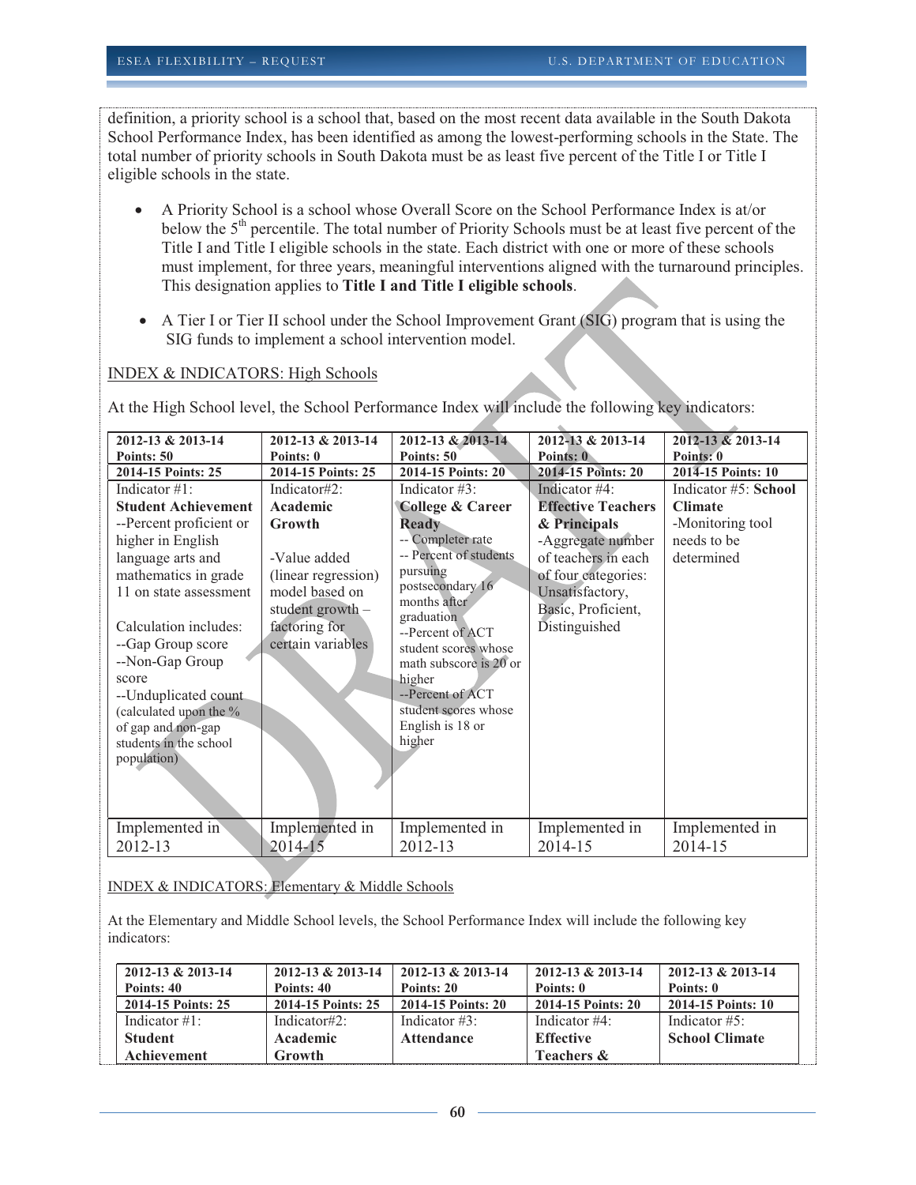definition, a priority school is a school that, based on the most recent data available in the South Dakota School Performance Index, has been identified as among the lowest-performing schools in the State. The total number of priority schools in South Dakota must be as least five percent of the Title I or Title I eligible schools in the state.

- A Priority School is a school whose Overall Score on the School Performance Index is at/or below the 5th percentile. The total number of Priority Schools must be at least five percent of the Title I and Title I eligible schools in the state. Each district with one or more of these schools must implement, for three years, meaningful interventions aligned with the turnaround principles. This designation applies to **Title I and Title I eligible schools**.

- A Tier I or Tier II school under the School Improvement Grant (SIG) program that is using the SIG funds to implement a school intervention model.

INDEX & INDICATORS: High Schools

At the High School level, the School Performance Index will include the following key indicators:

| **2012-13 & 2013-14 Points: 50** | **2012-13 & 2013-14 Points: 0** | **2012-13 & 2013-14 Points: 50** | **2012-13 & 2013-14 Points: 0** | **2012-13 & 2013-14 Points: 0** |
|---|---|---|---|---|
| **2014-15 Points: 25** | **2014-15 Points: 25** | **2014-15 Points: 20** | **2014-15 Points: 20** | **2014-15 Points: 10** |
| Indicator #1: **Student Achievement** --Percent proficient or higher in English language arts and mathematics in grade 11 on state assessment<br><br>Calculation includes:<br>--Gap Group score<br>--Non-Gap Group score<br>--Unduplicated count (calculated upon the % of gap and non-gap students in the school population) | Indicator#2: **Academic Growth**<br><br>-Value added (linear regression) model based on student growth – factoring for certain variables | Indicator #3: **College & Career Ready**<br>-- Completer rate<br>-- Percent of students pursuing postsecondary 16 months after graduation<br>--Percent of ACT student scores whose math subscore is 20 or higher<br>--Percent of ACT student scores whose English is 18 or higher | Indicator #4: **Effective Teachers & Principals**<br>-Aggregate number of teachers in each of four categories: Unsatisfactory, Basic, Proficient, Distinguished | Indicator #5: **School Climate**<br>-Monitoring tool needs to be determined |
| Implemented in 2012-13 | Implemented in 2014-15 | Implemented in 2012-13 | Implemented in 2014-15 | Implemented in 2014-15 |

INDEX & INDICATORS: Elementary & Middle Schools

At the Elementary and Middle School levels, the School Performance Index will include the following key indicators:

| **2012-13 & 2013-14 Points: 40** | **2012-13 & 2013-14 Points: 40** | **2012-13 & 2013-14 Points: 20** | **2012-13 & 2013-14 Points: 0** | **2012-13 & 2013-14 Points: 0** |
|---|---|---|---|---|
| **2014-15 Points: 25** | **2014-15 Points: 25** | **2014-15 Points: 20** | **2014-15 Points: 20** | **2014-15 Points: 10** |
| Indicator #1: **Student Achievement** | Indicator#2: **Academic Growth** | Indicator #3: **Attendance** | Indicator #4: **Effective Teachers &** | Indicator #5: **School Climate** |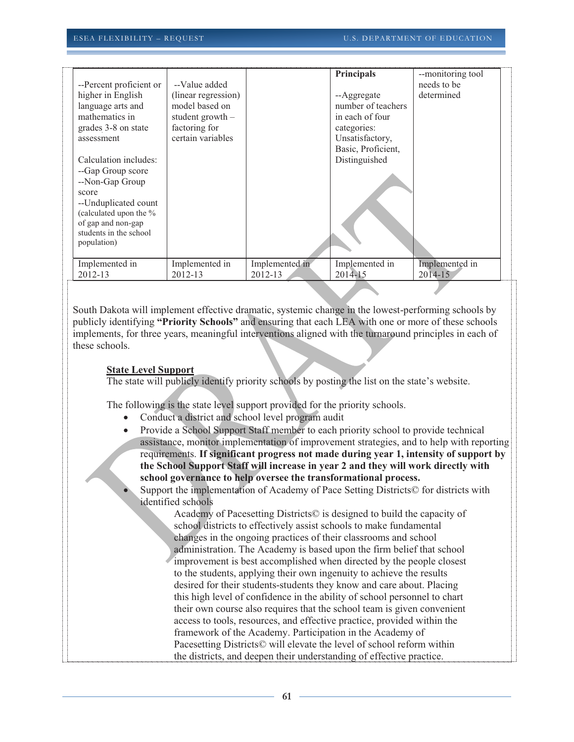| --Percent proficient or higher in English language arts and mathematics in grades 3-8 on state assessment<br><br>Calculation includes:<br>--Gap Group score<br>--Non-Gap Group score<br>--Unduplicated count (calculated upon the % of gap and non-gap students in the school population) | --Value added (linear regression) model based on student growth – factoring for certain variables | | **Principals**<br><br>--Aggregate number of teachers in each of four categories: Unsatisfactory, Basic, Proficient, Distinguished | --monitoring tool needs to be determined |
|---|---|---|---|---|
| Implemented in 2012-13 | Implemented in 2012-13 | Implemented in 2012-13 | Implemented in 2014-15 | Implemented in 2014-15 |

South Dakota will implement effective dramatic, systemic change in the lowest-performing schools by publicly identifying **"Priority Schools"** and ensuring that each LEA with one or more of these schools implements, for three years, meaningful interventions aligned with the turnaround principles in each of these schools.

**State Level Support**

The state will publicly identify priority schools by posting the list on the state's website.

The following is the state level support provided for the priority schools.

- Conduct a district and school level program audit
- Provide a School Support Staff member to each priority school to provide technical assistance, monitor implementation of improvement strategies, and to help with reporting requirements. **If significant progress not made during year 1, intensity of support by the School Support Staff will increase in year 2 and they will work directly with school governance to help oversee the transformational process.**
- Support the implementation of Academy of Pace Setting Districts© for districts with identified schools

  Academy of Pacesetting Districts© is designed to build the capacity of school districts to effectively assist schools to make fundamental changes in the ongoing practices of their classrooms and school administration. The Academy is based upon the firm belief that school improvement is best accomplished when directed by the people closest to the students, applying their own ingenuity to achieve the results desired for their students-students they know and care about. Placing this high level of confidence in the ability of school personnel to chart their own course also requires that the school team is given convenient access to tools, resources, and effective practice, provided within the framework of the Academy. Participation in the Academy of Pacesetting Districts© will elevate the level of school reform within the districts, and deepen their understanding of effective practice.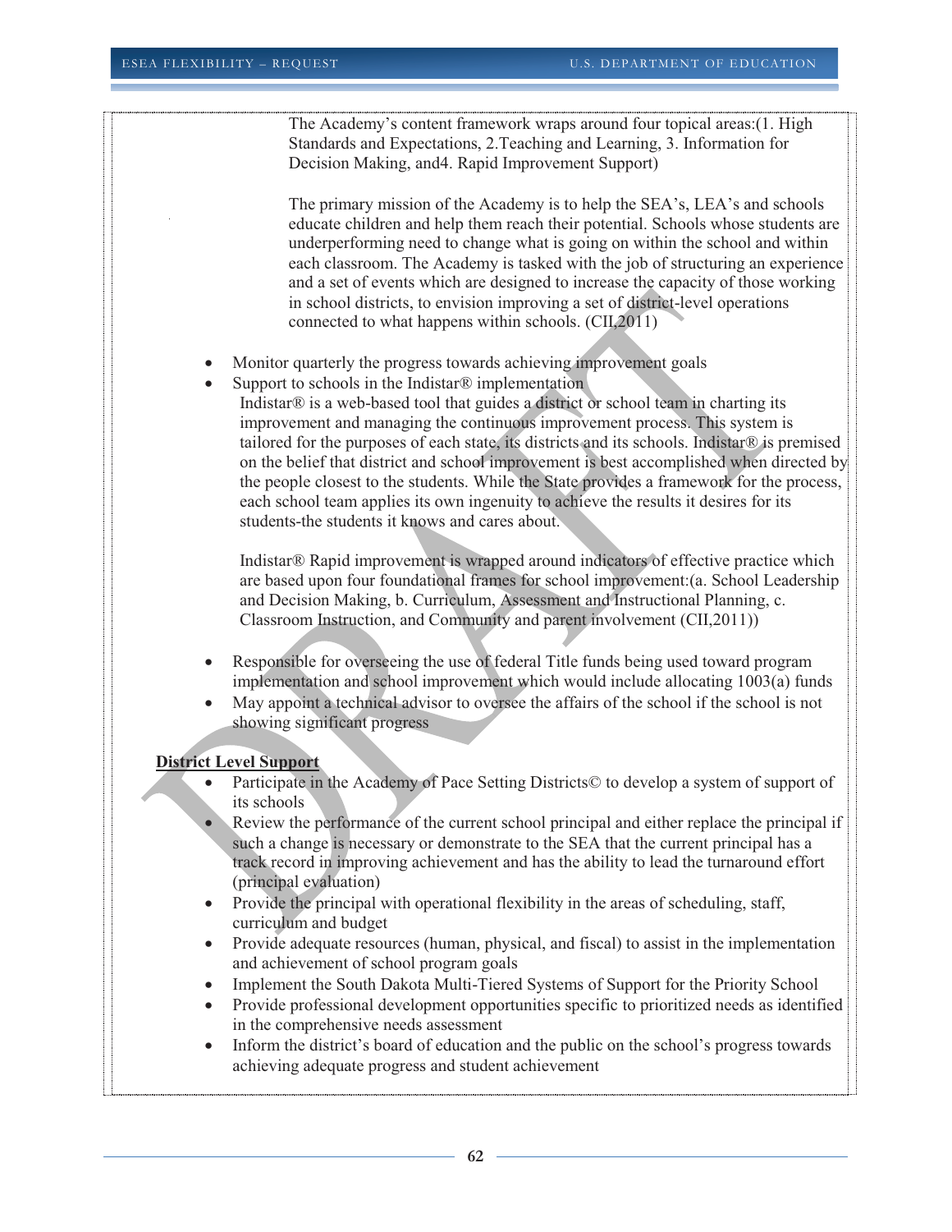The Academy's content framework wraps around four topical areas:(1. High Standards and Expectations, 2.Teaching and Learning, 3. Information for Decision Making, and4. Rapid Improvement Support)

The primary mission of the Academy is to help the SEA's, LEA's and schools educate children and help them reach their potential. Schools whose students are underperforming need to change what is going on within the school and within each classroom. The Academy is tasked with the job of structuring an experience and a set of events which are designed to increase the capacity of those working in school districts, to envision improving a set of district-level operations connected to what happens within schools. (CII,2011)

- Monitor quarterly the progress towards achieving improvement goals
- Support to schools in the Indistar® implementation

  Indistar® is a web-based tool that guides a district or school team in charting its improvement and managing the continuous improvement process. This system is tailored for the purposes of each state, its districts and its schools. Indistar® is premised on the belief that district and school improvement is best accomplished when directed by the people closest to the students. While the State provides a framework for the process, each school team applies its own ingenuity to achieve the results it desires for its students-the students it knows and cares about.

  Indistar® Rapid improvement is wrapped around indicators of effective practice which are based upon four foundational frames for school improvement:(a. School Leadership and Decision Making, b. Curriculum, Assessment and Instructional Planning, c. Classroom Instruction, and Community and parent involvement (CII,2011))

- Responsible for overseeing the use of federal Title funds being used toward program implementation and school improvement which would include allocating 1003(a) funds
- May appoint a technical advisor to oversee the affairs of the school if the school is not showing significant progress

**District Level Support**

- Participate in the Academy of Pace Setting Districts© to develop a system of support of its schools
- Review the performance of the current school principal and either replace the principal if such a change is necessary or demonstrate to the SEA that the current principal has a track record in improving achievement and has the ability to lead the turnaround effort (principal evaluation)
- Provide the principal with operational flexibility in the areas of scheduling, staff, curriculum and budget
- Provide adequate resources (human, physical, and fiscal) to assist in the implementation and achievement of school program goals
- Implement the South Dakota Multi-Tiered Systems of Support for the Priority School
- Provide professional development opportunities specific to prioritized needs as identified in the comprehensive needs assessment
- Inform the district's board of education and the public on the school's progress towards achieving adequate progress and student achievement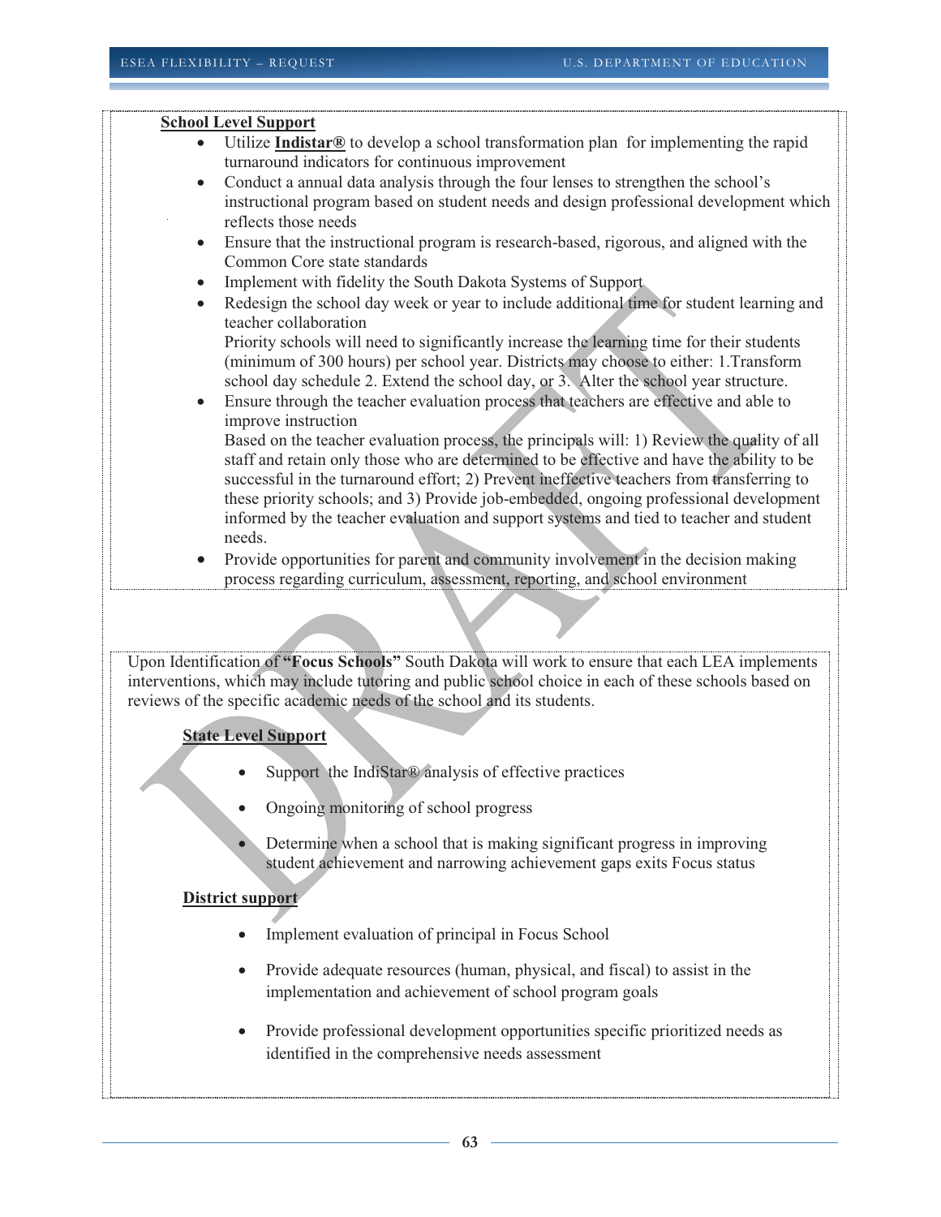**School Level Support**

- Utilize **Indistar®** to develop a school transformation plan for implementing the rapid turnaround indicators for continuous improvement
- Conduct a annual data analysis through the four lenses to strengthen the school's instructional program based on student needs and design professional development which reflects those needs
- Ensure that the instructional program is research-based, rigorous, and aligned with the Common Core state standards
- Implement with fidelity the South Dakota Systems of Support
- Redesign the school day week or year to include additional time for student learning and teacher collaboration

  Priority schools will need to significantly increase the learning time for their students (minimum of 300 hours) per school year. Districts may choose to either: 1.Transform school day schedule 2. Extend the school day, or 3. Alter the school year structure.
- Ensure through the teacher evaluation process that teachers are effective and able to improve instruction

  Based on the teacher evaluation process, the principals will: 1) Review the quality of all staff and retain only those who are determined to be effective and have the ability to be successful in the turnaround effort; 2) Prevent ineffective teachers from transferring to these priority schools; and 3) Provide job-embedded, ongoing professional development informed by the teacher evaluation and support systems and tied to teacher and student needs.
- Provide opportunities for parent and community involvement in the decision making process regarding curriculum, assessment, reporting, and school environment

Upon Identification of **"Focus Schools"** South Dakota will work to ensure that each LEA implements interventions, which may include tutoring and public school choice in each of these schools based on reviews of the specific academic needs of the school and its students.

**State Level Support**

- Support the IndiStar® analysis of effective practices
- Ongoing monitoring of school progress
- Determine when a school that is making significant progress in improving student achievement and narrowing achievement gaps exits Focus status

**District support**

- Implement evaluation of principal in Focus School
- Provide adequate resources (human, physical, and fiscal) to assist in the implementation and achievement of school program goals
- Provide professional development opportunities specific prioritized needs as identified in the comprehensive needs assessment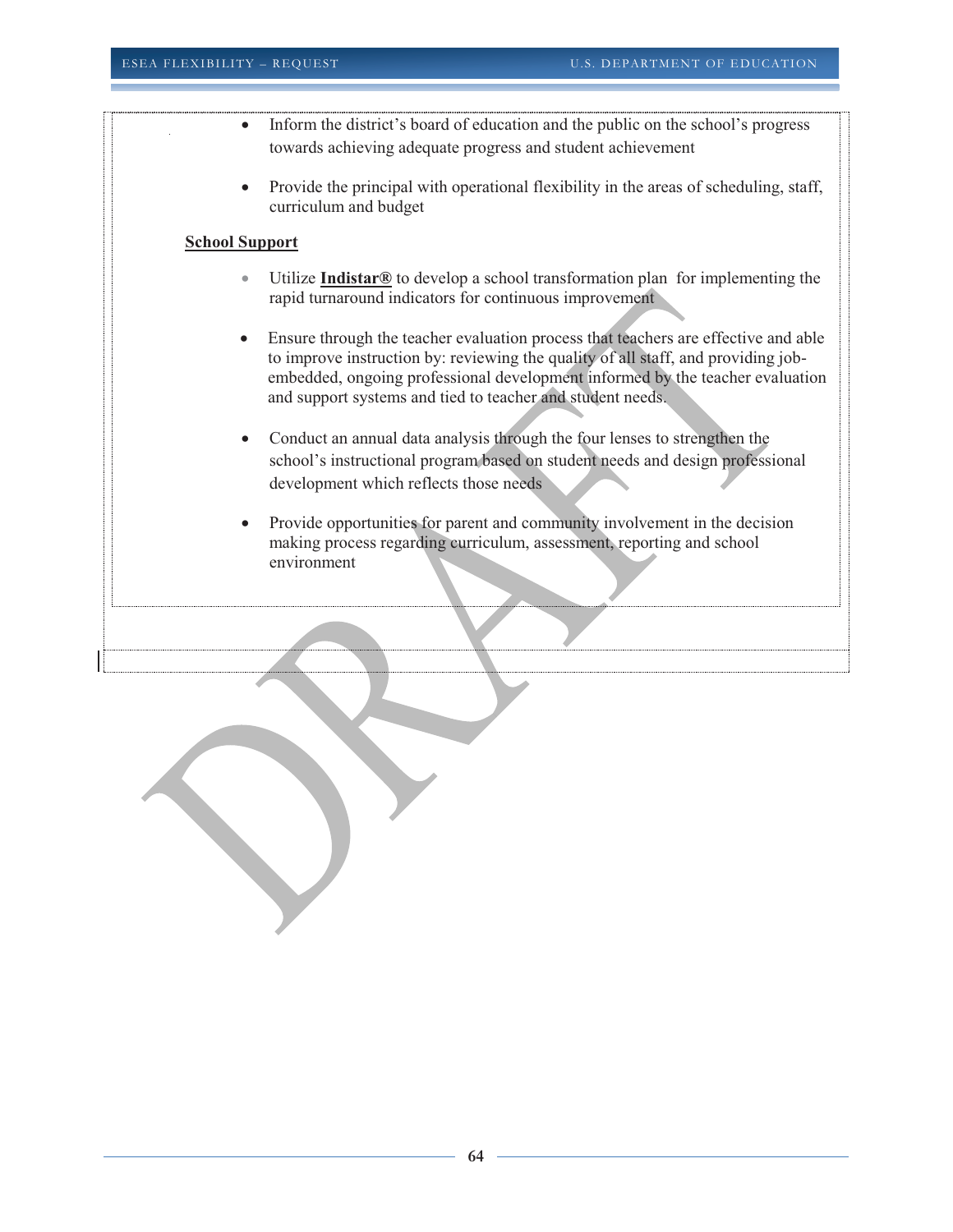- Inform the district's board of education and the public on the school's progress towards achieving adequate progress and student achievement

- Provide the principal with operational flexibility in the areas of scheduling, staff, curriculum and budget

**School Support**

- Utilize **Indistar®** to develop a school transformation plan for implementing the rapid turnaround indicators for continuous improvement

- Ensure through the teacher evaluation process that teachers are effective and able to improve instruction by: reviewing the quality of all staff, and providing job-embedded, ongoing professional development informed by the teacher evaluation and support systems and tied to teacher and student needs.

- Conduct an annual data analysis through the four lenses to strengthen the school's instructional program based on student needs and design professional development which reflects those needs

- Provide opportunities for parent and community involvement in the decision making process regarding curriculum, assessment, reporting and school environment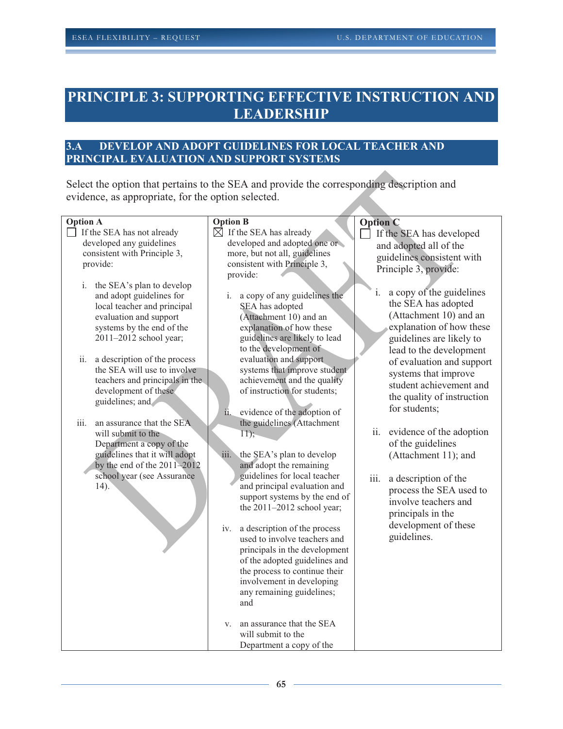# PRINCIPLE 3: SUPPORTING EFFECTIVE INSTRUCTION AND LEADERSHIP

## 3.A DEVELOP AND ADOPT GUIDELINES FOR LOCAL TEACHER AND PRINCIPAL EVALUATION AND SUPPORT SYSTEMS

Select the option that pertains to the SEA and provide the corresponding description and evidence, as appropriate, for the option selected.

| Option A | Option B | Option C |
|---|---|---|
| ☐ If the SEA has not already developed any guidelines consistent with Principle 3, provide:<br><br>i. the SEA's plan to develop and adopt guidelines for local teacher and principal evaluation and support systems by the end of the 2011–2012 school year;<br><br>ii. a description of the process the SEA will use to involve teachers and principals in the development of these guidelines; and<br><br>iii. an assurance that the SEA will submit to the Department a copy of the guidelines that it will adopt by the end of the 2011–2012 school year (see Assurance 14). | ☒ If the SEA has already developed and adopted one or more, but not all, guidelines consistent with Principle 3, provide:<br><br>i. a copy of any guidelines the SEA has adopted (Attachment 10) and an explanation of how these guidelines are likely to lead to the development of evaluation and support systems that improve student achievement and the quality of instruction for students;<br><br>ii. evidence of the adoption of the guidelines (Attachment 11);<br><br>iii. the SEA's plan to develop and adopt the remaining guidelines for local teacher and principal evaluation and support systems by the end of the 2011–2012 school year;<br><br>iv. a description of the process used to involve teachers and principals in the development of the adopted guidelines and the process to continue their involvement in developing any remaining guidelines; and<br><br>v. an assurance that the SEA will submit to the Department a copy of the | ☐ If the SEA has developed and adopted all of the guidelines consistent with Principle 3, provide:<br><br>i. a copy of the guidelines the SEA has adopted (Attachment 10) and an explanation of how these guidelines are likely to lead to the development of evaluation and support systems that improve student achievement and the quality of instruction for students;<br><br>ii. evidence of the adoption of the guidelines (Attachment 11); and<br><br>iii. a description of the process the SEA used to involve teachers and principals in the development of these guidelines. |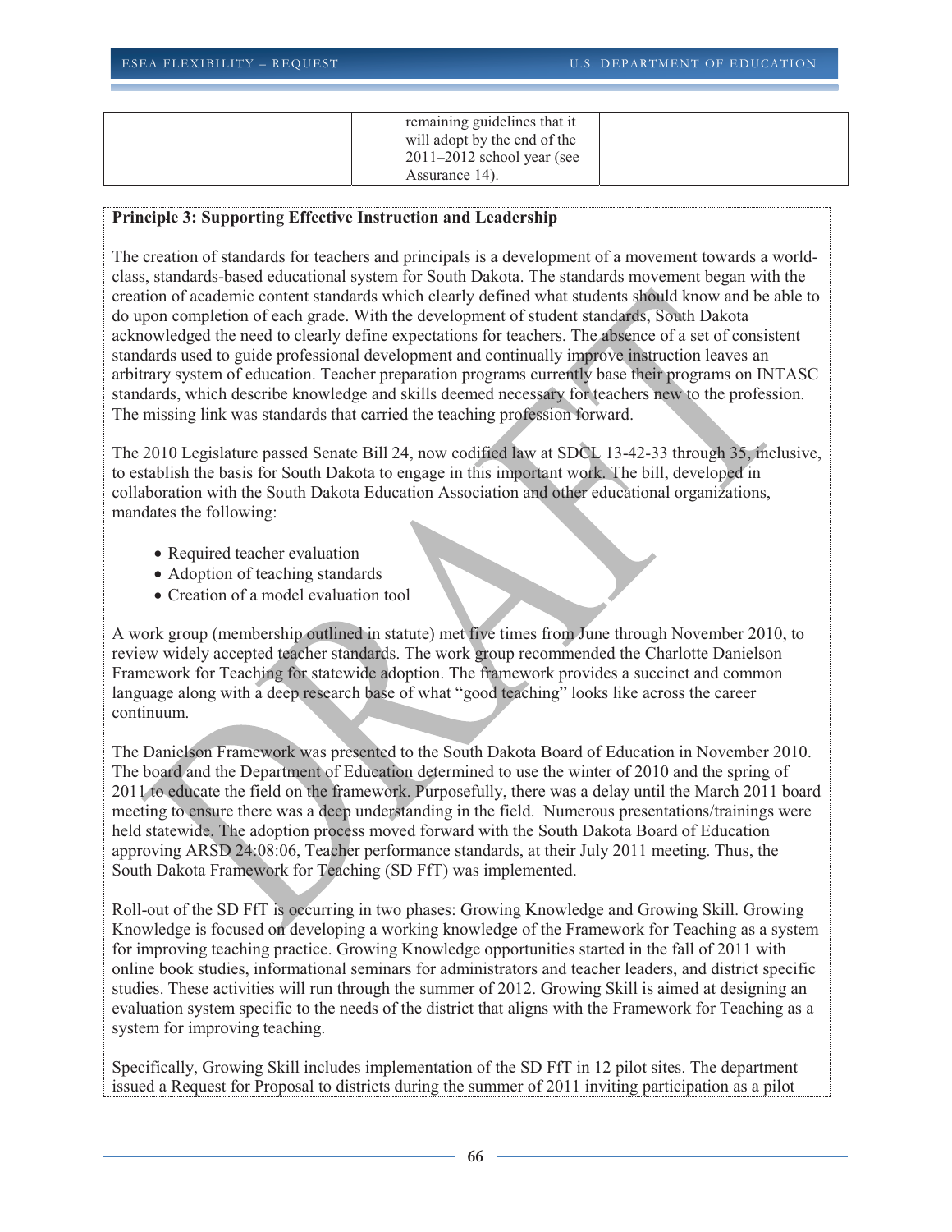| | remaining guidelines that it will adopt by the end of the 2011–2012 school year (see Assurance 14). | |
|---|---|---|

**Principle 3: Supporting Effective Instruction and Leadership**

The creation of standards for teachers and principals is a development of a movement towards a world-class, standards-based educational system for South Dakota. The standards movement began with the creation of academic content standards which clearly defined what students should know and be able to do upon completion of each grade. With the development of student standards, South Dakota acknowledged the need to clearly define expectations for teachers. The absence of a set of consistent standards used to guide professional development and continually improve instruction leaves an arbitrary system of education. Teacher preparation programs currently base their programs on INTASC standards, which describe knowledge and skills deemed necessary for teachers new to the profession. The missing link was standards that carried the teaching profession forward.

The 2010 Legislature passed Senate Bill 24, now codified law at SDCL 13-42-33 through 35, inclusive, to establish the basis for South Dakota to engage in this important work. The bill, developed in collaboration with the South Dakota Education Association and other educational organizations, mandates the following:

- Required teacher evaluation
- Adoption of teaching standards
- Creation of a model evaluation tool

A work group (membership outlined in statute) met five times from June through November 2010, to review widely accepted teacher standards. The work group recommended the Charlotte Danielson Framework for Teaching for statewide adoption. The framework provides a succinct and common language along with a deep research base of what "good teaching" looks like across the career continuum.

The Danielson Framework was presented to the South Dakota Board of Education in November 2010. The board and the Department of Education determined to use the winter of 2010 and the spring of 2011 to educate the field on the framework. Purposefully, there was a delay until the March 2011 board meeting to ensure there was a deep understanding in the field. Numerous presentations/trainings were held statewide. The adoption process moved forward with the South Dakota Board of Education approving ARSD 24:08:06, Teacher performance standards, at their July 2011 meeting. Thus, the South Dakota Framework for Teaching (SD FfT) was implemented.

Roll-out of the SD FfT is occurring in two phases: Growing Knowledge and Growing Skill. Growing Knowledge is focused on developing a working knowledge of the Framework for Teaching as a system for improving teaching practice. Growing Knowledge opportunities started in the fall of 2011 with online book studies, informational seminars for administrators and teacher leaders, and district specific studies. These activities will run through the summer of 2012. Growing Skill is aimed at designing an evaluation system specific to the needs of the district that aligns with the Framework for Teaching as a system for improving teaching.

Specifically, Growing Skill includes implementation of the SD FfT in 12 pilot sites. The department issued a Request for Proposal to districts during the summer of 2011 inviting participation as a pilot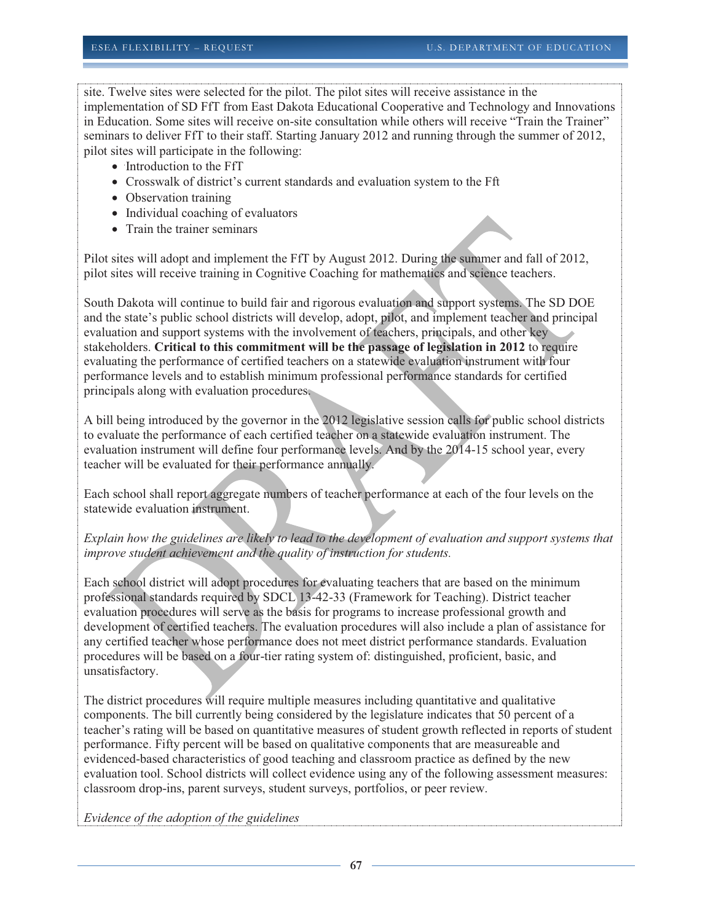site. Twelve sites were selected for the pilot. The pilot sites will receive assistance in the implementation of SD FfT from East Dakota Educational Cooperative and Technology and Innovations in Education. Some sites will receive on-site consultation while others will receive "Train the Trainer" seminars to deliver FfT to their staff. Starting January 2012 and running through the summer of 2012, pilot sites will participate in the following:

- Introduction to the FfT
- Crosswalk of district's current standards and evaluation system to the Fft
- Observation training
- Individual coaching of evaluators
- Train the trainer seminars

Pilot sites will adopt and implement the FfT by August 2012. During the summer and fall of 2012, pilot sites will receive training in Cognitive Coaching for mathematics and science teachers.

South Dakota will continue to build fair and rigorous evaluation and support systems. The SD DOE and the state's public school districts will develop, adopt, pilot, and implement teacher and principal evaluation and support systems with the involvement of teachers, principals, and other key stakeholders. **Critical to this commitment will be the passage of legislation in 2012** to require evaluating the performance of certified teachers on a statewide evaluation instrument with four performance levels and to establish minimum professional performance standards for certified principals along with evaluation procedures.

A bill being introduced by the governor in the 2012 legislative session calls for public school districts to evaluate the performance of each certified teacher on a statewide evaluation instrument. The evaluation instrument will define four performance levels. And by the 2014-15 school year, every teacher will be evaluated for their performance annually.

Each school shall report aggregate numbers of teacher performance at each of the four levels on the statewide evaluation instrument.

*Explain how the guidelines are likely to lead to the development of evaluation and support systems that improve student achievement and the quality of instruction for students.*

Each school district will adopt procedures for evaluating teachers that are based on the minimum professional standards required by SDCL 13-42-33 (Framework for Teaching). District teacher evaluation procedures will serve as the basis for programs to increase professional growth and development of certified teachers. The evaluation procedures will also include a plan of assistance for any certified teacher whose performance does not meet district performance standards. Evaluation procedures will be based on a four-tier rating system of: distinguished, proficient, basic, and unsatisfactory.

The district procedures will require multiple measures including quantitative and qualitative components. The bill currently being considered by the legislature indicates that 50 percent of a teacher's rating will be based on quantitative measures of student growth reflected in reports of student performance. Fifty percent will be based on qualitative components that are measureable and evidenced-based characteristics of good teaching and classroom practice as defined by the new evaluation tool. School districts will collect evidence using any of the following assessment measures: classroom drop-ins, parent surveys, student surveys, portfolios, or peer review.

*Evidence of the adoption of the guidelines*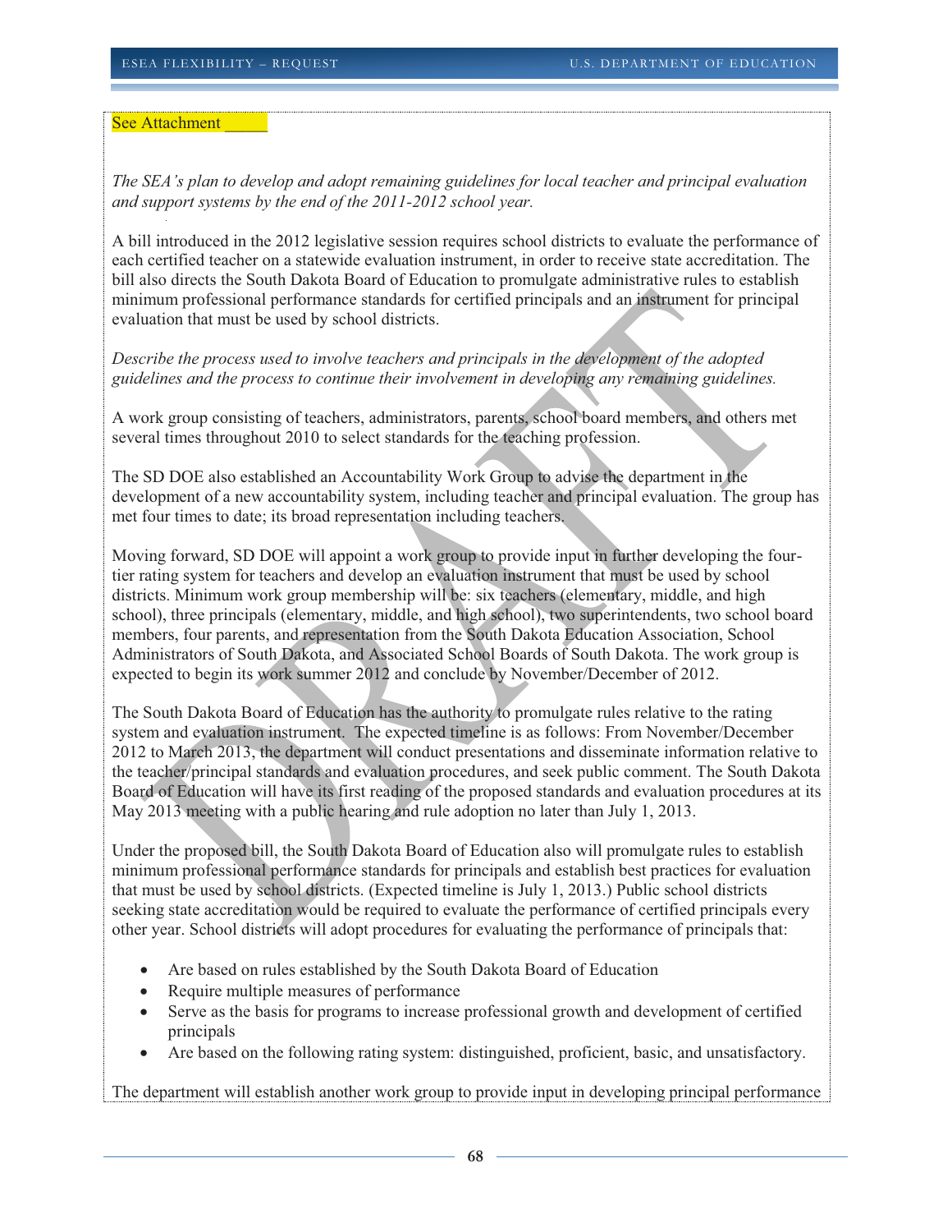See Attachment _____

*The SEA's plan to develop and adopt remaining guidelines for local teacher and principal evaluation and support systems by the end of the 2011-2012 school year.*

A bill introduced in the 2012 legislative session requires school districts to evaluate the performance of each certified teacher on a statewide evaluation instrument, in order to receive state accreditation. The bill also directs the South Dakota Board of Education to promulgate administrative rules to establish minimum professional performance standards for certified principals and an instrument for principal evaluation that must be used by school districts.

*Describe the process used to involve teachers and principals in the development of the adopted guidelines and the process to continue their involvement in developing any remaining guidelines.*

A work group consisting of teachers, administrators, parents, school board members, and others met several times throughout 2010 to select standards for the teaching profession.

The SD DOE also established an Accountability Work Group to advise the department in the development of a new accountability system, including teacher and principal evaluation. The group has met four times to date; its broad representation including teachers.

Moving forward, SD DOE will appoint a work group to provide input in further developing the four-tier rating system for teachers and develop an evaluation instrument that must be used by school districts. Minimum work group membership will be: six teachers (elementary, middle, and high school), three principals (elementary, middle, and high school), two superintendents, two school board members, four parents, and representation from the South Dakota Education Association, School Administrators of South Dakota, and Associated School Boards of South Dakota. The work group is expected to begin its work summer 2012 and conclude by November/December of 2012.

The South Dakota Board of Education has the authority to promulgate rules relative to the rating system and evaluation instrument. The expected timeline is as follows: From November/December 2012 to March 2013, the department will conduct presentations and disseminate information relative to the teacher/principal standards and evaluation procedures, and seek public comment. The South Dakota Board of Education will have its first reading of the proposed standards and evaluation procedures at its May 2013 meeting with a public hearing and rule adoption no later than July 1, 2013.

Under the proposed bill, the South Dakota Board of Education also will promulgate rules to establish minimum professional performance standards for principals and establish best practices for evaluation that must be used by school districts. (Expected timeline is July 1, 2013.) Public school districts seeking state accreditation would be required to evaluate the performance of certified principals every other year. School districts will adopt procedures for evaluating the performance of principals that:

- Are based on rules established by the South Dakota Board of Education
- Require multiple measures of performance
- Serve as the basis for programs to increase professional growth and development of certified principals
- Are based on the following rating system: distinguished, proficient, basic, and unsatisfactory.

The department will establish another work group to provide input in developing principal performance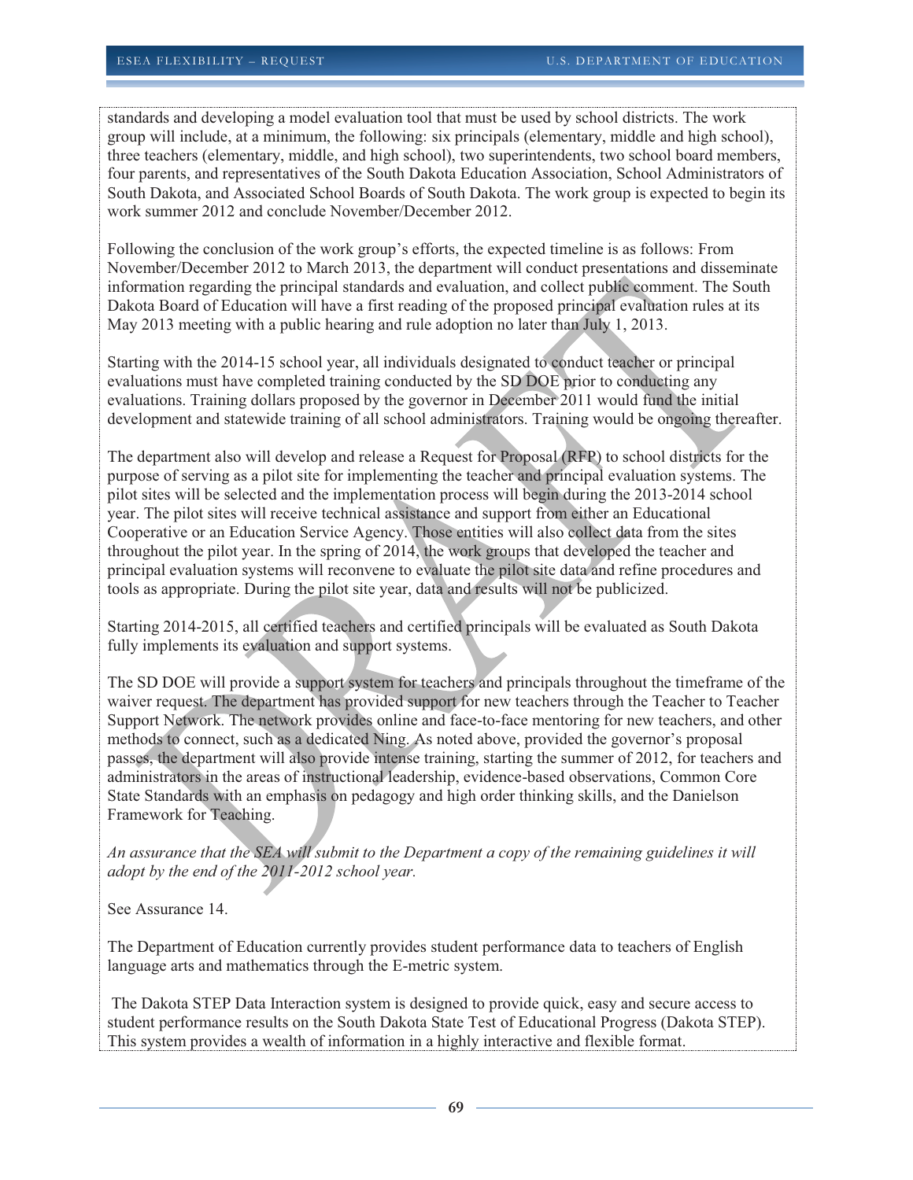standards and developing a model evaluation tool that must be used by school districts. The work group will include, at a minimum, the following: six principals (elementary, middle and high school), three teachers (elementary, middle, and high school), two superintendents, two school board members, four parents, and representatives of the South Dakota Education Association, School Administrators of South Dakota, and Associated School Boards of South Dakota. The work group is expected to begin its work summer 2012 and conclude November/December 2012.

Following the conclusion of the work group's efforts, the expected timeline is as follows: From November/December 2012 to March 2013, the department will conduct presentations and disseminate information regarding the principal standards and evaluation, and collect public comment. The South Dakota Board of Education will have a first reading of the proposed principal evaluation rules at its May 2013 meeting with a public hearing and rule adoption no later than July 1, 2013.

Starting with the 2014-15 school year, all individuals designated to conduct teacher or principal evaluations must have completed training conducted by the SD DOE prior to conducting any evaluations. Training dollars proposed by the governor in December 2011 would fund the initial development and statewide training of all school administrators. Training would be ongoing thereafter.

The department also will develop and release a Request for Proposal (RFP) to school districts for the purpose of serving as a pilot site for implementing the teacher and principal evaluation systems. The pilot sites will be selected and the implementation process will begin during the 2013-2014 school year. The pilot sites will receive technical assistance and support from either an Educational Cooperative or an Education Service Agency. Those entities will also collect data from the sites throughout the pilot year. In the spring of 2014, the work groups that developed the teacher and principal evaluation systems will reconvene to evaluate the pilot site data and refine procedures and tools as appropriate. During the pilot site year, data and results will not be publicized.

Starting 2014-2015, all certified teachers and certified principals will be evaluated as South Dakota fully implements its evaluation and support systems.

The SD DOE will provide a support system for teachers and principals throughout the timeframe of the waiver request. The department has provided support for new teachers through the Teacher to Teacher Support Network. The network provides online and face-to-face mentoring for new teachers, and other methods to connect, such as a dedicated Ning. As noted above, provided the governor's proposal passes, the department will also provide intense training, starting the summer of 2012, for teachers and administrators in the areas of instructional leadership, evidence-based observations, Common Core State Standards with an emphasis on pedagogy and high order thinking skills, and the Danielson Framework for Teaching.

*An assurance that the SEA will submit to the Department a copy of the remaining guidelines it will adopt by the end of the 2011-2012 school year.*

See Assurance 14.

The Department of Education currently provides student performance data to teachers of English language arts and mathematics through the E-metric system.

The Dakota STEP Data Interaction system is designed to provide quick, easy and secure access to student performance results on the South Dakota State Test of Educational Progress (Dakota STEP). This system provides a wealth of information in a highly interactive and flexible format.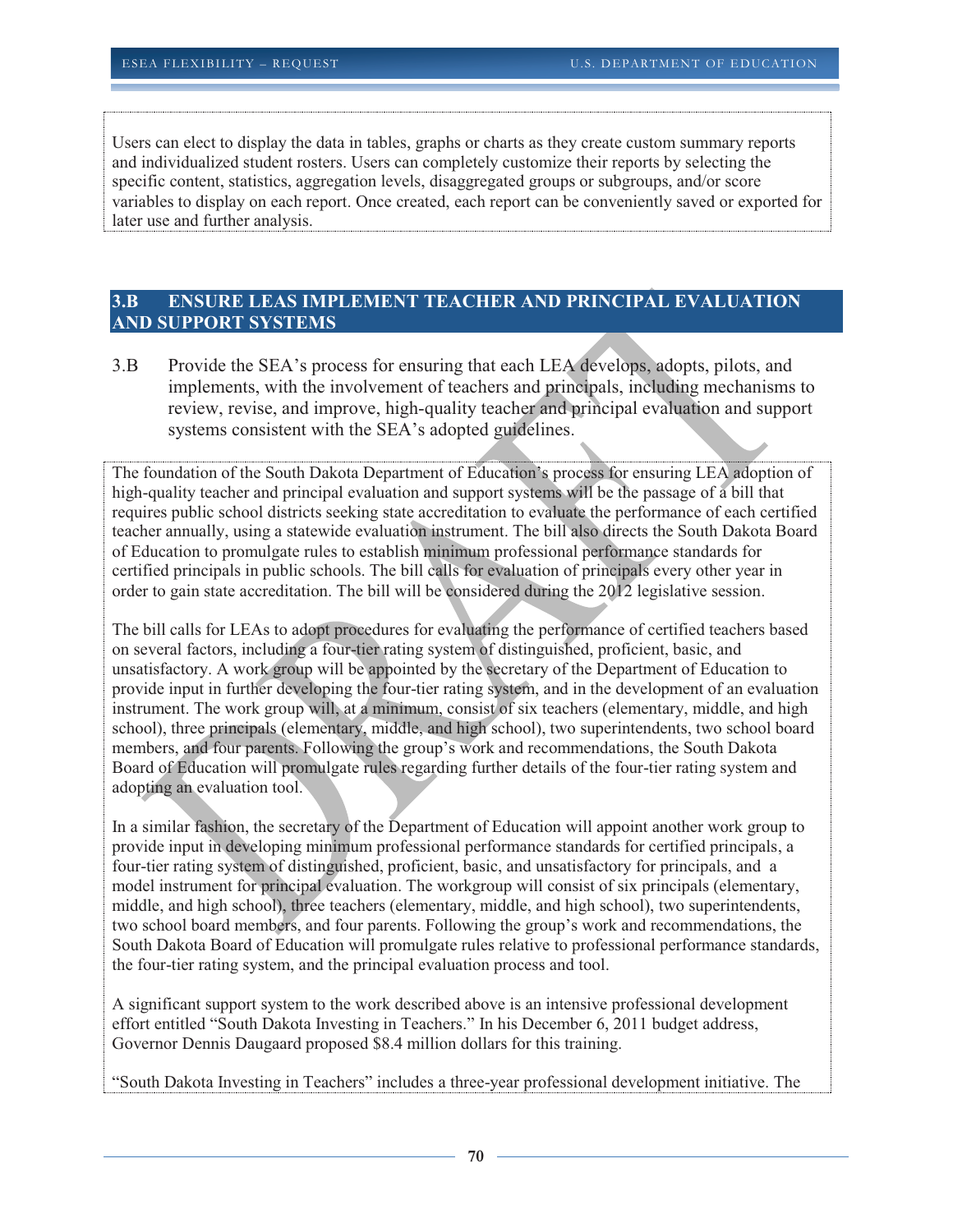Users can elect to display the data in tables, graphs or charts as they create custom summary reports and individualized student rosters. Users can completely customize their reports by selecting the specific content, statistics, aggregation levels, disaggregated groups or subgroups, and/or score variables to display on each report. Once created, each report can be conveniently saved or exported for later use and further analysis.

## 3.B ENSURE LEAS IMPLEMENT TEACHER AND PRINCIPAL EVALUATION AND SUPPORT SYSTEMS

3.B Provide the SEA's process for ensuring that each LEA develops, adopts, pilots, and implements, with the involvement of teachers and principals, including mechanisms to review, revise, and improve, high-quality teacher and principal evaluation and support systems consistent with the SEA's adopted guidelines.

The foundation of the South Dakota Department of Education's process for ensuring LEA adoption of high-quality teacher and principal evaluation and support systems will be the passage of a bill that requires public school districts seeking state accreditation to evaluate the performance of each certified teacher annually, using a statewide evaluation instrument. The bill also directs the South Dakota Board of Education to promulgate rules to establish minimum professional performance standards for certified principals in public schools. The bill calls for evaluation of principals every other year in order to gain state accreditation. The bill will be considered during the 2012 legislative session.

The bill calls for LEAs to adopt procedures for evaluating the performance of certified teachers based on several factors, including a four-tier rating system of distinguished, proficient, basic, and unsatisfactory. A work group will be appointed by the secretary of the Department of Education to provide input in further developing the four-tier rating system, and in the development of an evaluation instrument. The work group will, at a minimum, consist of six teachers (elementary, middle, and high school), three principals (elementary, middle, and high school), two superintendents, two school board members, and four parents. Following the group's work and recommendations, the South Dakota Board of Education will promulgate rules regarding further details of the four-tier rating system and adopting an evaluation tool.

In a similar fashion, the secretary of the Department of Education will appoint another work group to provide input in developing minimum professional performance standards for certified principals, a four-tier rating system of distinguished, proficient, basic, and unsatisfactory for principals, and a model instrument for principal evaluation. The workgroup will consist of six principals (elementary, middle, and high school), three teachers (elementary, middle, and high school), two superintendents, two school board members, and four parents. Following the group's work and recommendations, the South Dakota Board of Education will promulgate rules relative to professional performance standards, the four-tier rating system, and the principal evaluation process and tool.

A significant support system to the work described above is an intensive professional development effort entitled "South Dakota Investing in Teachers." In his December 6, 2011 budget address, Governor Dennis Daugaard proposed $8.4 million dollars for this training.

"South Dakota Investing in Teachers" includes a three-year professional development initiative. The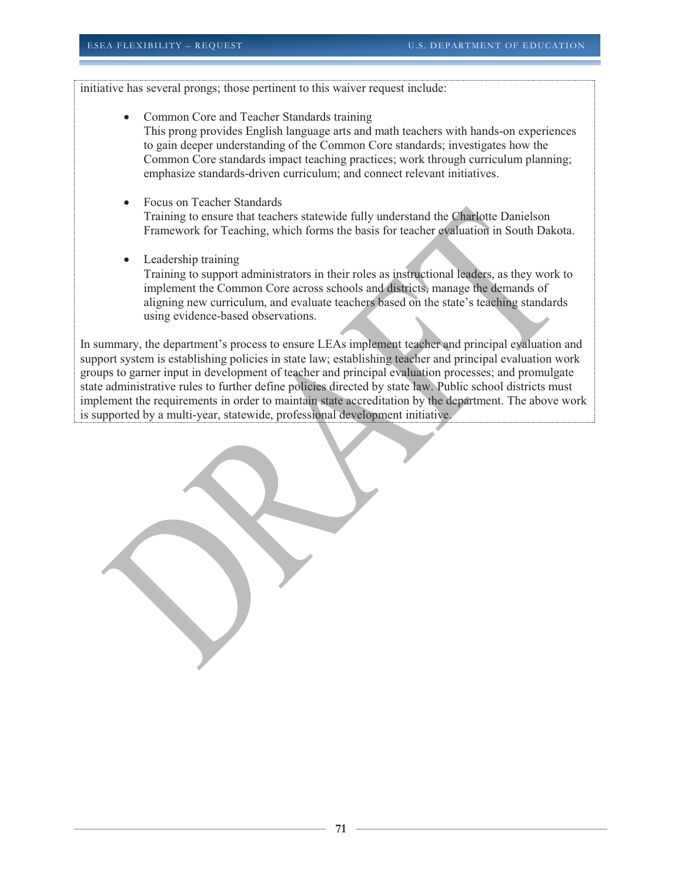initiative has several prongs; those pertinent to this waiver request include:

- Common Core and Teacher Standards training
  This prong provides English language arts and math teachers with hands-on experiences to gain deeper understanding of the Common Core standards; investigates how the Common Core standards impact teaching practices; work through curriculum planning; emphasize standards-driven curriculum; and connect relevant initiatives.

- Focus on Teacher Standards
  Training to ensure that teachers statewide fully understand the Charlotte Danielson Framework for Teaching, which forms the basis for teacher evaluation in South Dakota.

- Leadership training
  Training to support administrators in their roles as instructional leaders, as they work to implement the Common Core across schools and districts, manage the demands of aligning new curriculum, and evaluate teachers based on the state's teaching standards using evidence-based observations.

In summary, the department's process to ensure LEAs implement teacher and principal evaluation and support system is establishing policies in state law; establishing teacher and principal evaluation work groups to garner input in development of teacher and principal evaluation processes; and promulgate state administrative rules to further define policies directed by state law. Public school districts must implement the requirements in order to maintain state accreditation by the department. The above work is supported by a multi-year, statewide, professional development initiative.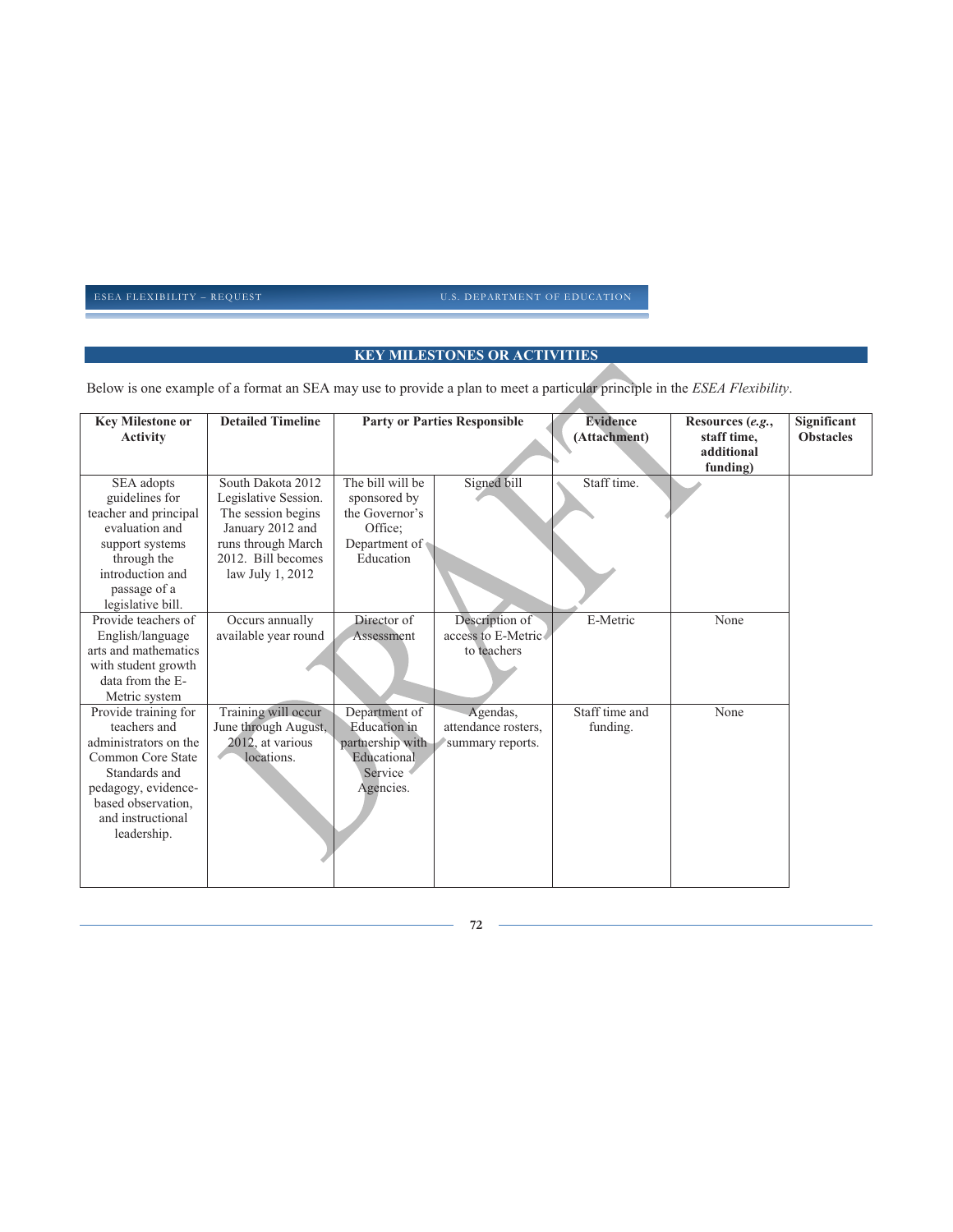## KEY MILESTONES OR ACTIVITIES

Below is one example of a format an SEA may use to provide a plan to meet a particular principle in the *ESEA Flexibility*.

| **Key Milestone or Activity** | **Detailed Timeline** | **Party or Parties Responsible** | | **Evidence (Attachment)** | **Resources (*e.g.*, staff time, additional funding)** | **Significant Obstacles** |
|---|---|---|---|---|---|---|
| SEA adopts guidelines for teacher and principal evaluation and support systems through the introduction and passage of a legislative bill. | South Dakota 2012 Legislative Session. The session begins January 2012 and runs through March 2012. Bill becomes law July 1, 2012 | The bill will be sponsored by the Governor's Office; Department of Education | Signed bill | Staff time. | | |
| Provide teachers of English/language arts and mathematics with student growth data from the E-Metric system | Occurs annually available year round | Director of Assessment | Description of access to E-Metric to teachers | E-Metric | None | |
| Provide training for teachers and administrators on the Common Core State Standards and pedagogy, evidence-based observation, and instructional leadership. | Training will occur June through August, 2012, at various locations. | Department of Education in partnership with Educational Service Agencies. | Agendas, attendance rosters, summary reports. | Staff time and funding. | None | |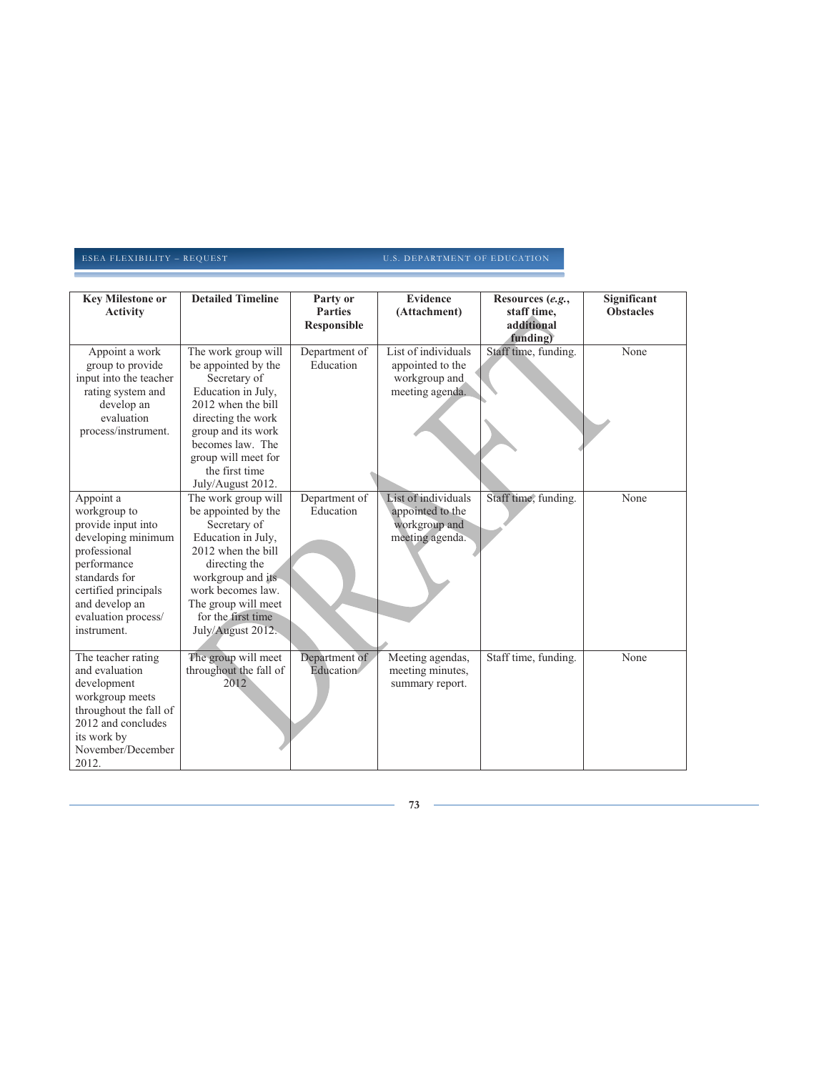| Key Milestone or Activity | Detailed Timeline | Party or Parties Responsible | Evidence (Attachment) | Resources (*e.g.*, staff time, additional funding) | Significant Obstacles |
|---|---|---|---|---|---|
| Appoint a work group to provide input into the teacher rating system and develop an evaluation process/instrument. | The work group will be appointed by the Secretary of Education in July, 2012 when the bill directing the work group and its work becomes law. The group will meet for the first time July/August 2012. | Department of Education | List of individuals appointed to the workgroup and meeting agenda. | Staff time, funding. | None |
| Appoint a workgroup to provide input into developing minimum professional performance standards for certified principals and develop an evaluation process/ instrument. | The work group will be appointed by the Secretary of Education in July, 2012 when the bill directing the workgroup and its work becomes law. The group will meet for the first time July/August 2012. | Department of Education | List of individuals appointed to the workgroup and meeting agenda. | Staff time, funding. | None |
| The teacher rating and evaluation development workgroup meets throughout the fall of 2012 and concludes its work by November/December 2012. | The group will meet throughout the fall of 2012 | Department of Education | Meeting agendas, meeting minutes, summary report. | Staff time, funding. | None |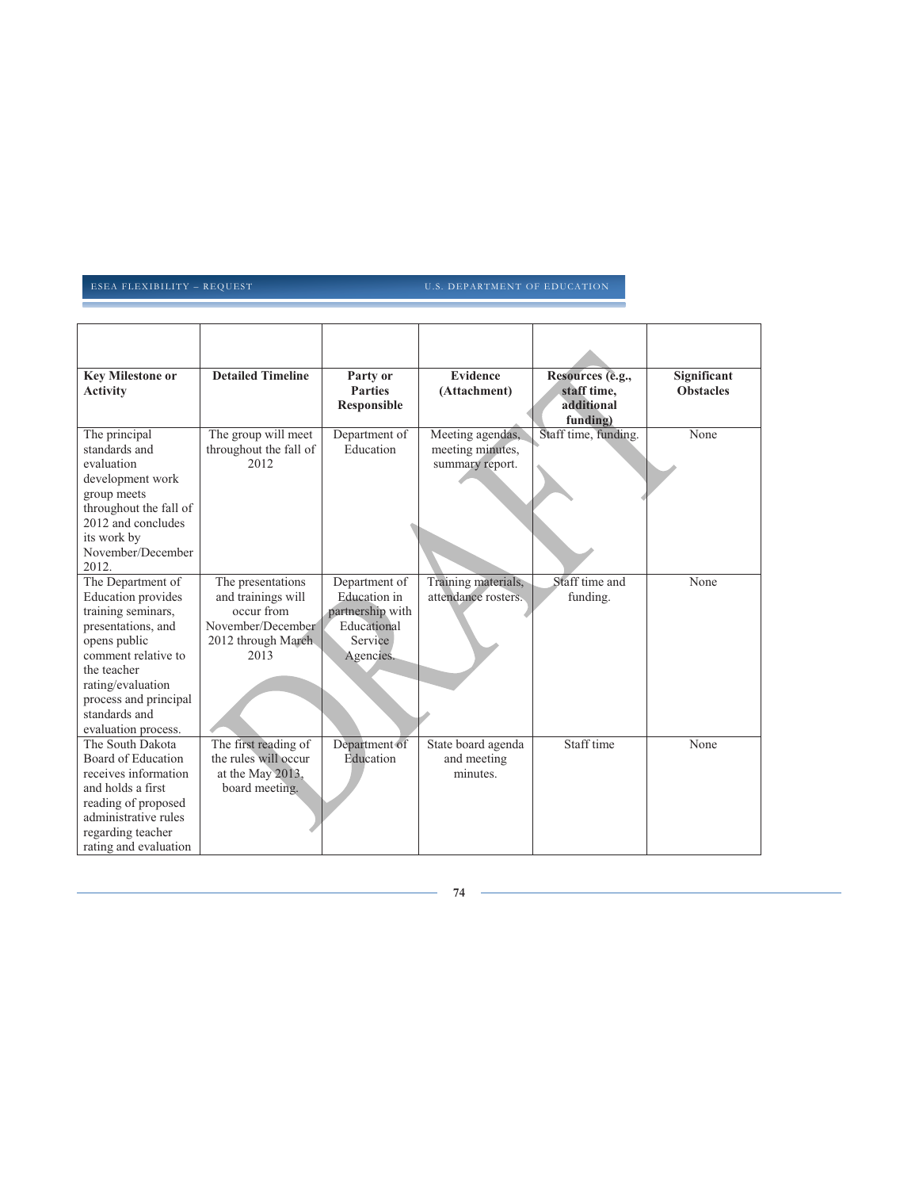| | | | | | |
|---|---|---|---|---|---|
| **Key Milestone or Activity** | **Detailed Timeline** | **Party or Parties Responsible** | **Evidence (Attachment)** | **Resources (e.g., staff time, additional funding)** | **Significant Obstacles** |
| The principal standards and evaluation development work group meets throughout the fall of 2012 and concludes its work by November/December 2012. | The group will meet throughout the fall of 2012 | Department of Education | Meeting agendas, meeting minutes, summary report. | Staff time, funding. | None |
| The Department of Education provides training seminars, presentations, and opens public comment relative to the teacher rating/evaluation process and principal standards and evaluation process. | The presentations and trainings will occur from November/December 2012 through March 2013 | Department of Education in partnership with Educational Service Agencies. | Training materials, attendance rosters. | Staff time and funding. | None |
| The South Dakota Board of Education receives information and holds a first reading of proposed administrative rules regarding teacher rating and evaluation | The first reading of the rules will occur at the May 2013, board meeting. | Department of Education | State board agenda and meeting minutes. | Staff time | None |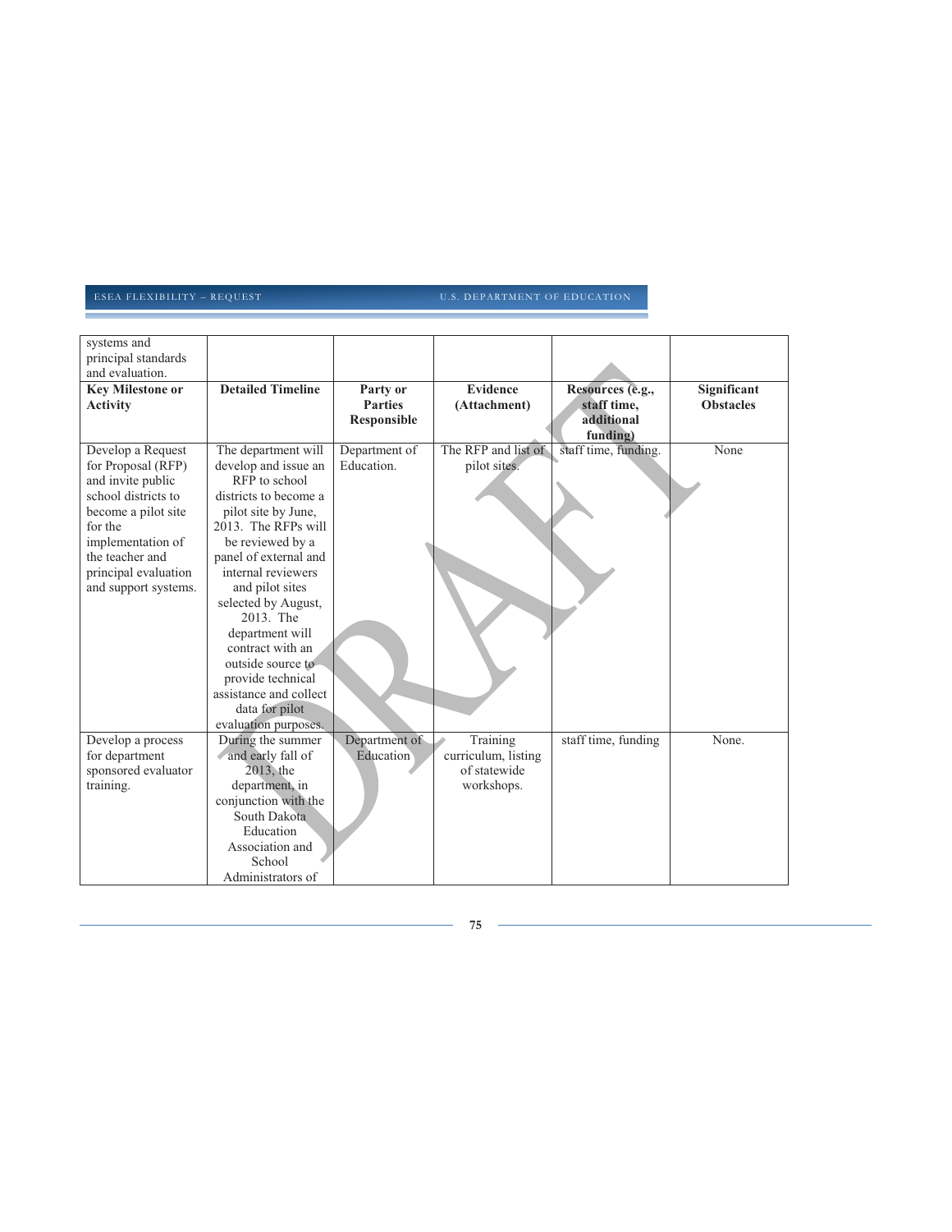| systems and principal standards and evaluation. | | | | | |
|---|---|---|---|---|---|
| **Key Milestone or Activity** | **Detailed Timeline** | **Party or Parties Responsible** | **Evidence (Attachment)** | **Resources (e.g., staff time, additional funding)** | **Significant Obstacles** |
| Develop a Request for Proposal (RFP) and invite public school districts to become a pilot site for the implementation of the teacher and principal evaluation and support systems. | The department will develop and issue an RFP to school districts to become a pilot site by June, 2013. The RFPs will be reviewed by a panel of external and internal reviewers and pilot sites selected by August, 2013. The department will contract with an outside source to provide technical assistance and collect data for pilot evaluation purposes. | Department of Education. | The RFP and list of pilot sites. | staff time, funding. | None |
| Develop a process for department sponsored evaluator training. | During the summer and early fall of 2013, the department, in conjunction with the South Dakota Education Association and School Administrators of | Department of Education | Training curriculum, listing of statewide workshops. | staff time, funding | None. |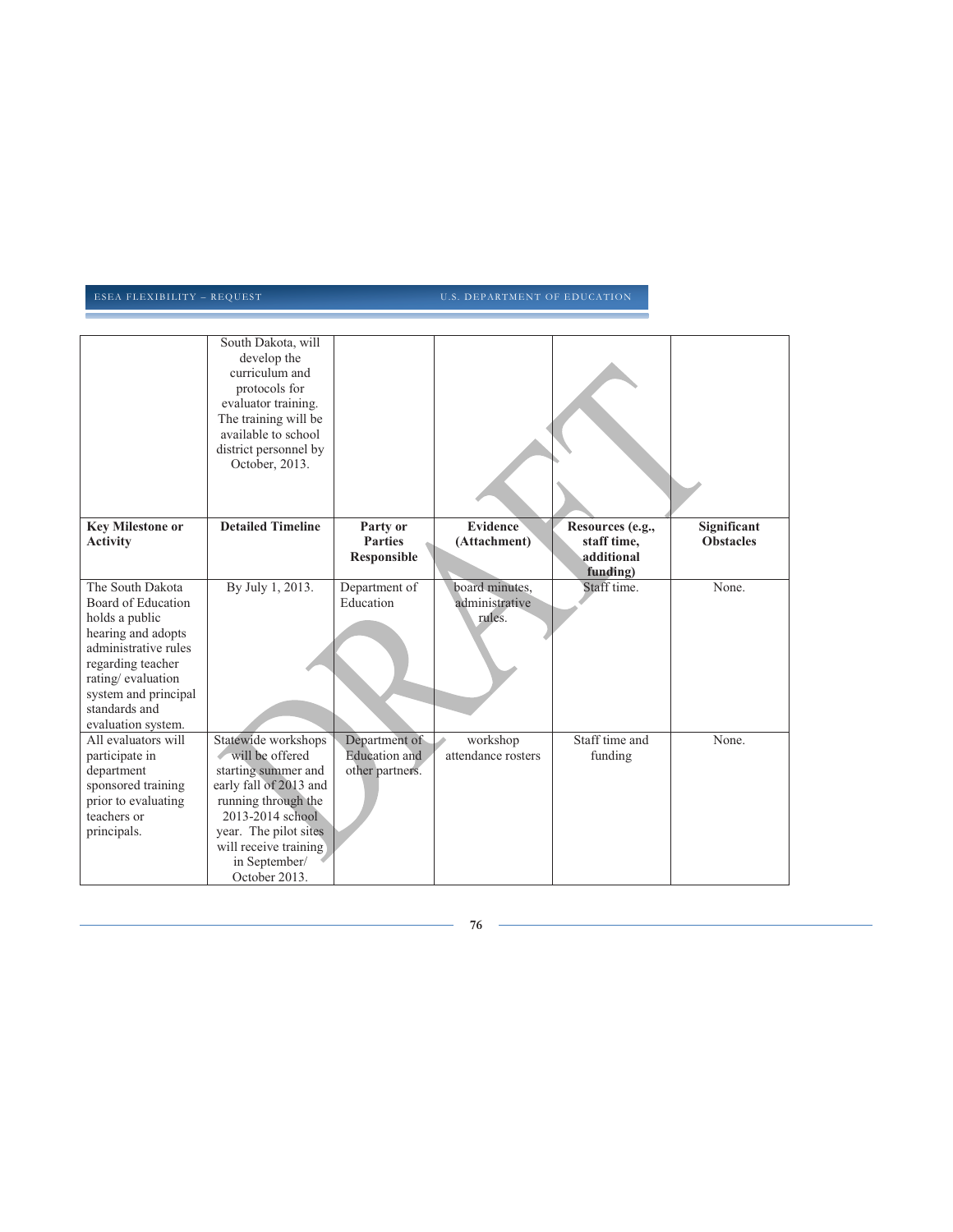| | South Dakota, will develop the curriculum and protocols for evaluator training. The training will be available to school district personnel by October, 2013. | | | | |
|---|---|---|---|---|---|
| **Key Milestone or Activity** | **Detailed Timeline** | **Party or Parties Responsible** | **Evidence (Attachment)** | **Resources (e.g., staff time, additional funding)** | **Significant Obstacles** |
| The South Dakota Board of Education holds a public hearing and adopts administrative rules regarding teacher rating/ evaluation system and principal standards and evaluation system. | By July 1, 2013. | Department of Education | board minutes, administrative rules. | Staff time. | None. |
| All evaluators will participate in department sponsored training prior to evaluating teachers or principals. | Statewide workshops will be offered starting summer and early fall of 2013 and running through the 2013-2014 school year. The pilot sites will receive training in September/ October 2013. | Department of Education and other partners. | workshop attendance rosters | Staff time and funding | None. |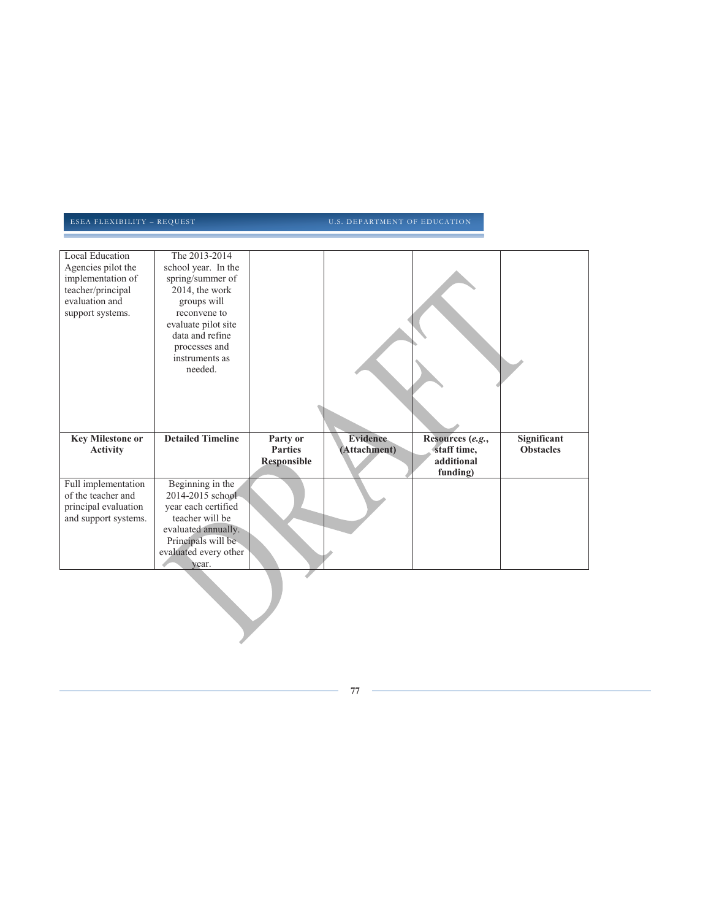| | | | | | |
|---|---|---|---|---|---|
| Local Education Agencies pilot the implementation of teacher/principal evaluation and support systems. | The 2013-2014 school year. In the spring/summer of 2014, the work groups will reconvene to evaluate pilot site data and refine processes and instruments as needed. | | | | |
| **Key Milestone or Activity** | **Detailed Timeline** | **Party or Parties Responsible** | **Evidence (Attachment)** | **Resources (*e.g.*, staff time, additional funding)** | **Significant Obstacles** |
| Full implementation of the teacher and principal evaluation and support systems. | Beginning in the 2014-2015 school year each certified teacher will be evaluated annually. Principals will be evaluated every other year. | | | | |